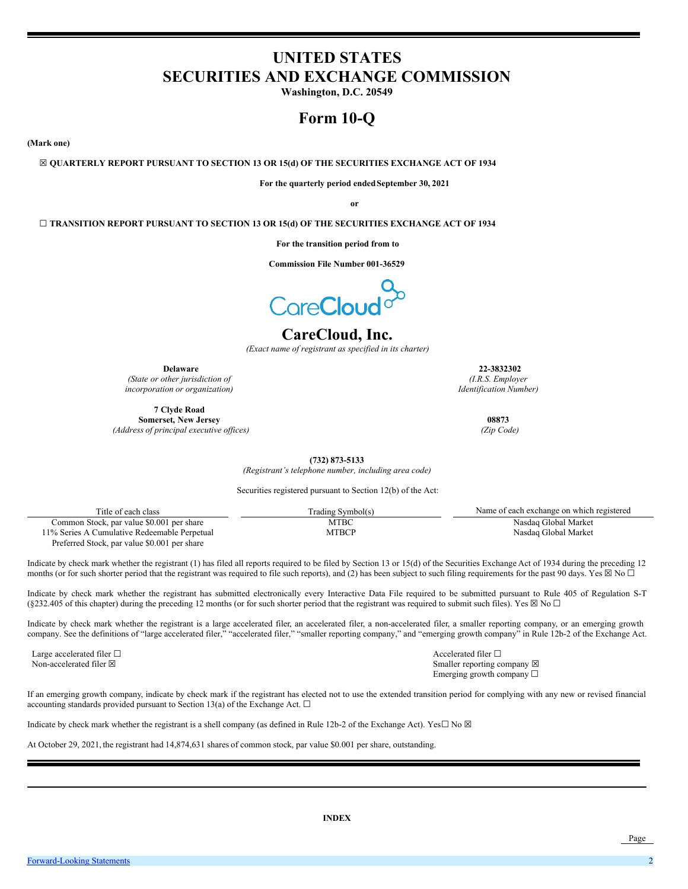# UNITED STATES
# SECURITIES AND EXCHANGE COMMISSION
**Washington, D.C. 20549**

# Form 10-Q

**(Mark one)**

☒ **QUARTERLY REPORT PURSUANT TO SECTION 13 OR 15(d) OF THE SECURITIES EXCHANGE ACT OF 1934**

**For the quarterly period ended September 30, 2021**

**or**

☐ **TRANSITION REPORT PURSUANT TO SECTION 13 OR 15(d) OF THE SECURITIES EXCHANGE ACT OF 1934**

**For the transition period from to**

**Commission File Number 001-36529**

CareCloud

# CareCloud, Inc.
*(Exact name of registrant as specified in its charter)*

**Delaware**
*(State or other jurisdiction of incorporation or organization)*

**22-3832302**
*(I.R.S. Employer Identification Number)*

**7 Clyde Road**
**Somerset, New Jersey**
*(Address of principal executive offices)*

**08873**
*(Zip Code)*

**(732) 873-5133**
*(Registrant's telephone number, including area code)*

Securities registered pursuant to Section 12(b) of the Act:

| Title of each class | Trading Symbol(s) | Name of each exchange on which registered |
| --- | --- | --- |
| Common Stock, par value $0.001 per share | MTBC | Nasdaq Global Market |
| 11% Series A Cumulative Redeemable Perpetual Preferred Stock, par value $0.001 per share | MTBCP | Nasdaq Global Market |

Indicate by check mark whether the registrant (1) has filed all reports required to be filed by Section 13 or 15(d) of the Securities Exchange Act of 1934 during the preceding 12 months (or for such shorter period that the registrant was required to file such reports), and (2) has been subject to such filing requirements for the past 90 days. Yes ☒ No ☐

Indicate by check mark whether the registrant has submitted electronically every Interactive Data File required to be submitted pursuant to Rule 405 of Regulation S-T (§232.405 of this chapter) during the preceding 12 months (or for such shorter period that the registrant was required to submit such files). Yes ☒ No ☐

Indicate by check mark whether the registrant is a large accelerated filer, an accelerated filer, a non-accelerated filer, a smaller reporting company, or an emerging growth company. See the definitions of "large accelerated filer," "accelerated filer," "smaller reporting company," and "emerging growth company" in Rule 12b-2 of the Exchange Act.

Large accelerated filer ☐
Non-accelerated filer ☒

Accelerated filer ☐
Smaller reporting company ☒
Emerging growth company ☐

If an emerging growth company, indicate by check mark if the registrant has elected not to use the extended transition period for complying with any new or revised financial accounting standards provided pursuant to Section 13(a) of the Exchange Act. ☐

Indicate by check mark whether the registrant is a shell company (as defined in Rule 12b-2 of the Exchange Act). Yes☐ No ☒

At October 29, 2021, the registrant had 14,874,631 shares of common stock, par value $0.001 per share, outstanding.

**INDEX**

| | Page |
| --- | --- |
| Forward-Looking Statements | 2 |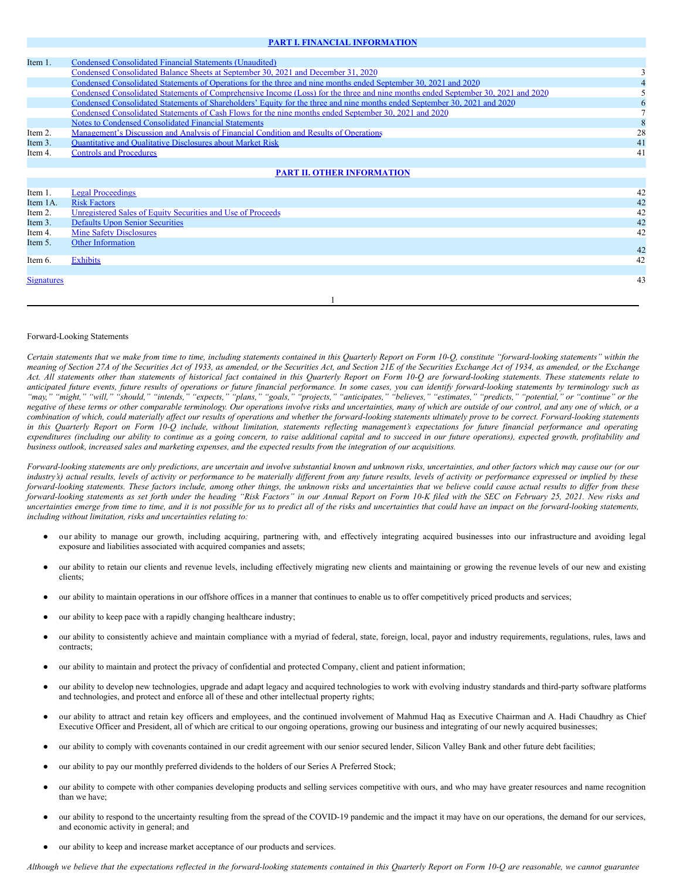## PART I. FINANCIAL INFORMATION

| | | |
|---|---|---|
| Item 1. | Condensed Consolidated Financial Statements (Unaudited) | |
| | Condensed Consolidated Balance Sheets at September 30, 2021 and December 31, 2020 | 3 |
| | Condensed Consolidated Statements of Operations for the three and nine months ended September 30, 2021 and 2020 | 4 |
| | Condensed Consolidated Statements of Comprehensive Income (Loss) for the three and nine months ended September 30, 2021 and 2020 | 5 |
| | Condensed Consolidated Statements of Shareholders' Equity for the three and nine months ended September 30, 2021 and 2020 | 6 |
| | Condensed Consolidated Statements of Cash Flows for the nine months ended September 30, 2021 and 2020 | 7 |
| | Notes to Condensed Consolidated Financial Statements | 8 |
| Item 2. | Management's Discussion and Analysis of Financial Condition and Results of Operations | 28 |
| Item 3. | Quantitative and Qualitative Disclosures about Market Risk | 41 |
| Item 4. | Controls and Procedures | 41 |

## PART II. OTHER INFORMATION

| | | |
|---|---|---|
| Item 1. | Legal Proceedings | 42 |
| Item 1A. | Risk Factors | 42 |
| Item 2. | Unregistered Sales of Equity Securities and Use of Proceeds | 42 |
| Item 3. | Defaults Upon Senior Securities | 42 |
| Item 4. | Mine Safety Disclosures | 42 |
| Item 5. | Other Information | 42 |
| Item 6. | Exhibits | 42 |
| Signatures | | 43 |

Forward-Looking Statements

*Certain statements that we make from time to time, including statements contained in this Quarterly Report on Form 10-Q, constitute "forward-looking statements" within the meaning of Section 27A of the Securities Act of 1933, as amended, or the Securities Act, and Section 21E of the Securities Exchange Act of 1934, as amended, or the Exchange Act. All statements other than statements of historical fact contained in this Quarterly Report on Form 10-Q are forward-looking statements. These statements relate to anticipated future events, future results of operations or future financial performance. In some cases, you can identify forward-looking statements by terminology such as "may," "might," "will," "should," "intends," "expects," "plans," "goals," "projects," "anticipates," "believes," "estimates," "predicts," "potential," or "continue" or the negative of these terms or other comparable terminology. Our operations involve risks and uncertainties, many of which are outside of our control, and any one of which, or a combination of which, could materially affect our results of operations and whether the forward-looking statements ultimately prove to be correct. Forward-looking statements in this Quarterly Report on Form 10-Q include, without limitation, statements reflecting management's expectations for future financial performance and operating expenditures (including our ability to continue as a going concern, to raise additional capital and to succeed in our future operations), expected growth, profitability and business outlook, increased sales and marketing expenses, and the expected results from the integration of our acquisitions.*

*Forward-looking statements are only predictions, are uncertain and involve substantial known and unknown risks, uncertainties, and other factors which may cause our (or our industry's) actual results, levels of activity or performance to be materially different from any future results, levels of activity or performance expressed or implied by these forward-looking statements. These factors include, among other things, the unknown risks and uncertainties that we believe could cause actual results to differ from these forward-looking statements as set forth under the heading "Risk Factors" in our Annual Report on Form 10-K filed with the SEC on February 25, 2021. New risks and uncertainties emerge from time to time, and it is not possible for us to predict all of the risks and uncertainties that could have an impact on the forward-looking statements, including without limitation, risks and uncertainties relating to:*

- our ability to manage our growth, including acquiring, partnering with, and effectively integrating acquired businesses into our infrastructure and avoiding legal exposure and liabilities associated with acquired companies and assets;
- our ability to retain our clients and revenue levels, including effectively migrating new clients and maintaining or growing the revenue levels of our new and existing clients;
- our ability to maintain operations in our offshore offices in a manner that continues to enable us to offer competitively priced products and services;
- our ability to keep pace with a rapidly changing healthcare industry;
- our ability to consistently achieve and maintain compliance with a myriad of federal, state, foreign, local, payor and industry requirements, regulations, rules, laws and contracts;
- our ability to maintain and protect the privacy of confidential and protected Company, client and patient information;
- our ability to develop new technologies, upgrade and adapt legacy and acquired technologies to work with evolving industry standards and third-party software platforms and technologies, and protect and enforce all of these and other intellectual property rights;
- our ability to attract and retain key officers and employees, and the continued involvement of Mahmud Haq as Executive Chairman and A. Hadi Chaudhry as Chief Executive Officer and President, all of which are critical to our ongoing operations, growing our business and integrating of our newly acquired businesses;
- our ability to comply with covenants contained in our credit agreement with our senior secured lender, Silicon Valley Bank and other future debt facilities;
- our ability to pay our monthly preferred dividends to the holders of our Series A Preferred Stock;
- our ability to compete with other companies developing products and selling services competitive with ours, and who may have greater resources and name recognition than we have;
- our ability to respond to the uncertainty resulting from the spread of the COVID-19 pandemic and the impact it may have on our operations, the demand for our services, and economic activity in general; and
- our ability to keep and increase market acceptance of our products and services.

*Although we believe that the expectations reflected in the forward-looking statements contained in this Quarterly Report on Form 10-Q are reasonable, we cannot guarantee*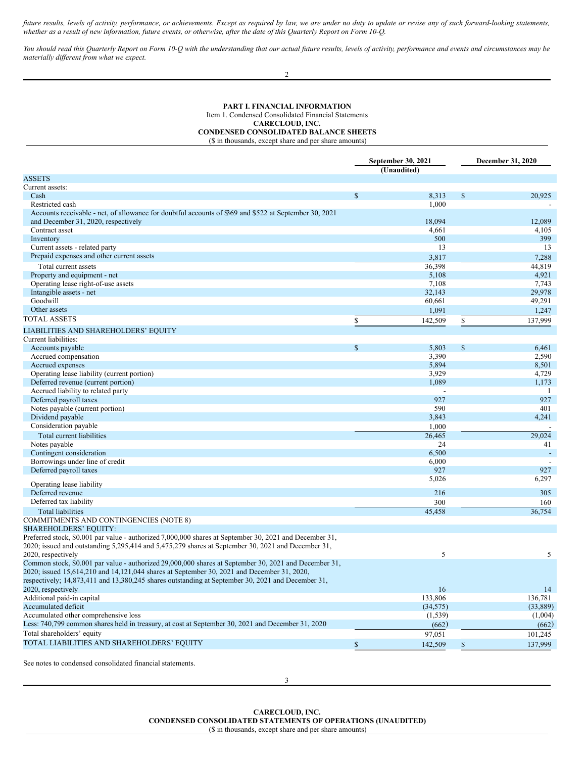*future results, levels of activity, performance, or achievements. Except as required by law, we are under no duty to update or revise any of such forward-looking statements, whether as a result of new information, future events, or otherwise, after the date of this Quarterly Report on Form 10-Q.*

*You should read this Quarterly Report on Form 10-Q with the understanding that our actual future results, levels of activity, performance and events and circumstances may be materially different from what we expect.*

# PART I. FINANCIAL INFORMATION

Item 1. Condensed Consolidated Financial Statements

**CARECLOUD, INC.**

**CONDENSED CONSOLIDATED BALANCE SHEETS**

($ in thousands, except share and per share amounts)

| | September 30, 2021 (Unaudited) | December 31, 2020 |
|---|---|---|
| ASSETS | | |
| Current assets: | | |
| Cash | $ 8,313 | $ 20,925 |
| Restricted cash | 1,000 | - |
| Accounts receivable - net, of allowance for doubtful accounts of $369 and $522 at September 30, 2021 and December 31, 2020, respectively | 18,094 | 12,089 |
| Contract asset | 4,661 | 4,105 |
| Inventory | 500 | 399 |
| Current assets - related party | 13 | 13 |
| Prepaid expenses and other current assets | 3,817 | 7,288 |
| Total current assets | 36,398 | 44,819 |
| Property and equipment - net | 5,108 | 4,921 |
| Operating lease right-of-use assets | 7,108 | 7,743 |
| Intangible assets - net | 32,143 | 29,978 |
| Goodwill | 60,661 | 49,291 |
| Other assets | 1,091 | 1,247 |
| TOTAL ASSETS | $ 142,509 | $ 137,999 |
| LIABILITIES AND SHAREHOLDERS' EQUITY | | |
| Current liabilities: | | |
| Accounts payable | $ 5,803 | $ 6,461 |
| Accrued compensation | 3,390 | 2,590 |
| Accrued expenses | 5,894 | 8,501 |
| Operating lease liability (current portion) | 3,929 | 4,729 |
| Deferred revenue (current portion) | 1,089 | 1,173 |
| Accrued liability to related party | - | 1 |
| Deferred payroll taxes | 927 | 927 |
| Notes payable (current portion) | 590 | 401 |
| Dividend payable | 3,843 | 4,241 |
| Consideration payable | 1,000 | - |
| Total current liabilities | 26,465 | 29,024 |
| Notes payable | 24 | 41 |
| Contingent consideration | 6,500 | - |
| Borrowings under line of credit | 6,000 | - |
| Deferred payroll taxes | 927 | 927 |
| Operating lease liability | 5,026 | 6,297 |
| Deferred revenue | 216 | 305 |
| Deferred tax liability | 300 | 160 |
| Total liabilities | 45,458 | 36,754 |
| COMMITMENTS AND CONTINGENCIES (NOTE 8) | | |
| SHAREHOLDERS' EQUITY: | | |
| Preferred stock, $0.001 par value - authorized 7,000,000 shares at September 30, 2021 and December 31, 2020; issued and outstanding 5,295,414 and 5,475,279 shares at September 30, 2021 and December 31, 2020, respectively | 5 | 5 |
| Common stock, $0.001 par value - authorized 29,000,000 shares at September 30, 2021 and December 31, 2020; issued 15,614,210 and 14,121,044 shares at September 30, 2021 and December 31, 2020, respectively; 14,873,411 and 13,380,245 shares outstanding at September 30, 2021 and December 31, 2020, respectively | 16 | 14 |
| Additional paid-in capital | 133,806 | 136,781 |
| Accumulated deficit | (34,575) | (33,889) |
| Accumulated other comprehensive loss | (1,539) | (1,004) |
| Less: 740,799 common shares held in treasury, at cost at September 30, 2021 and December 31, 2020 | (662) | (662) |
| Total shareholders' equity | 97,051 | 101,245 |
| TOTAL LIABILITIES AND SHAREHOLDERS' EQUITY | $ 142,509 | $ 137,999 |

See notes to condensed consolidated financial statements.

**CARECLOUD, INC.**

**CONDENSED CONSOLIDATED STATEMENTS OF OPERATIONS (UNAUDITED)**

($ in thousands, except share and per share amounts)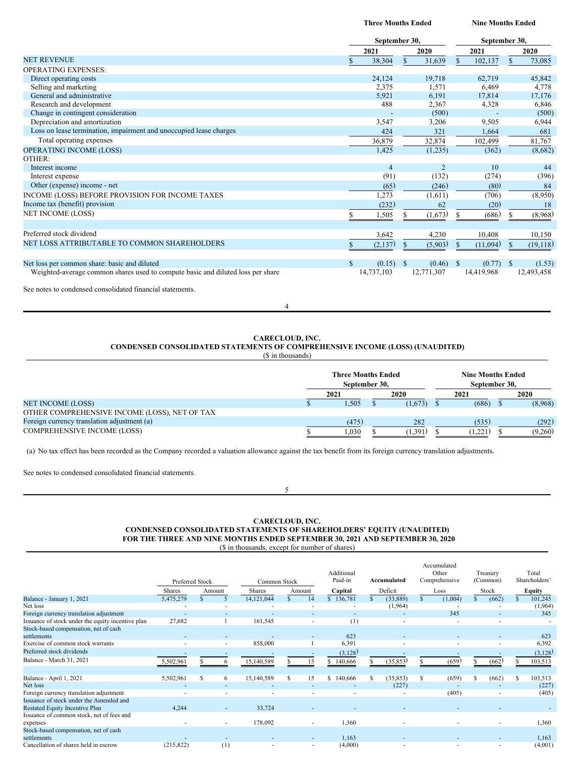|  | Three Months Ended September 30, |  | Nine Months Ended September 30, |  |
|---|---|---|---|---|
|  | 2021 | 2020 | 2021 | 2020 |
| NET REVENUE | $ 38,304 | $ 31,639 | $ 102,137 | $ 73,085 |
| OPERATING EXPENSES: |  |  |  |  |
| Direct operating costs | 24,124 | 19,718 | 62,719 | 45,842 |
| Selling and marketing | 2,375 | 1,571 | 6,469 | 4,778 |
| General and administrative | 5,921 | 6,191 | 17,814 | 17,176 |
| Research and development | 488 | 2,367 | 4,328 | 6,846 |
| Change in contingent consideration | - | (500) | - | (500) |
| Depreciation and amortization | 3,547 | 3,206 | 9,505 | 6,944 |
| Loss on lease termination, impairment and unoccupied lease charges | 424 | 321 | 1,664 | 681 |
| Total operating expenses | 36,879 | 32,874 | 102,499 | 81,767 |
| OPERATING INCOME (LOSS) | 1,425 | (1,235) | (362) | (8,682) |
| OTHER: |  |  |  |  |
| Interest income | 4 | 2 | 10 | 44 |
| Interest expense | (91) | (132) | (274) | (396) |
| Other (expense) income - net | (65) | (246) | (80) | 84 |
| INCOME (LOSS) BEFORE PROVISION FOR INCOME TAXES | 1,273 | (1,611) | (706) | (8,950) |
| Income tax (benefit) provision | (232) | 62 | (20) | 18 |
| NET INCOME (LOSS) | $ 1,505 | $ (1,673) | $ (686) | $ (8,968) |
|  |  |  |  |  |
| Preferred stock dividend | 3,642 | 4,230 | 10,408 | 10,150 |
| NET LOSS ATTRIBUTABLE TO COMMON SHAREHOLDERS | $ (2,137) | $ (5,903) | $ (11,094) | $ (19,118) |
|  |  |  |  |  |
| Net loss per common share: basic and diluted | $ (0.15) | $ (0.46) | $ (0.77) | $ (1.53) |
| Weighted-average common shares used to compute basic and diluted loss per share | 14,737,103 | 12,771,307 | 14,419,968 | 12,493,458 |

See notes to condensed consolidated financial statements.

**CARECLOUD, INC.**
**CONDENSED CONSOLIDATED STATEMENTS OF COMPREHENSIVE INCOME (LOSS) (UNAUDITED)**
($ in thousands)

|  | Three Months Ended September 30, |  | Nine Months Ended September 30, |  |
|---|---|---|---|---|
|  | 2021 | 2020 | 2021 | 2020 |
| NET INCOME (LOSS) | $ 1,505 | $ (1,673) | $ (686) | $ (8,968) |
| OTHER COMPREHENSIVE INCOME (LOSS), NET OF TAX |  |  |  |  |
| Foreign currency translation adjustment (a) | (475) | 282 | (535) | (292) |
| COMPREHENSIVE INCOME (LOSS) | $ 1,030 | $ (1,391) | $ (1,221) | $ (9,260) |

(a) No tax effect has been recorded as the Company recorded a valuation allowance against the tax benefit from its foreign currency translation adjustments.

See notes to condensed consolidated financial statements.

**CARECLOUD, INC.**
**CONDENSED CONSOLIDATED STATEMENTS OF SHAREHOLDERS' EQUITY (UNAUDITED)**
**FOR THE THREE AND NINE MONTHS ENDED SEPTEMBER 30, 2021 AND SEPTEMBER 30, 2020**
($ in thousands, except for number of shares)

|  | Preferred Stock |  | Common Stock |  | Additional Paid-in | Accumulated | Accumulated Other Comprehensive | Treasury (Common) | Total Shareholders' |
|---|---|---|---|---|---|---|---|---|---|
|  | Shares | Amount | Shares | Amount | Capital | Deficit | Loss | Stock | Equity |
| Balance - January 1, 2021 | 5,475,279 | $ 5 | 14,121,044 | $ 14 | $ 136,781 | $ (33,889) | $ (1,004) | $ (662) | $ 101,245 |
| Net loss | - | - | - | - | - | (1,964) | - | - | (1,964) |
| Foreign currency translation adjustment | - | - | - | - | - | - | 345 | - | 345 |
| Issuance of stock under the equity incentive plan | 27,682 | 1 | 161,545 | - | (1) | - | - | - | - |
| Stock-based compensation, net of cash settlements | - | - | - | - | 623 | - | - | - | 623 |
| Exercise of common stock warrants | - | - | 858,000 | 1 | 6,391 | - | - | - | 6,392 |
| Preferred stock dividends | - | - | - | - | (3,128) | - | - | - | (3,128) |
| Balance - March 31, 2021 | 5,502,961 | $ 6 | 15,140,589 | $ 15 | $ 140,666 | $ (35,853) | $ (659) | $ (662) | $ 103,513 |
|  |  |  |  |  |  |  |  |  |  |
| Balance - April 1, 2021 | 5,502,961 | $ 6 | 15,140,589 | $ 15 | $ 140,666 | $ (35,853) | $ (659) | $ (662) | $ 103,513 |
| Net loss | - | - | - | - | - | (227) | - | - | (227) |
| Foreign currency translation adjustment | - | - | - | - | - | - | (405) | - | (405) |
| Issuance of stock under the Amended and Restated Equity Incentive Plan | 4,244 | - | 33,724 | - | - | - | - | - | - |
| Issuance of common stock, net of fees and expenses | - | - | 178,092 | - | 1,360 | - | - | - | 1,360 |
| Stock-based compensation, net of cash settlements | - | - | - | - | 1,163 | - | - | - | 1,163 |
| Cancellation of shares held in escrow | (215,822) | (1) | - | - | (4,000) | - | - | - | (4,001) |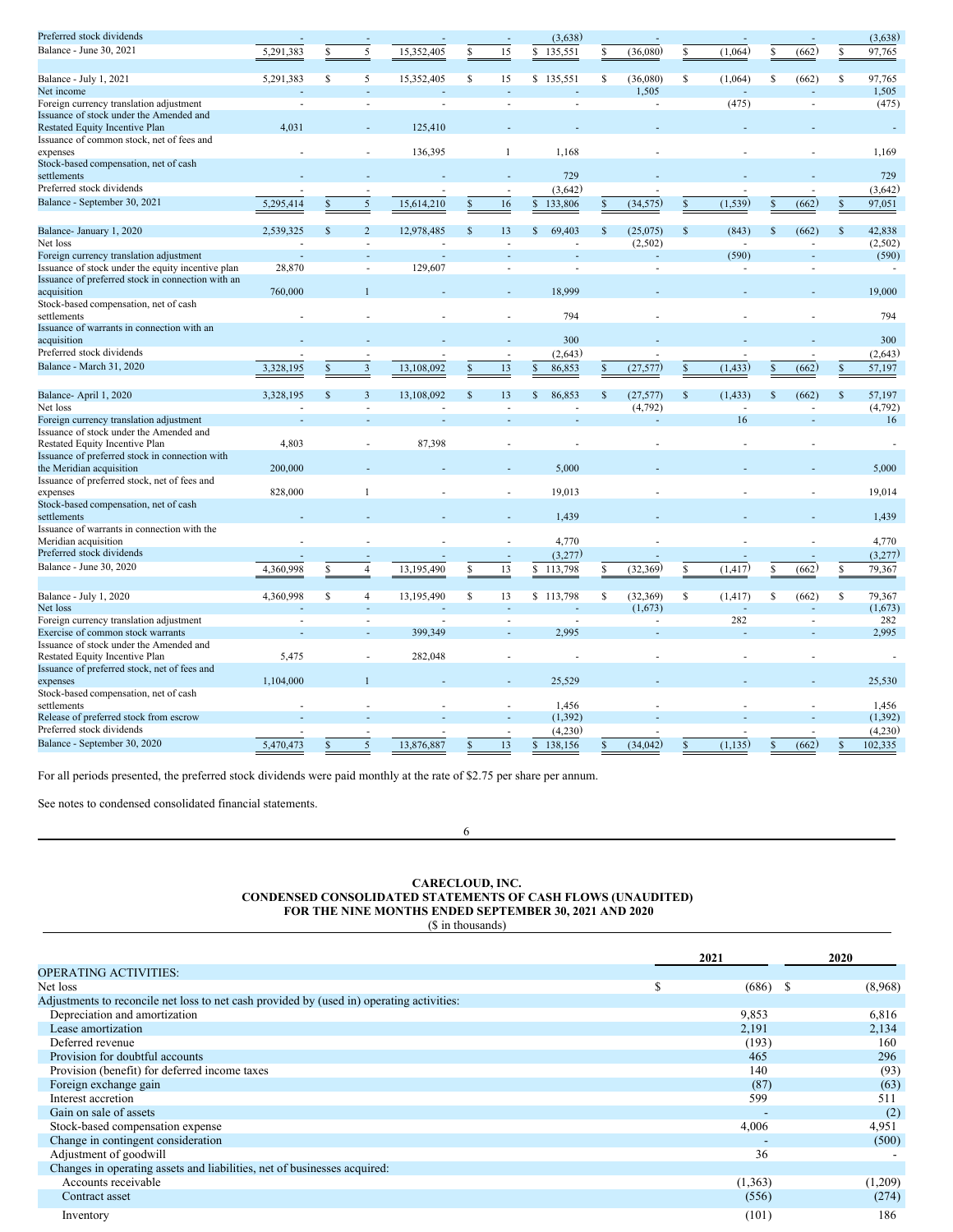| | Preferred Stock Shares | Preferred Stock Amount | Common Stock Shares | Common Stock Amount | Additional Paid-In Capital | Accumulated Deficit | Accumulated Other Comprehensive Loss | Treasury Stock | Total Shareholders' Equity |
|---|---|---|---|---|---|---|---|---|---|
| Preferred stock dividends | - | - | - | - | (3,638) | - | - | - | (3,638) |
| Balance - June 30, 2021 | 5,291,383 | $ 5 | 15,352,405 | $ 15 | $ 135,551 | $ (36,080) | $ (1,064) | $ (662) | $ 97,765 |
| | | | | | | | | | |
| Balance - July 1, 2021 | 5,291,383 | $ 5 | 15,352,405 | $ 15 | $ 135,551 | $ (36,080) | $ (1,064) | $ (662) | $ 97,765 |
| Net income | - | - | - | - | - | 1,505 | - | - | 1,505 |
| Foreign currency translation adjustment | - | - | - | - | - | - | (475) | - | (475) |
| Issuance of stock under the Amended and Restated Equity Incentive Plan | 4,031 | - | 125,410 | - | - | - | - | - | - |
| Issuance of common stock, net of fees and expenses | - | - | 136,395 | 1 | 1,168 | - | - | - | 1,169 |
| Stock-based compensation, net of cash settlements | - | - | - | - | 729 | - | - | - | 729 |
| Preferred stock dividends | - | - | - | - | (3,642) | - | - | - | (3,642) |
| Balance - September 30, 2021 | 5,295,414 | $ 5 | 15,614,210 | $ 16 | $ 133,806 | $ (34,575) | $ (1,539) | $ (662) | $ 97,051 |
| | | | | | | | | | |
| Balance- January 1, 2020 | 2,539,325 | $ 2 | 12,978,485 | $ 13 | $ 69,403 | $ (25,075) | $ (843) | $ (662) | $ 42,838 |
| Net loss | - | - | - | - | - | (2,502) | - | - | (2,502) |
| Foreign currency translation adjustment | - | - | - | - | - | - | (590) | - | (590) |
| Issuance of stock under the equity incentive plan | 28,870 | - | 129,607 | - | - | - | - | - | - |
| Issuance of preferred stock in connection with an acquisition | 760,000 | 1 | - | - | 18,999 | - | - | - | 19,000 |
| Stock-based compensation, net of cash settlements | - | - | - | - | 794 | - | - | - | 794 |
| Issuance of warrants in connection with an acquisition | - | - | - | - | 300 | - | - | - | 300 |
| Preferred stock dividends | - | - | - | - | (2,643) | - | - | - | (2,643) |
| Balance - March 31, 2020 | 3,328,195 | $ 3 | 13,108,092 | $ 13 | $ 86,853 | $ (27,577) | $ (1,433) | $ (662) | $ 57,197 |
| | | | | | | | | | |
| Balance- April 1, 2020 | 3,328,195 | $ 3 | 13,108,092 | $ 13 | $ 86,853 | $ (27,577) | $ (1,433) | $ (662) | $ 57,197 |
| Net loss | - | - | - | - | - | (4,792) | - | - | (4,792) |
| Foreign currency translation adjustment | - | - | - | - | - | - | 16 | - | 16 |
| Issuance of stock under the Amended and Restated Equity Incentive Plan | 4,803 | - | 87,398 | - | - | - | - | - | - |
| Issuance of preferred stock in connection with the Meridian acquisition | 200,000 | - | - | - | 5,000 | - | - | - | 5,000 |
| Issuance of preferred stock, net of fees and expenses | 828,000 | 1 | - | - | 19,013 | - | - | - | 19,014 |
| Stock-based compensation, net of cash settlements | - | - | - | - | 1,439 | - | - | - | 1,439 |
| Issuance of warrants in connection with the Meridian acquisition | - | - | - | - | 4,770 | - | - | - | 4,770 |
| Preferred stock dividends | - | - | - | - | (3,277) | - | - | - | (3,277) |
| Balance - June 30, 2020 | 4,360,998 | $ 4 | 13,195,490 | $ 13 | $ 113,798 | $ (32,369) | $ (1,417) | $ (662) | $ 79,367 |
| | | | | | | | | | |
| Balance - July 1, 2020 | 4,360,998 | $ 4 | 13,195,490 | $ 13 | $ 113,798 | $ (32,369) | $ (1,417) | $ (662) | $ 79,367 |
| Net loss | - | - | - | - | - | (1,673) | - | - | (1,673) |
| Foreign currency translation adjustment | - | - | - | - | - | - | 282 | - | 282 |
| Exercise of common stock warrants | - | - | 399,349 | - | 2,995 | - | - | - | 2,995 |
| Issuance of stock under the Amended and Restated Equity Incentive Plan | 5,475 | - | 282,048 | - | - | - | - | - | - |
| Issuance of preferred stock, net of fees and expenses | 1,104,000 | 1 | - | - | 25,529 | - | - | - | 25,530 |
| Stock-based compensation, net of cash settlements | - | - | - | - | 1,456 | - | - | - | 1,456 |
| Release of preferred stock from escrow | - | - | - | - | (1,392) | - | - | - | (1,392) |
| Preferred stock dividends | - | - | - | - | (4,230) | - | - | - | (4,230) |
| Balance - September 30, 2020 | 5,470,473 | $ 5 | 13,876,887 | $ 13 | $ 138,156 | $ (34,042) | $ (1,135) | $ (662) | $ 102,335 |

For all periods presented, the preferred stock dividends were paid monthly at the rate of $2.75 per share per annum.

See notes to condensed consolidated financial statements.

**CARECLOUD, INC.**
**CONDENSED CONSOLIDATED STATEMENTS OF CASH FLOWS (UNAUDITED)**
**FOR THE NINE MONTHS ENDED SEPTEMBER 30, 2021 AND 2020**
($ in thousands)

| | 2021 | 2020 |
|---|---|---|
| OPERATING ACTIVITIES: | | |
| Net loss | $ (686) | $ (8,968) |
| Adjustments to reconcile net loss to net cash provided by (used in) operating activities: | | |
| Depreciation and amortization | 9,853 | 6,816 |
| Lease amortization | 2,191 | 2,134 |
| Deferred revenue | (193) | 160 |
| Provision for doubtful accounts | 465 | 296 |
| Provision (benefit) for deferred income taxes | 140 | (93) |
| Foreign exchange gain | (87) | (63) |
| Interest accretion | 599 | 511 |
| Gain on sale of assets | - | (2) |
| Stock-based compensation expense | 4,006 | 4,951 |
| Change in contingent consideration | - | (500) |
| Adjustment of goodwill | 36 | - |
| Changes in operating assets and liabilities, net of businesses acquired: | | |
| Accounts receivable | (1,363) | (1,209) |
| Contract asset | (556) | (274) |
| Inventory | (101) | 186 |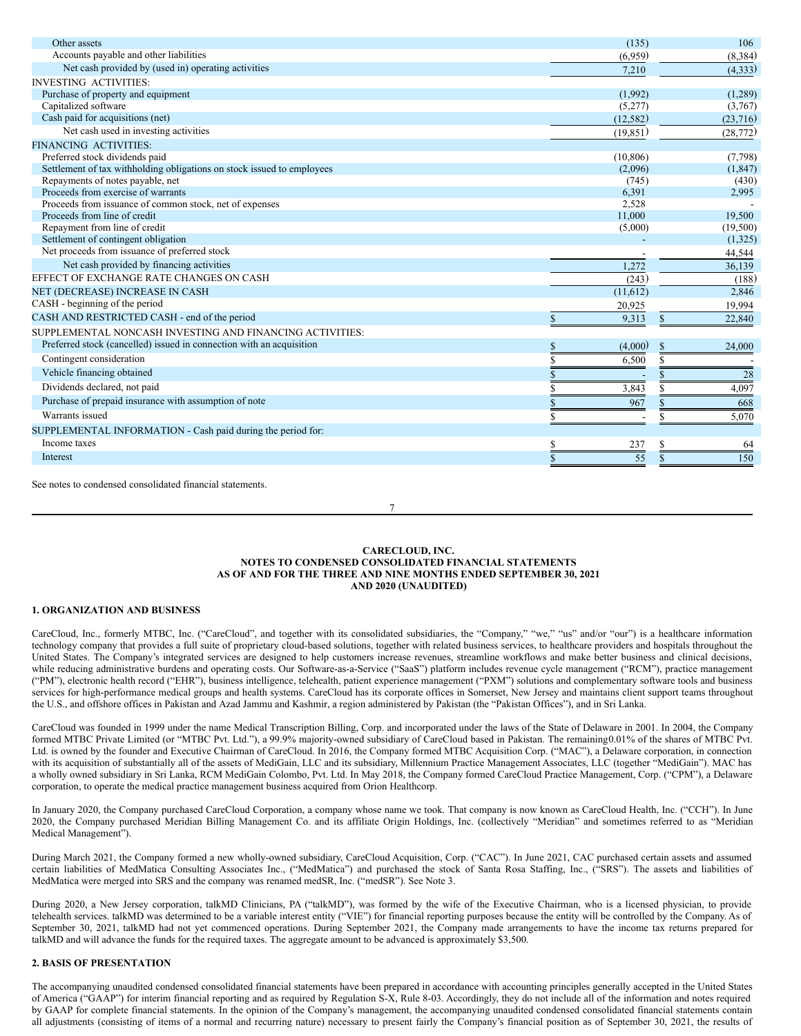| | | |
|---|---|---|
| Other assets | (135) | 106 |
| Accounts payable and other liabilities | (6,959) | (8,384) |
| Net cash provided by (used in) operating activities | 7,210 | (4,333) |
| INVESTING ACTIVITIES: | | |
| Purchase of property and equipment | (1,992) | (1,289) |
| Capitalized software | (5,277) | (3,767) |
| Cash paid for acquisitions (net) | (12,582) | (23,716) |
| Net cash used in investing activities | (19,851) | (28,772) |
| FINANCING ACTIVITIES: | | |
| Preferred stock dividends paid | (10,806) | (7,798) |
| Settlement of tax withholding obligations on stock issued to employees | (2,096) | (1,847) |
| Repayments of notes payable, net | (745) | (430) |
| Proceeds from exercise of warrants | 6,391 | 2,995 |
| Proceeds from issuance of common stock, net of expenses | 2,528 | - |
| Proceeds from line of credit | 11,000 | 19,500 |
| Repayment from line of credit | (5,000) | (19,500) |
| Settlement of contingent obligation | - | (1,325) |
| Net proceeds from issuance of preferred stock | - | 44,544 |
| Net cash provided by financing activities | 1,272 | 36,139 |
| EFFECT OF EXCHANGE RATE CHANGES ON CASH | (243) | (188) |
| NET (DECREASE) INCREASE IN CASH | (11,612) | 2,846 |
| CASH - beginning of the period | 20,925 | 19,994 |
| CASH AND RESTRICTED CASH - end of the period | $ 9,313 | $ 22,840 |
| SUPPLEMENTAL NONCASH INVESTING AND FINANCING ACTIVITIES: | | |
| Preferred stock (cancelled) issued in connection with an acquisition | $ (4,000) | $ 24,000 |
| Contingent consideration | $ 6,500 | $ - |
| Vehicle financing obtained | $ - | $ 28 |
| Dividends declared, not paid | $ 3,843 | $ 4,097 |
| Purchase of prepaid insurance with assumption of note | $ 967 | $ 668 |
| Warrants issued | $ - | $ 5,070 |
| SUPPLEMENTAL INFORMATION - Cash paid during the period for: | | |
| Income taxes | $ 237 | $ 64 |
| Interest | $ 55 | $ 150 |

See notes to condensed consolidated financial statements.

**CARECLOUD, INC.**
**NOTES TO CONDENSED CONSOLIDATED FINANCIAL STATEMENTS**
**AS OF AND FOR THE THREE AND NINE MONTHS ENDED SEPTEMBER 30, 2021**
**AND 2020 (UNAUDITED)**

## 1. ORGANIZATION AND BUSINESS

CareCloud, Inc., formerly MTBC, Inc. ("CareCloud", and together with its consolidated subsidiaries, the "Company," "we," "us" and/or "our") is a healthcare information technology company that provides a full suite of proprietary cloud-based solutions, together with related business services, to healthcare providers and hospitals throughout the United States. The Company's integrated services are designed to help customers increase revenues, streamline workflows and make better business and clinical decisions, while reducing administrative burdens and operating costs. Our Software-as-a-Service ("SaaS") platform includes revenue cycle management ("RCM"), practice management ("PM"), electronic health record ("EHR"), business intelligence, telehealth, patient experience management ("PXM") solutions and complementary software tools and business services for high-performance medical groups and health systems. CareCloud has its corporate offices in Somerset, New Jersey and maintains client support teams throughout the U.S., and offshore offices in Pakistan and Azad Jammu and Kashmir, a region administered by Pakistan (the "Pakistan Offices"), and in Sri Lanka.

CareCloud was founded in 1999 under the name Medical Transcription Billing, Corp. and incorporated under the laws of the State of Delaware in 2001. In 2004, the Company formed MTBC Private Limited (or "MTBC Pvt. Ltd."), a 99.9% majority-owned subsidiary of CareCloud based in Pakistan. The remaining0.01% of the shares of MTBC Pvt. Ltd. is owned by the founder and Executive Chairman of CareCloud. In 2016, the Company formed MTBC Acquisition Corp. ("MAC"), a Delaware corporation, in connection with its acquisition of substantially all of the assets of MediGain, LLC and its subsidiary, Millennium Practice Management Associates, LLC (together "MediGain"). MAC has a wholly owned subsidiary in Sri Lanka, RCM MediGain Colombo, Pvt. Ltd. In May 2018, the Company formed CareCloud Practice Management, Corp. ("CPM"), a Delaware corporation, to operate the medical practice management business acquired from Orion Healthcorp.

In January 2020, the Company purchased CareCloud Corporation, a company whose name we took. That company is now known as CareCloud Health, Inc. ("CCH"). In June 2020, the Company purchased Meridian Billing Management Co. and its affiliate Origin Holdings, Inc. (collectively "Meridian" and sometimes referred to as "Meridian Medical Management").

During March 2021, the Company formed a new wholly-owned subsidiary, CareCloud Acquisition, Corp. ("CAC"). In June 2021, CAC purchased certain assets and assumed certain liabilities of MedMatica Consulting Associates Inc., ("MedMatica") and purchased the stock of Santa Rosa Staffing, Inc., ("SRS"). The assets and liabilities of MedMatica were merged into SRS and the company was renamed medSR, Inc. ("medSR"). See Note 3.

During 2020, a New Jersey corporation, talkMD Clinicians, PA ("talkMD"), was formed by the wife of the Executive Chairman, who is a licensed physician, to provide telehealth services. talkMD was determined to be a variable interest entity ("VIE") for financial reporting purposes because the entity will be controlled by the Company. As of September 30, 2021, talkMD had not yet commenced operations. During September 2021, the Company made arrangements to have the income tax returns prepared for talkMD and will advance the funds for the required taxes. The aggregate amount to be advanced is approximately $3,500.

## 2. BASIS OF PRESENTATION

The accompanying unaudited condensed consolidated financial statements have been prepared in accordance with accounting principles generally accepted in the United States of America ("GAAP") for interim financial reporting and as required by Regulation S-X, Rule 8-03. Accordingly, they do not include all of the information and notes required by GAAP for complete financial statements. In the opinion of the Company's management, the accompanying unaudited condensed consolidated financial statements contain all adjustments (consisting of items of a normal and recurring nature) necessary to present fairly the Company's financial position as of September 30, 2021, the results of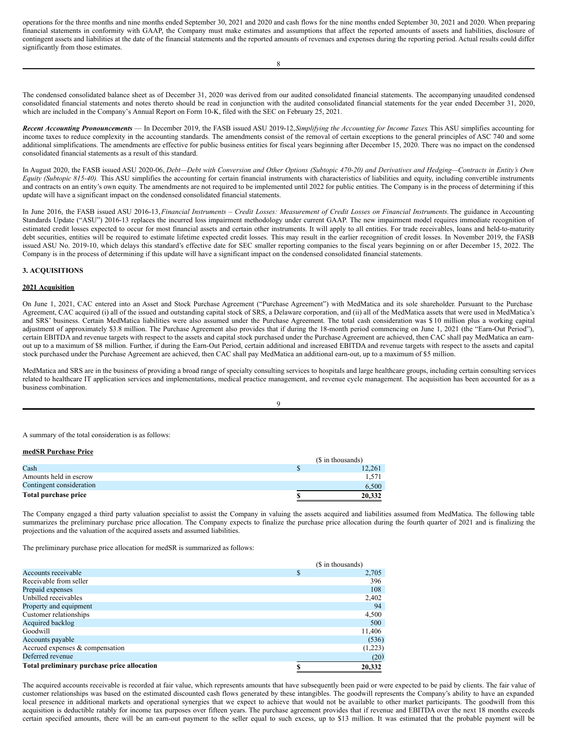operations for the three months and nine months ended September 30, 2021 and 2020 and cash flows for the nine months ended September 30, 2021 and 2020. When preparing financial statements in conformity with GAAP, the Company must make estimates and assumptions that affect the reported amounts of assets and liabilities, disclosure of contingent assets and liabilities at the date of the financial statements and the reported amounts of revenues and expenses during the reporting period. Actual results could differ significantly from those estimates.

The condensed consolidated balance sheet as of December 31, 2020 was derived from our audited consolidated financial statements. The accompanying unaudited condensed consolidated financial statements and notes thereto should be read in conjunction with the audited consolidated financial statements for the year ended December 31, 2020, which are included in the Company's Annual Report on Form 10-K, filed with the SEC on February 25, 2021.

***Recent Accounting Pronouncements*** — In December 2019, the FASB issued ASU 2019-12, *Simplifying the Accounting for Income Taxes*. This ASU simplifies accounting for income taxes to reduce complexity in the accounting standards. The amendments consist of the removal of certain exceptions to the general principles of ASC 740 and some additional simplifications. The amendments are effective for public business entities for fiscal years beginning after December 15, 2020. There was no impact on the condensed consolidated financial statements as a result of this standard.

In August 2020, the FASB issued ASU 2020-06, *Debt—Debt with Conversion and Other Options (Subtopic 470-20) and Derivatives and Hedging—Contracts in Entity's Own Equity (Subtopic 815-40).* This ASU simplifies the accounting for certain financial instruments with characteristics of liabilities and equity, including convertible instruments and contracts on an entity's own equity. The amendments are not required to be implemented until 2022 for public entities. The Company is in the process of determining if this update will have a significant impact on the condensed consolidated financial statements.

In June 2016, the FASB issued ASU 2016-13, *Financial Instruments – Credit Losses: Measurement of Credit Losses on Financial Instruments.* The guidance in Accounting Standards Update ("ASU") 2016-13 replaces the incurred loss impairment methodology under current GAAP. The new impairment model requires immediate recognition of estimated credit losses expected to occur for most financial assets and certain other instruments. It will apply to all entities. For trade receivables, loans and held-to-maturity debt securities, entities will be required to estimate lifetime expected credit losses. This may result in the earlier recognition of credit losses. In November 2019, the FASB issued ASU No. 2019-10, which delays this standard's effective date for SEC smaller reporting companies to the fiscal years beginning on or after December 15, 2022. The Company is in the process of determining if this update will have a significant impact on the condensed consolidated financial statements.

**3. ACQUISITIONS**

**2021 Acquisition**

On June 1, 2021, CAC entered into an Asset and Stock Purchase Agreement ("Purchase Agreement") with MedMatica and its sole shareholder. Pursuant to the Purchase Agreement, CAC acquired (i) all of the issued and outstanding capital stock of SRS, a Delaware corporation, and (ii) all of the MedMatica assets that were used in MedMatica's and SRS' business. Certain MedMatica liabilities were also assumed under the Purchase Agreement. The total cash consideration was $10 million plus a working capital adjustment of approximately $3.8 million. The Purchase Agreement also provides that if during the 18-month period commencing on June 1, 2021 (the "Earn-Out Period"), certain EBITDA and revenue targets with respect to the assets and capital stock purchased under the Purchase Agreement are achieved, then CAC shall pay MedMatica an earn-out up to a maximum of $8 million. Further, if during the Earn-Out Period, certain additional and increased EBITDA and revenue targets with respect to the assets and capital stock purchased under the Purchase Agreement are achieved, then CAC shall pay MedMatica an additional earn-out, up to a maximum of $5 million.

MedMatica and SRS are in the business of providing a broad range of specialty consulting services to hospitals and large healthcare groups, including certain consulting services related to healthcare IT application services and implementations, medical practice management, and revenue cycle management. The acquisition has been accounted for as a business combination.

A summary of the total consideration is as follows:

**medSR Purchase Price**

| | ($ in thousands) |
|---|---|
| Cash | $ 12,261 |
| Amounts held in escrow | 1,571 |
| Contingent consideration | 6,500 |
| **Total purchase price** | **$ 20,332** |

The Company engaged a third party valuation specialist to assist the Company in valuing the assets acquired and liabilities assumed from MedMatica. The following table summarizes the preliminary purchase price allocation. The Company expects to finalize the purchase price allocation during the fourth quarter of 2021 and is finalizing the projections and the valuation of the acquired assets and assumed liabilities.

The preliminary purchase price allocation for medSR is summarized as follows:

| | ($ in thousands) |
|---|---|
| Accounts receivable | $ 2,705 |
| Receivable from seller | 396 |
| Prepaid expenses | 108 |
| Unbilled receivables | 2,402 |
| Property and equipment | 94 |
| Customer relationships | 4,500 |
| Acquired backlog | 500 |
| Goodwill | 11,406 |
| Accounts payable | (536) |
| Accrued expenses & compensation | (1,223) |
| Deferred revenue | (20) |
| **Total preliminary purchase price allocation** | **$ 20,332** |

The acquired accounts receivable is recorded at fair value, which represents amounts that have subsequently been paid or were expected to be paid by clients. The fair value of customer relationships was based on the estimated discounted cash flows generated by these intangibles. The goodwill represents the Company's ability to have an expanded local presence in additional markets and operational synergies that we expect to achieve that would not be available to other market participants. The goodwill from this acquisition is deductible ratably for income tax purposes over fifteen years. The purchase agreement provides that if revenue and EBITDA over the next 18 months exceeds certain specified amounts, there will be an earn-out payment to the seller equal to such excess, up to $13 million. It was estimated that the probable payment will be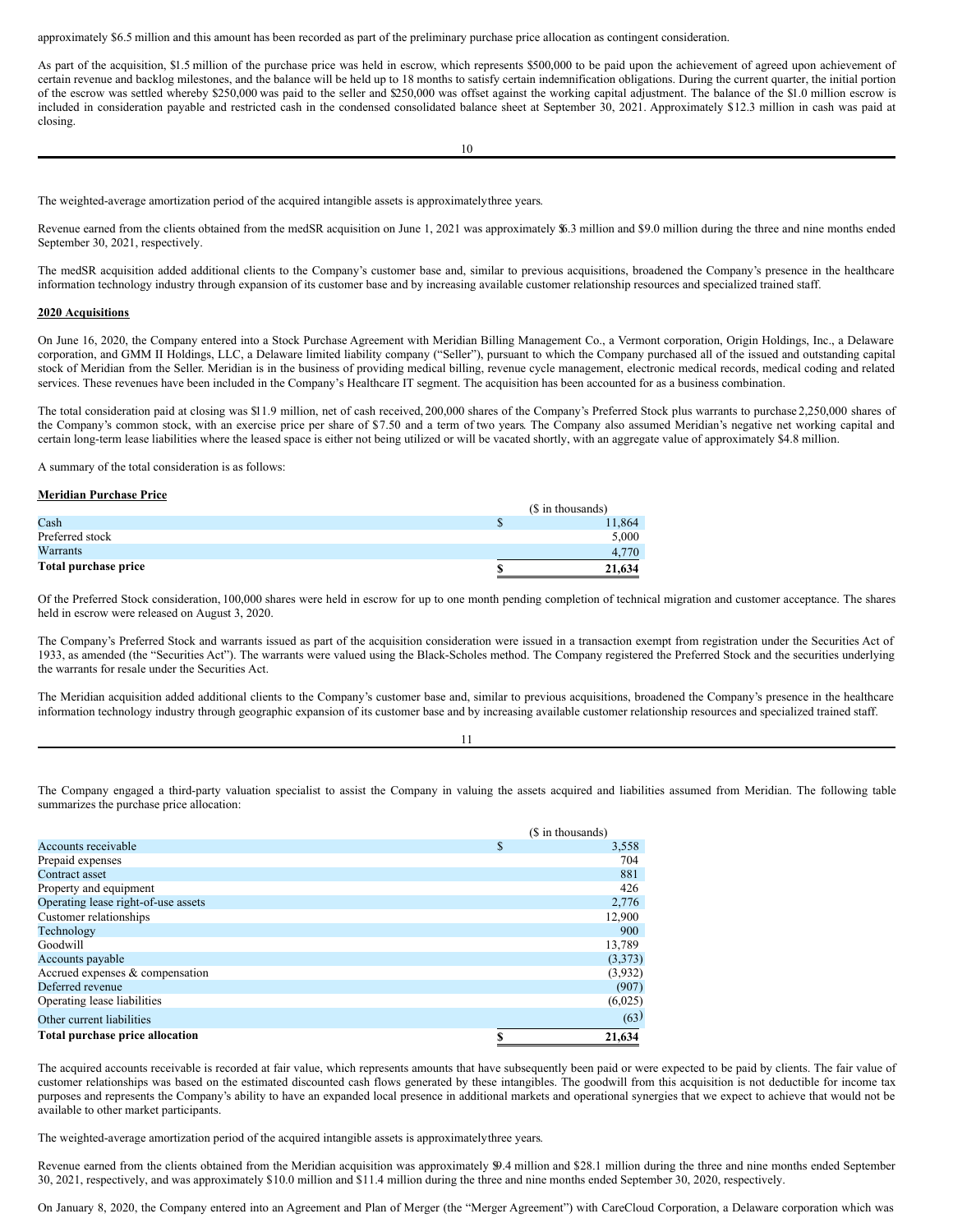approximately $6.5 million and this amount has been recorded as part of the preliminary purchase price allocation as contingent consideration.

As part of the acquisition, $1.5 million of the purchase price was held in escrow, which represents $500,000 to be paid upon the achievement of agreed upon achievement of certain revenue and backlog milestones, and the balance will be held up to 18 months to satisfy certain indemnification obligations. During the current quarter, the initial portion of the escrow was settled whereby $250,000 was paid to the seller and $250,000 was offset against the working capital adjustment. The balance of the $1.0 million escrow is included in consideration payable and restricted cash in the condensed consolidated balance sheet at September 30, 2021. Approximately $12.3 million in cash was paid at closing.

The weighted-average amortization period of the acquired intangible assets is approximately three years.

Revenue earned from the clients obtained from the medSR acquisition on June 1, 2021 was approximately $6.3 million and $9.0 million during the three and nine months ended September 30, 2021, respectively.

The medSR acquisition added additional clients to the Company's customer base and, similar to previous acquisitions, broadened the Company's presence in the healthcare information technology industry through expansion of its customer base and by increasing available customer relationship resources and specialized trained staff.

**2020 Acquisitions**

On June 16, 2020, the Company entered into a Stock Purchase Agreement with Meridian Billing Management Co., a Vermont corporation, Origin Holdings, Inc., a Delaware corporation, and GMM II Holdings, LLC, a Delaware limited liability company ("Seller"), pursuant to which the Company purchased all of the issued and outstanding capital stock of Meridian from the Seller. Meridian is in the business of providing medical billing, revenue cycle management, electronic medical records, medical coding and related services. These revenues have been included in the Company's Healthcare IT segment. The acquisition has been accounted for as a business combination.

The total consideration paid at closing was $11.9 million, net of cash received, 200,000 shares of the Company's Preferred Stock plus warrants to purchase 2,250,000 shares of the Company's common stock, with an exercise price per share of $7.50 and a term of two years. The Company also assumed Meridian's negative net working capital and certain long-term lease liabilities where the leased space is either not being utilized or will be vacated shortly, with an aggregate value of approximately $4.8 million.

A summary of the total consideration is as follows:

**Meridian Purchase Price**

| | ($ in thousands) |
|---|---|
| Cash | $ 11,864 |
| Preferred stock | 5,000 |
| Warrants | 4,770 |
| **Total purchase price** | **$ 21,634** |

Of the Preferred Stock consideration, 100,000 shares were held in escrow for up to one month pending completion of technical migration and customer acceptance. The shares held in escrow were released on August 3, 2020.

The Company's Preferred Stock and warrants issued as part of the acquisition consideration were issued in a transaction exempt from registration under the Securities Act of 1933, as amended (the "Securities Act"). The warrants were valued using the Black-Scholes method. The Company registered the Preferred Stock and the securities underlying the warrants for resale under the Securities Act.

The Meridian acquisition added additional clients to the Company's customer base and, similar to previous acquisitions, broadened the Company's presence in the healthcare information technology industry through geographic expansion of its customer base and by increasing available customer relationship resources and specialized trained staff.

The Company engaged a third-party valuation specialist to assist the Company in valuing the assets acquired and liabilities assumed from Meridian. The following table summarizes the purchase price allocation:

| | ($ in thousands) |
|---|---|
| Accounts receivable | $ 3,558 |
| Prepaid expenses | 704 |
| Contract asset | 881 |
| Property and equipment | 426 |
| Operating lease right-of-use assets | 2,776 |
| Customer relationships | 12,900 |
| Technology | 900 |
| Goodwill | 13,789 |
| Accounts payable | (3,373) |
| Accrued expenses & compensation | (3,932) |
| Deferred revenue | (907) |
| Operating lease liabilities | (6,025) |
| Other current liabilities | (63) |
| **Total purchase price allocation** | **$ 21,634** |

The acquired accounts receivable is recorded at fair value, which represents amounts that have subsequently been paid or were expected to be paid by clients. The fair value of customer relationships was based on the estimated discounted cash flows generated by these intangibles. The goodwill from this acquisition is not deductible for income tax purposes and represents the Company's ability to have an expanded local presence in additional markets and operational synergies that we expect to achieve that would not be available to other market participants.

The weighted-average amortization period of the acquired intangible assets is approximately three years.

Revenue earned from the clients obtained from the Meridian acquisition was approximately $9.4 million and $28.1 million during the three and nine months ended September 30, 2021, respectively, and was approximately $10.0 million and $11.4 million during the three and nine months ended September 30, 2020, respectively.

On January 8, 2020, the Company entered into an Agreement and Plan of Merger (the "Merger Agreement") with CareCloud Corporation, a Delaware corporation which was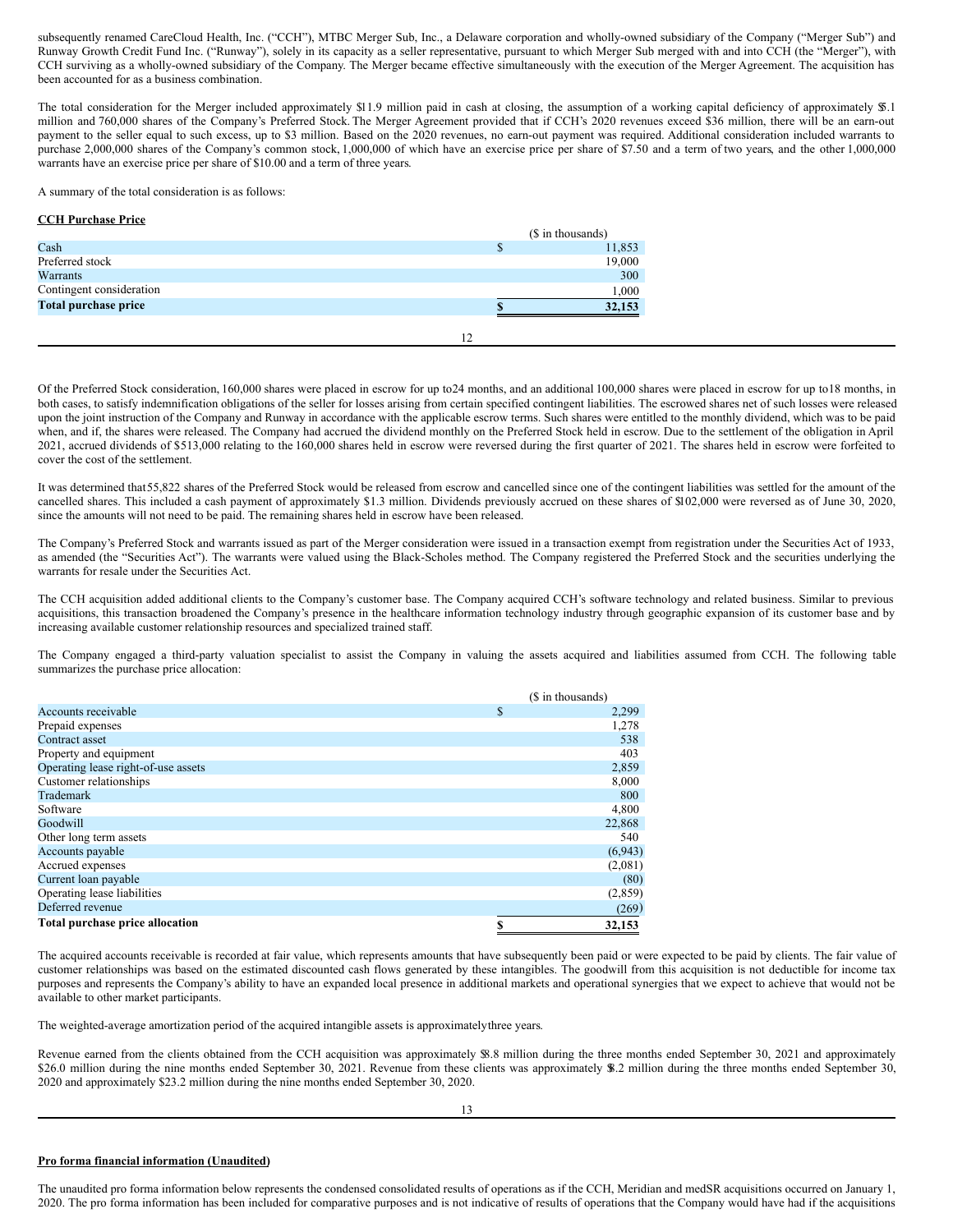subsequently renamed CareCloud Health, Inc. ("CCH"), MTBC Merger Sub, Inc., a Delaware corporation and wholly-owned subsidiary of the Company ("Merger Sub") and Runway Growth Credit Fund Inc. ("Runway"), solely in its capacity as a seller representative, pursuant to which Merger Sub merged with and into CCH (the "Merger"), with CCH surviving as a wholly-owned subsidiary of the Company. The Merger became effective simultaneously with the execution of the Merger Agreement. The acquisition has been accounted for as a business combination.

The total consideration for the Merger included approximately $11.9 million paid in cash at closing, the assumption of a working capital deficiency of approximately $5.1 million and 760,000 shares of the Company's Preferred Stock. The Merger Agreement provided that if CCH's 2020 revenues exceed $36 million, there will be an earn-out payment to the seller equal to such excess, up to $3 million. Based on the 2020 revenues, no earn-out payment was required. Additional consideration included warrants to purchase 2,000,000 shares of the Company's common stock, 1,000,000 of which have an exercise price per share of $7.50 and a term of two years, and the other 1,000,000 warrants have an exercise price per share of $10.00 and a term of three years.

A summary of the total consideration is as follows:

**CCH Purchase Price**

| | ($ in thousands) |
|---|---|
| Cash | $ 11,853 |
| Preferred stock | 19,000 |
| Warrants | 300 |
| Contingent consideration | 1,000 |
| **Total purchase price** | **$ 32,153** |

Of the Preferred Stock consideration, 160,000 shares were placed in escrow for up to 24 months, and an additional 100,000 shares were placed in escrow for up to 18 months, in both cases, to satisfy indemnification obligations of the seller for losses arising from certain specified contingent liabilities. The escrowed shares net of such losses were released upon the joint instruction of the Company and Runway in accordance with the applicable escrow terms. Such shares were entitled to the monthly dividend, which was to be paid when, and if, the shares were released. The Company had accrued the dividend monthly on the Preferred Stock held in escrow. Due to the settlement of the obligation in April 2021, accrued dividends of $513,000 relating to the 160,000 shares held in escrow were reversed during the first quarter of 2021. The shares held in escrow were forfeited to cover the cost of the settlement.

It was determined that 55,822 shares of the Preferred Stock would be released from escrow and cancelled since one of the contingent liabilities was settled for the amount of the cancelled shares. This included a cash payment of approximately $1.3 million. Dividends previously accrued on these shares of $102,000 were reversed as of June 30, 2020, since the amounts will not need to be paid. The remaining shares held in escrow have been released.

The Company's Preferred Stock and warrants issued as part of the Merger consideration were issued in a transaction exempt from registration under the Securities Act of 1933, as amended (the "Securities Act"). The warrants were valued using the Black-Scholes method. The Company registered the Preferred Stock and the securities underlying the warrants for resale under the Securities Act.

The CCH acquisition added additional clients to the Company's customer base. The Company acquired CCH's software technology and related business. Similar to previous acquisitions, this transaction broadened the Company's presence in the healthcare information technology industry through geographic expansion of its customer base and by increasing available customer relationship resources and specialized trained staff.

The Company engaged a third-party valuation specialist to assist the Company in valuing the assets acquired and liabilities assumed from CCH. The following table summarizes the purchase price allocation:

| | ($ in thousands) |
|---|---|
| Accounts receivable | $ 2,299 |
| Prepaid expenses | 1,278 |
| Contract asset | 538 |
| Property and equipment | 403 |
| Operating lease right-of-use assets | 2,859 |
| Customer relationships | 8,000 |
| Trademark | 800 |
| Software | 4,800 |
| Goodwill | 22,868 |
| Other long term assets | 540 |
| Accounts payable | (6,943) |
| Accrued expenses | (2,081) |
| Current loan payable | (80) |
| Operating lease liabilities | (2,859) |
| Deferred revenue | (269) |
| **Total purchase price allocation** | **$ 32,153** |

The acquired accounts receivable is recorded at fair value, which represents amounts that have subsequently been paid or were expected to be paid by clients. The fair value of customer relationships was based on the estimated discounted cash flows generated by these intangibles. The goodwill from this acquisition is not deductible for income tax purposes and represents the Company's ability to have an expanded local presence in additional markets and operational synergies that we expect to achieve that would not be available to other market participants.

The weighted-average amortization period of the acquired intangible assets is approximately three years.

Revenue earned from the clients obtained from the CCH acquisition was approximately $8.8 million during the three months ended September 30, 2021 and approximately $26.0 million during the nine months ended September 30, 2021. Revenue from these clients was approximately $8.2 million during the three months ended September 30, 2020 and approximately $23.2 million during the nine months ended September 30, 2020.

**Pro forma financial information (Unaudited)**

The unaudited pro forma information below represents the condensed consolidated results of operations as if the CCH, Meridian and medSR acquisitions occurred on January 1, 2020. The pro forma information has been included for comparative purposes and is not indicative of results of operations that the Company would have had if the acquisitions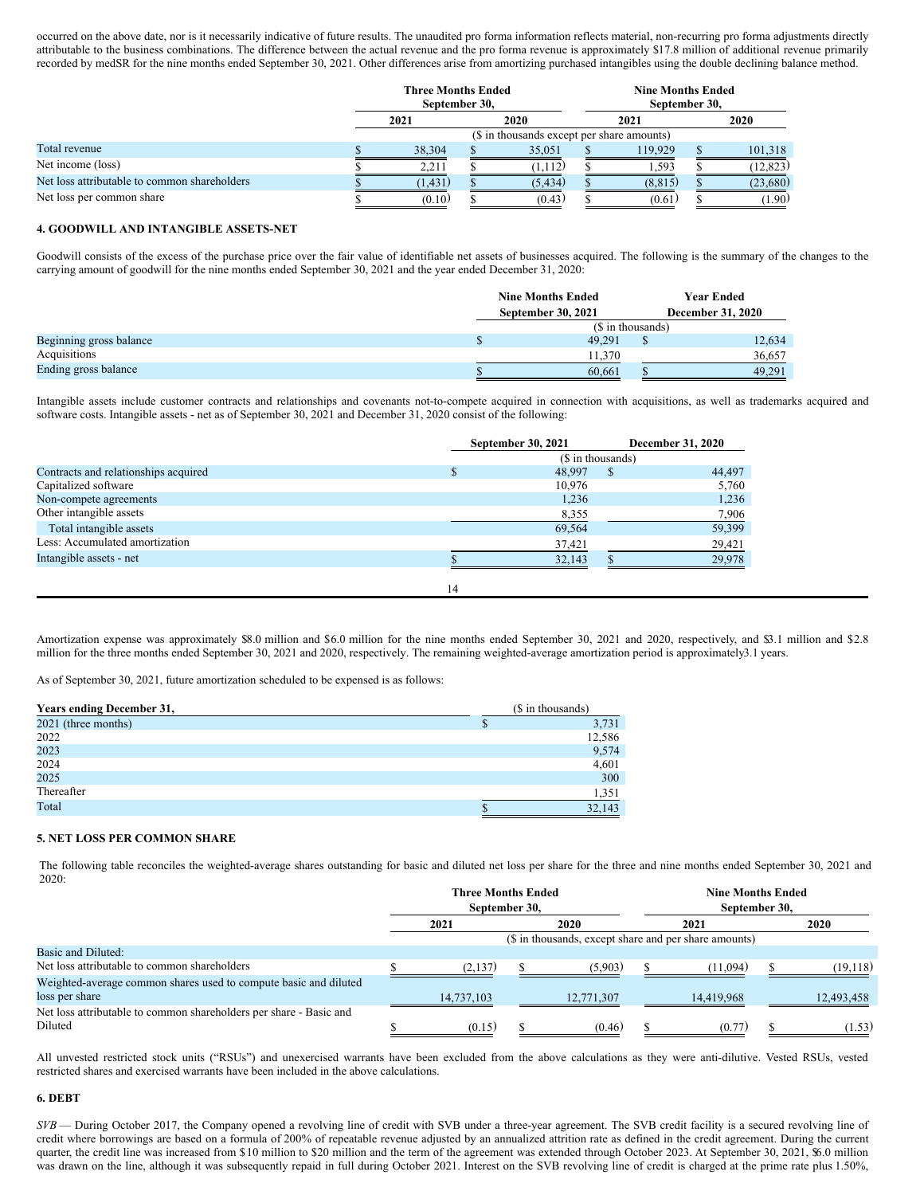occurred on the above date, nor is it necessarily indicative of future results. The unaudited pro forma information reflects material, non-recurring pro forma adjustments directly attributable to the business combinations. The difference between the actual revenue and the pro forma revenue is approximately $17.8 million of additional revenue primarily recorded by medSR for the nine months ended September 30, 2021. Other differences arise from amortizing purchased intangibles using the double declining balance method.

| | Three Months Ended September 30, | | Nine Months Ended September 30, | |
|---|---|---|---|---|
| | 2021 | 2020 | 2021 | 2020 |
| | ($ in thousands except per share amounts) | | | |
| Total revenue | $ 38,304 | $ 35,051 | $ 119,929 | $ 101,318 |
| Net income (loss) | $ 2,211 | $ (1,112) | $ 1,593 | $ (12,823) |
| Net loss attributable to common shareholders | $ (1,431) | $ (5,434) | $ (8,815) | $ (23,680) |
| Net loss per common share | $ (0.10) | $ (0.43) | $ (0.61) | $ (1.90) |

## 4. GOODWILL AND INTANGIBLE ASSETS-NET

Goodwill consists of the excess of the purchase price over the fair value of identifiable net assets of businesses acquired. The following is the summary of the changes to the carrying amount of goodwill for the nine months ended September 30, 2021 and the year ended December 31, 2020:

| | Nine Months Ended September 30, 2021 | Year Ended December 31, 2020 |
|---|---|---|
| | ($ in thousands) | |
| Beginning gross balance | $ 49,291 | $ 12,634 |
| Acquisitions | 11,370 | 36,657 |
| Ending gross balance | $ 60,661 | $ 49,291 |

Intangible assets include customer contracts and relationships and covenants not-to-compete acquired in connection with acquisitions, as well as trademarks acquired and software costs. Intangible assets - net as of September 30, 2021 and December 31, 2020 consist of the following:

| | September 30, 2021 | December 31, 2020 |
|---|---|---|
| | ($ in thousands) | |
| Contracts and relationships acquired | $ 48,997 | $ 44,497 |
| Capitalized software | 10,976 | 5,760 |
| Non-compete agreements | 1,236 | 1,236 |
| Other intangible assets | 8,355 | 7,906 |
| Total intangible assets | 69,564 | 59,399 |
| Less: Accumulated amortization | 37,421 | 29,421 |
| Intangible assets - net | $ 32,143 | $ 29,978 |

Amortization expense was approximately $8.0 million and $6.0 million for the nine months ended September 30, 2021 and 2020, respectively, and $3.1 million and $2.8 million for the three months ended September 30, 2021 and 2020, respectively. The remaining weighted-average amortization period is approximately3.1 years.

As of September 30, 2021, future amortization scheduled to be expensed is as follows:

| Years ending December 31, | ($ in thousands) |
|---|---|
| 2021 (three months) | $ 3,731 |
| 2022 | 12,586 |
| 2023 | 9,574 |
| 2024 | 4,601 |
| 2025 | 300 |
| Thereafter | 1,351 |
| Total | $ 32,143 |

## 5. NET LOSS PER COMMON SHARE

The following table reconciles the weighted-average shares outstanding for basic and diluted net loss per share for the three and nine months ended September 30, 2021 and 2020:

| | Three Months Ended September 30, | | Nine Months Ended September 30, | |
|---|---|---|---|---|
| | 2021 | 2020 | 2021 | 2020 |
| | ($ in thousands, except share and per share amounts) | | | |
| Basic and Diluted: | | | | |
| Net loss attributable to common shareholders | $ (2,137) | $ (5,903) | $ (11,094) | $ (19,118) |
| Weighted-average common shares used to compute basic and diluted loss per share | 14,737,103 | 12,771,307 | 14,419,968 | 12,493,458 |
| Net loss attributable to common shareholders per share - Basic and Diluted | $ (0.15) | $ (0.46) | $ (0.77) | $ (1.53) |

All unvested restricted stock units ("RSUs") and unexercised warrants have been excluded from the above calculations as they were anti-dilutive. Vested RSUs, vested restricted shares and exercised warrants have been included in the above calculations.

## 6. DEBT

*SVB* — During October 2017, the Company opened a revolving line of credit with SVB under a three-year agreement. The SVB credit facility is a secured revolving line of credit where borrowings are based on a formula of 200% of repeatable revenue adjusted by an annualized attrition rate as defined in the credit agreement. During the current quarter, the credit line was increased from $10 million to $20 million and the term of the agreement was extended through October 2023. At September 30, 2021, $6.0 million was drawn on the line, although it was subsequently repaid in full during October 2021. Interest on the SVB revolving line of credit is charged at the prime rate plus 1.50%,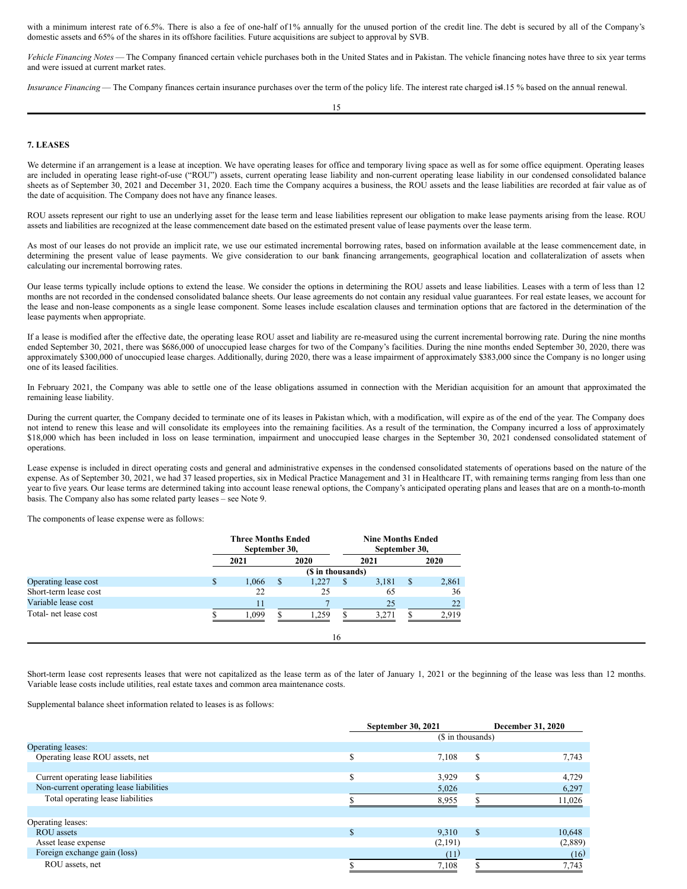with a minimum interest rate of 6.5%. There is also a fee of one-half of 1% annually for the unused portion of the credit line. The debt is secured by all of the Company's domestic assets and 65% of the shares in its offshore facilities. Future acquisitions are subject to approval by SVB.

*Vehicle Financing Notes* — The Company financed certain vehicle purchases both in the United States and in Pakistan. The vehicle financing notes have three to six year terms and were issued at current market rates.

*Insurance Financing* — The Company finances certain insurance purchases over the term of the policy life. The interest rate charged is 4.15 % based on the annual renewal.

**7. LEASES**

We determine if an arrangement is a lease at inception. We have operating leases for office and temporary living space as well as for some office equipment. Operating leases are included in operating lease right-of-use ("ROU") assets, current operating lease liability and non-current operating lease liability in our condensed consolidated balance sheets as of September 30, 2021 and December 31, 2020. Each time the Company acquires a business, the ROU assets and the lease liabilities are recorded at fair value as of the date of acquisition. The Company does not have any finance leases.

ROU assets represent our right to use an underlying asset for the lease term and lease liabilities represent our obligation to make lease payments arising from the lease. ROU assets and liabilities are recognized at the lease commencement date based on the estimated present value of lease payments over the lease term.

As most of our leases do not provide an implicit rate, we use our estimated incremental borrowing rates, based on information available at the lease commencement date, in determining the present value of lease payments. We give consideration to our bank financing arrangements, geographical location and collateralization of assets when calculating our incremental borrowing rates.

Our lease terms typically include options to extend the lease. We consider the options in determining the ROU assets and lease liabilities. Leases with a term of less than 12 months are not recorded in the condensed consolidated balance sheets. Our lease agreements do not contain any residual value guarantees. For real estate leases, we account for the lease and non-lease components as a single lease component. Some leases include escalation clauses and termination options that are factored in the determination of the lease payments when appropriate.

If a lease is modified after the effective date, the operating lease ROU asset and liability are re-measured using the current incremental borrowing rate. During the nine months ended September 30, 2021, there was $686,000 of unoccupied lease charges for two of the Company's facilities. During the nine months ended September 30, 2020, there was approximately $300,000 of unoccupied lease charges. Additionally, during 2020, there was a lease impairment of approximately $383,000 since the Company is no longer using one of its leased facilities.

In February 2021, the Company was able to settle one of the lease obligations assumed in connection with the Meridian acquisition for an amount that approximated the remaining lease liability.

During the current quarter, the Company decided to terminate one of its leases in Pakistan which, with a modification, will expire as of the end of the year. The Company does not intend to renew this lease and will consolidate its employees into the remaining facilities. As a result of the termination, the Company incurred a loss of approximately $18,000 which has been included in loss on lease termination, impairment and unoccupied lease charges in the September 30, 2021 condensed consolidated statement of operations.

Lease expense is included in direct operating costs and general and administrative expenses in the condensed consolidated statements of operations based on the nature of the expense. As of September 30, 2021, we had 37 leased properties, six in Medical Practice Management and 31 in Healthcare IT, with remaining terms ranging from less than one year to five years. Our lease terms are determined taking into account lease renewal options, the Company's anticipated operating plans and leases that are on a month-to-month basis. The Company also has some related party leases – see Note 9.

The components of lease expense were as follows:

| | Three Months Ended September 30, | | Nine Months Ended September 30, | |
|---|---|---|---|---|
| | 2021 | 2020 | 2021 | 2020 |
| | ($ in thousands) | | | |
| Operating lease cost | $ 1,066 | $ 1,227 | $ 3,181 | $ 2,861 |
| Short-term lease cost | 22 | 25 | 65 | 36 |
| Variable lease cost | 11 | 7 | 25 | 22 |
| Total- net lease cost | $ 1,099 | $ 1,259 | $ 3,271 | $ 2,919 |

Short-term lease cost represents leases that were not capitalized as the lease term as of the later of January 1, 2021 or the beginning of the lease was less than 12 months. Variable lease costs include utilities, real estate taxes and common area maintenance costs.

Supplemental balance sheet information related to leases is as follows:

| | September 30, 2021 | December 31, 2020 |
|---|---|---|
| | ($ in thousands) | |
| Operating leases: | | |
| Operating lease ROU assets, net | $ 7,108 | $ 7,743 |
| | | |
| Current operating lease liabilities | $ 3,929 | $ 4,729 |
| Non-current operating lease liabilities | 5,026 | 6,297 |
| Total operating lease liabilities | $ 8,955 | $ 11,026 |
| | | |
| Operating leases: | | |
| ROU assets | $ 9,310 | $ 10,648 |
| Asset lease expense | (2,191) | (2,889) |
| Foreign exchange gain (loss) | (11) | (16) |
| ROU assets, net | $ 7,108 | $ 7,743 |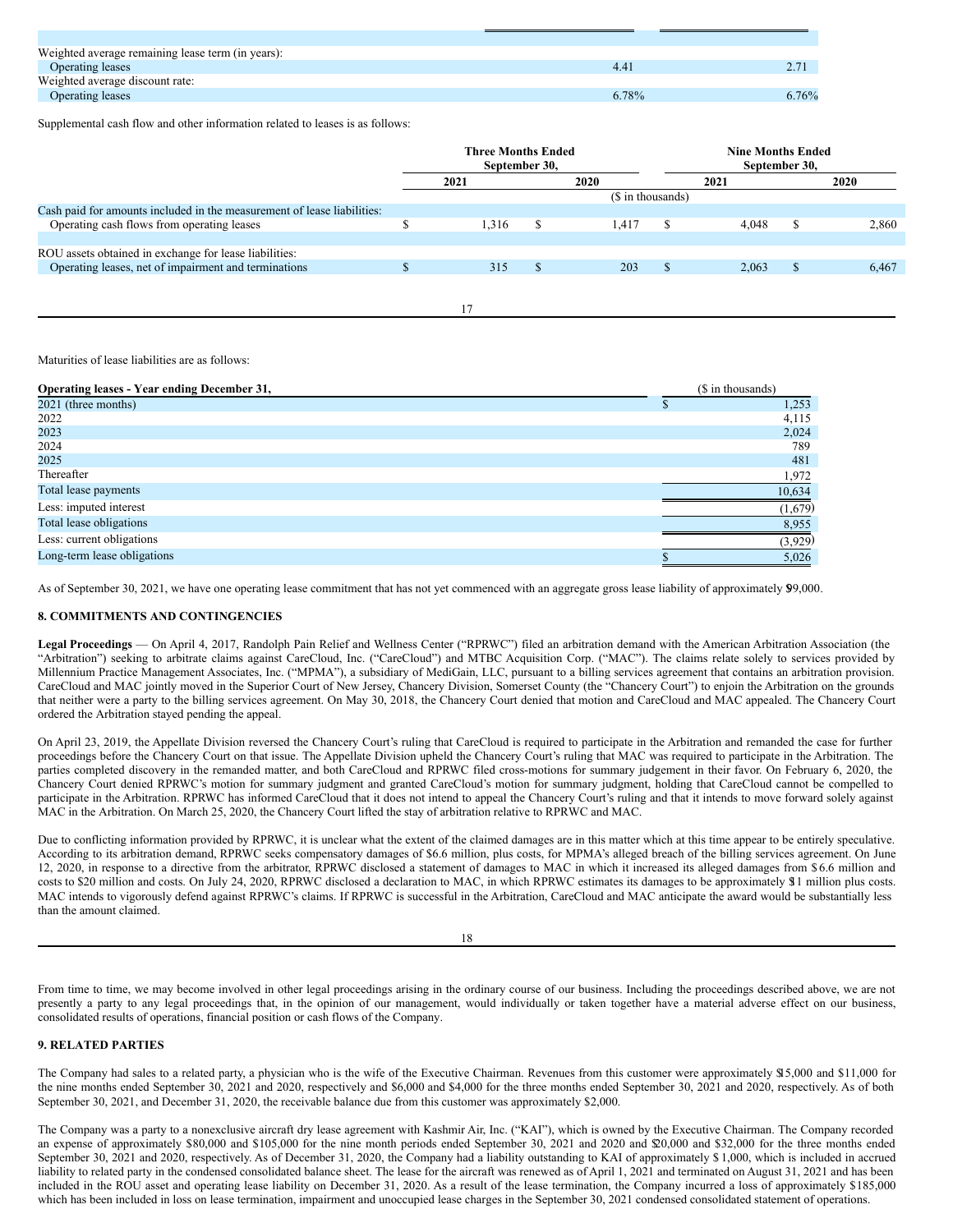| | | |
|---|---|---|
| Weighted average remaining lease term (in years): | | |
| Operating leases | 4.41 | 2.71 |
| Weighted average discount rate: | | |
| Operating leases | 6.78% | 6.76% |

Supplemental cash flow and other information related to leases is as follows:

| | Three Months Ended September 30, | | Nine Months Ended September 30, | |
|---|---|---|---|---|
| | 2021 | 2020 | 2021 | 2020 |
| | ($ in thousands) | | | |
| Cash paid for amounts included in the measurement of lease liabilities: | | | | |
| Operating cash flows from operating leases | $ 1,316 | $ 1,417 | $ 4,048 | $ 2,860 |
| ROU assets obtained in exchange for lease liabilities: | | | | |
| Operating leases, net of impairment and terminations | $ 315 | $ 203 | $ 2,063 | $ 6,467 |

Maturities of lease liabilities are as follows:

| Operating leases - Year ending December 31, | ($ in thousands) |
|---|---|
| 2021 (three months) | $ 1,253 |
| 2022 | 4,115 |
| 2023 | 2,024 |
| 2024 | 789 |
| 2025 | 481 |
| Thereafter | 1,972 |
| Total lease payments | 10,634 |
| Less: imputed interest | (1,679) |
| Total lease obligations | 8,955 |
| Less: current obligations | (3,929) |
| Long-term lease obligations | $ 5,026 |

As of September 30, 2021, we have one operating lease commitment that has not yet commenced with an aggregate gross lease liability of approximately $99,000.

## 8. COMMITMENTS AND CONTINGENCIES

**Legal Proceedings** — On April 4, 2017, Randolph Pain Relief and Wellness Center ("RPRWC") filed an arbitration demand with the American Arbitration Association (the "Arbitration") seeking to arbitrate claims against CareCloud, Inc. ("CareCloud") and MTBC Acquisition Corp. ("MAC"). The claims relate solely to services provided by Millennium Practice Management Associates, Inc. ("MPMA"), a subsidiary of MediGain, LLC, pursuant to a billing services agreement that contains an arbitration provision. CareCloud and MAC jointly moved in the Superior Court of New Jersey, Chancery Division, Somerset County (the "Chancery Court") to enjoin the Arbitration on the grounds that neither were a party to the billing services agreement. On May 30, 2018, the Chancery Court denied that motion and CareCloud and MAC appealed. The Chancery Court ordered the Arbitration stayed pending the appeal.

On April 23, 2019, the Appellate Division reversed the Chancery Court's ruling that CareCloud is required to participate in the Arbitration and remanded the case for further proceedings before the Chancery Court on that issue. The Appellate Division upheld the Chancery Court's ruling that MAC was required to participate in the Arbitration. The parties completed discovery in the remanded matter, and both CareCloud and RPRWC filed cross-motions for summary judgement in their favor. On February 6, 2020, the Chancery Court denied RPRWC's motion for summary judgment and granted CareCloud's motion for summary judgment, holding that CareCloud cannot be compelled to participate in the Arbitration. RPRWC has informed CareCloud that it does not intend to appeal the Chancery Court's ruling and that it intends to move forward solely against MAC in the Arbitration. On March 25, 2020, the Chancery Court lifted the stay of arbitration relative to RPRWC and MAC.

Due to conflicting information provided by RPRWC, it is unclear what the extent of the claimed damages are in this matter which at this time appear to be entirely speculative. According to its arbitration demand, RPRWC seeks compensatory damages of $6.6 million, plus costs, for MPMA's alleged breach of the billing services agreement. On June 12, 2020, in response to a directive from the arbitrator, RPRWC disclosed a statement of damages to MAC in which it increased its alleged damages from $6.6 million and costs to $20 million and costs. On July 24, 2020, RPRWC disclosed a declaration to MAC, in which RPRWC estimates its damages to be approximately $11 million plus costs. MAC intends to vigorously defend against RPRWC's claims. If RPRWC is successful in the Arbitration, CareCloud and MAC anticipate the award would be substantially less than the amount claimed.

From time to time, we may become involved in other legal proceedings arising in the ordinary course of our business. Including the proceedings described above, we are not presently a party to any legal proceedings that, in the opinion of our management, would individually or taken together have a material adverse effect on our business, consolidated results of operations, financial position or cash flows of the Company.

## 9. RELATED PARTIES

The Company had sales to a related party, a physician who is the wife of the Executive Chairman. Revenues from this customer were approximately $15,000 and $11,000 for the nine months ended September 30, 2021 and 2020, respectively and $6,000 and $4,000 for the three months ended September 30, 2021 and 2020, respectively. As of both September 30, 2021, and December 31, 2020, the receivable balance due from this customer was approximately $2,000.

The Company was a party to a nonexclusive aircraft dry lease agreement with Kashmir Air, Inc. ("KAI"), which is owned by the Executive Chairman. The Company recorded an expense of approximately $80,000 and $105,000 for the nine month periods ended September 30, 2021 and 2020 and $20,000 and $32,000 for the three months ended September 30, 2021 and 2020, respectively. As of December 31, 2020, the Company had a liability outstanding to KAI of approximately $ 1,000, which is included in accrued liability to related party in the condensed consolidated balance sheet. The lease for the aircraft was renewed as of April 1, 2021 and terminated on August 31, 2021 and has been included in the ROU asset and operating lease liability on December 31, 2020. As a result of the lease termination, the Company incurred a loss of approximately $185,000 which has been included in loss on lease termination, impairment and unoccupied lease charges in the September 30, 2021 condensed consolidated statement of operations.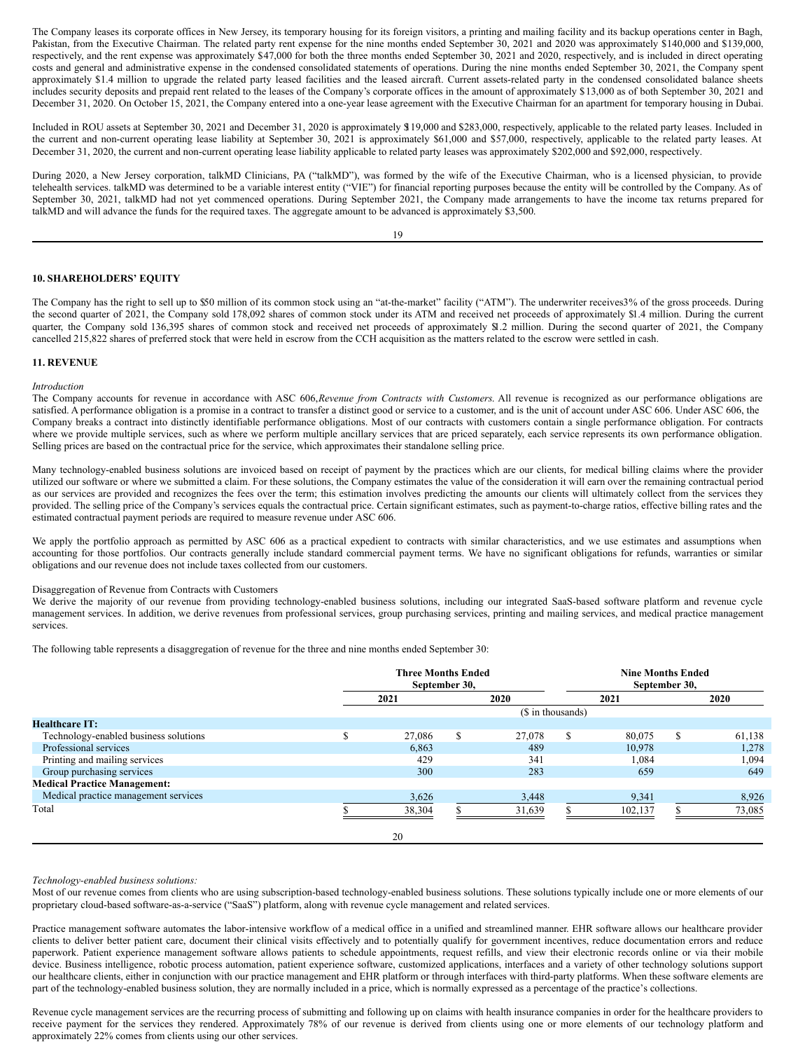The Company leases its corporate offices in New Jersey, its temporary housing for its foreign visitors, a printing and mailing facility and its backup operations center in Bagh, Pakistan, from the Executive Chairman. The related party rent expense for the nine months ended September 30, 2021 and 2020 was approximately $140,000 and $139,000, respectively, and the rent expense was approximately $47,000 for both the three months ended September 30, 2021 and 2020, respectively, and is included in direct operating costs and general and administrative expense in the condensed consolidated statements of operations. During the nine months ended September 30, 2021, the Company spent approximately $1.4 million to upgrade the related party leased facilities and the leased aircraft. Current assets-related party in the condensed consolidated balance sheets includes security deposits and prepaid rent related to the leases of the Company's corporate offices in the amount of approximately $13,000 as of both September 30, 2021 and December 31, 2020. On October 15, 2021, the Company entered into a one-year lease agreement with the Executive Chairman for an apartment for temporary housing in Dubai.

Included in ROU assets at September 30, 2021 and December 31, 2020 is approximately $119,000 and $283,000, respectively, applicable to the related party leases. Included in the current and non-current operating lease liability at September 30, 2021 is approximately $61,000 and $57,000, respectively, applicable to the related party leases. At December 31, 2020, the current and non-current operating lease liability applicable to related party leases was approximately $202,000 and $92,000, respectively.

During 2020, a New Jersey corporation, talkMD Clinicians, PA ("talkMD"), was formed by the wife of the Executive Chairman, who is a licensed physician, to provide telehealth services. talkMD was determined to be a variable interest entity ("VIE") for financial reporting purposes because the entity will be controlled by the Company. As of September 30, 2021, talkMD had not yet commenced operations. During September 2021, the Company made arrangements to have the income tax returns prepared for talkMD and will advance the funds for the required taxes. The aggregate amount to be advanced is approximately $3,500.

**10. SHAREHOLDERS' EQUITY**

The Company has the right to sell up to $50 million of its common stock using an "at-the-market" facility ("ATM"). The underwriter receives 3% of the gross proceeds. During the second quarter of 2021, the Company sold 178,092 shares of common stock under its ATM and received net proceeds of approximately $1.4 million. During the current quarter, the Company sold 136,395 shares of common stock and received net proceeds of approximately $1.2 million. During the second quarter of 2021, the Company cancelled 215,822 shares of preferred stock that were held in escrow from the CCH acquisition as the matters related to the escrow were settled in cash.

**11. REVENUE**

*Introduction*

The Company accounts for revenue in accordance with ASC 606, *Revenue from Contracts with Customers.* All revenue is recognized as our performance obligations are satisfied. A performance obligation is a promise in a contract to transfer a distinct good or service to a customer, and is the unit of account under ASC 606. Under ASC 606, the Company breaks a contract into distinctly identifiable performance obligations. Most of our contracts with customers contain a single performance obligation. For contracts where we provide multiple services, such as where we perform multiple ancillary services that are priced separately, each service represents its own performance obligation. Selling prices are based on the contractual price for the service, which approximates their standalone selling price.

Many technology-enabled business solutions are invoiced based on receipt of payment by the practices which are our clients, for medical billing claims where the provider utilized our software or where we submitted a claim. For these solutions, the Company estimates the value of the consideration it will earn over the remaining contractual period as our services are provided and recognizes the fees over the term; this estimation involves predicting the amounts our clients will ultimately collect from the services they provided. The selling price of the Company's services equals the contractual price. Certain significant estimates, such as payment-to-charge ratios, effective billing rates and the estimated contractual payment periods are required to measure revenue under ASC 606.

We apply the portfolio approach as permitted by ASC 606 as a practical expedient to contracts with similar characteristics, and we use estimates and assumptions when accounting for those portfolios. Our contracts generally include standard commercial payment terms. We have no significant obligations for refunds, warranties or similar obligations and our revenue does not include taxes collected from our customers.

Disaggregation of Revenue from Contracts with Customers

We derive the majority of our revenue from providing technology-enabled business solutions, including our integrated SaaS-based software platform and revenue cycle management services. In addition, we derive revenues from professional services, group purchasing services, printing and mailing services, and medical practice management services.

The following table represents a disaggregation of revenue for the three and nine months ended September 30:

| | Three Months Ended September 30, | | Nine Months Ended September 30, | |
|---|---|---|---|---|
| | 2021 | 2020 | 2021 | 2020 |
| | ($ in thousands) | | | |
| **Healthcare IT:** | | | | |
| Technology-enabled business solutions | $ 27,086 | $ 27,078 | $ 80,075 | $ 61,138 |
| Professional services | 6,863 | 489 | 10,978 | 1,278 |
| Printing and mailing services | 429 | 341 | 1,084 | 1,094 |
| Group purchasing services | 300 | 283 | 659 | 649 |
| **Medical Practice Management:** | | | | |
| Medical practice management services | 3,626 | 3,448 | 9,341 | 8,926 |
| Total | $ 38,304 | $ 31,639 | $ 102,137 | $ 73,085 |

*Technology-enabled business solutions:*

Most of our revenue comes from clients who are using subscription-based technology-enabled business solutions. These solutions typically include one or more elements of our proprietary cloud-based software-as-a-service ("SaaS") platform, along with revenue cycle management and related services.

Practice management software automates the labor-intensive workflow of a medical office in a unified and streamlined manner. EHR software allows our healthcare provider clients to deliver better patient care, document their clinical visits effectively and to potentially qualify for government incentives, reduce documentation errors and reduce paperwork. Patient experience management software allows patients to schedule appointments, request refills, and view their electronic records online or via their mobile device. Business intelligence, robotic process automation, patient experience software, customized applications, interfaces and a variety of other technology solutions support our healthcare clients, either in conjunction with our practice management and EHR platform or through interfaces with third-party platforms. When these software elements are part of the technology-enabled business solution, they are normally included in a price, which is normally expressed as a percentage of the practice's collections.

Revenue cycle management services are the recurring process of submitting and following up on claims with health insurance companies in order for the healthcare providers to receive payment for the services they rendered. Approximately 78% of our revenue is derived from clients using one or more elements of our technology platform and approximately 22% comes from clients using our other services.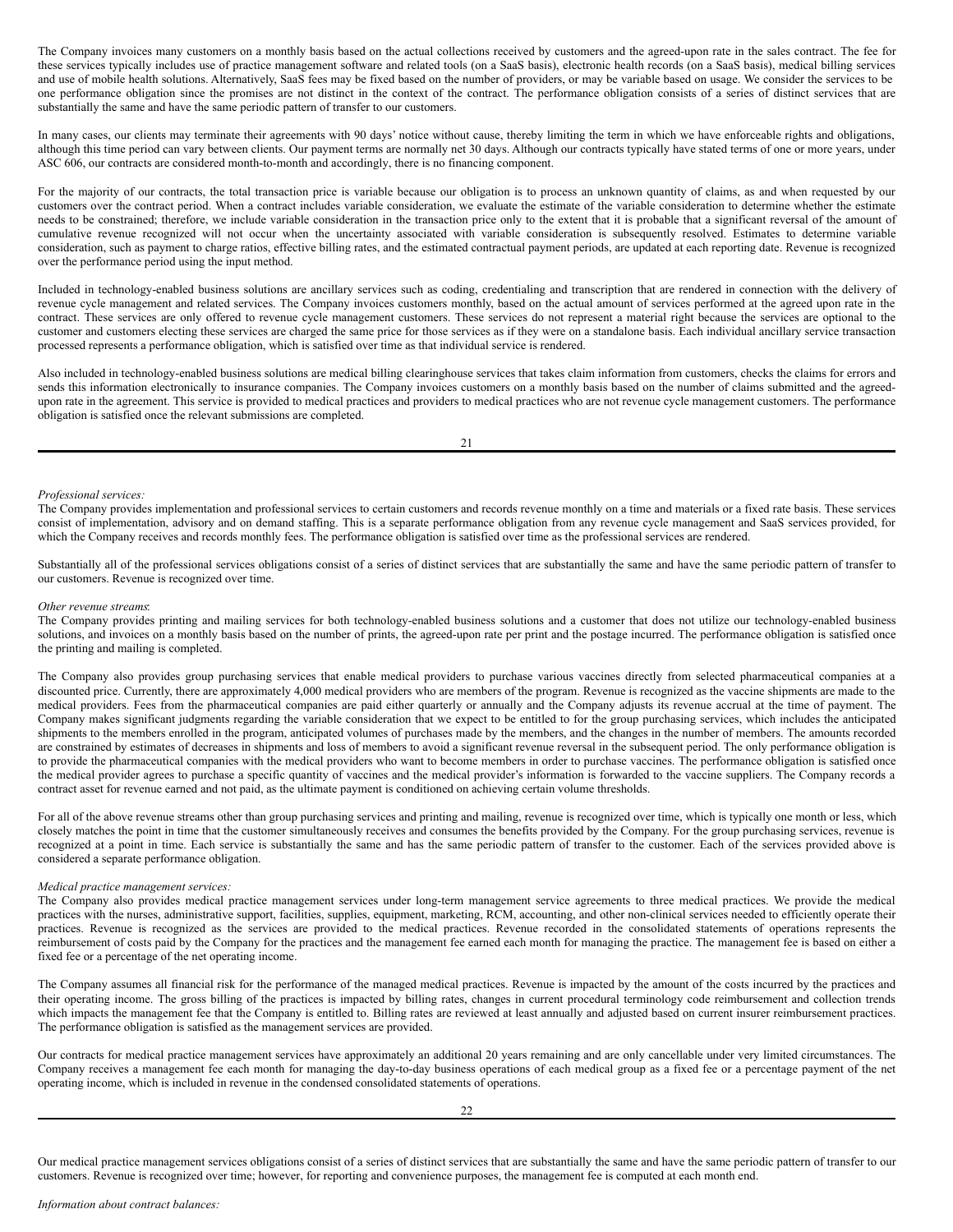The Company invoices many customers on a monthly basis based on the actual collections received by customers and the agreed-upon rate in the sales contract. The fee for these services typically includes use of practice management software and related tools (on a SaaS basis), electronic health records (on a SaaS basis), medical billing services and use of mobile health solutions. Alternatively, SaaS fees may be fixed based on the number of providers, or may be variable based on usage. We consider the services to be one performance obligation since the promises are not distinct in the context of the contract. The performance obligation consists of a series of distinct services that are substantially the same and have the same periodic pattern of transfer to our customers.

In many cases, our clients may terminate their agreements with 90 days' notice without cause, thereby limiting the term in which we have enforceable rights and obligations, although this time period can vary between clients. Our payment terms are normally net 30 days. Although our contracts typically have stated terms of one or more years, under ASC 606, our contracts are considered month-to-month and accordingly, there is no financing component.

For the majority of our contracts, the total transaction price is variable because our obligation is to process an unknown quantity of claims, as and when requested by our customers over the contract period. When a contract includes variable consideration, we evaluate the estimate of the variable consideration to determine whether the estimate needs to be constrained; therefore, we include variable consideration in the transaction price only to the extent that it is probable that a significant reversal of the amount of cumulative revenue recognized will not occur when the uncertainty associated with variable consideration is subsequently resolved. Estimates to determine variable consideration, such as payment to charge ratios, effective billing rates, and the estimated contractual payment periods, are updated at each reporting date. Revenue is recognized over the performance period using the input method.

Included in technology-enabled business solutions are ancillary services such as coding, credentialing and transcription that are rendered in connection with the delivery of revenue cycle management and related services. The Company invoices customers monthly, based on the actual amount of services performed at the agreed upon rate in the contract. These services are only offered to revenue cycle management customers. These services do not represent a material right because the services are optional to the customer and customers electing these services are charged the same price for those services as if they were on a standalone basis. Each individual ancillary service transaction processed represents a performance obligation, which is satisfied over time as that individual service is rendered.

Also included in technology-enabled business solutions are medical billing clearinghouse services that takes claim information from customers, checks the claims for errors and sends this information electronically to insurance companies. The Company invoices customers on a monthly basis based on the number of claims submitted and the agreed-upon rate in the agreement. This service is provided to medical practices and providers to medical practices who are not revenue cycle management customers. The performance obligation is satisfied once the relevant submissions are completed.

*Professional services:*

The Company provides implementation and professional services to certain customers and records revenue monthly on a time and materials or a fixed rate basis. These services consist of implementation, advisory and on demand staffing. This is a separate performance obligation from any revenue cycle management and SaaS services provided, for which the Company receives and records monthly fees. The performance obligation is satisfied over time as the professional services are rendered.

Substantially all of the professional services obligations consist of a series of distinct services that are substantially the same and have the same periodic pattern of transfer to our customers. Revenue is recognized over time.

*Other revenue streams*:

The Company provides printing and mailing services for both technology-enabled business solutions and a customer that does not utilize our technology-enabled business solutions, and invoices on a monthly basis based on the number of prints, the agreed-upon rate per print and the postage incurred. The performance obligation is satisfied once the printing and mailing is completed.

The Company also provides group purchasing services that enable medical providers to purchase various vaccines directly from selected pharmaceutical companies at a discounted price. Currently, there are approximately 4,000 medical providers who are members of the program. Revenue is recognized as the vaccine shipments are made to the medical providers. Fees from the pharmaceutical companies are paid either quarterly or annually and the Company adjusts its revenue accrual at the time of payment. The Company makes significant judgments regarding the variable consideration that we expect to be entitled to for the group purchasing services, which includes the anticipated shipments to the members enrolled in the program, anticipated volumes of purchases made by the members, and the changes in the number of members. The amounts recorded are constrained by estimates of decreases in shipments and loss of members to avoid a significant revenue reversal in the subsequent period. The only performance obligation is to provide the pharmaceutical companies with the medical providers who want to become members in order to purchase vaccines. The performance obligation is satisfied once the medical provider agrees to purchase a specific quantity of vaccines and the medical provider's information is forwarded to the vaccine suppliers. The Company records a contract asset for revenue earned and not paid, as the ultimate payment is conditioned on achieving certain volume thresholds.

For all of the above revenue streams other than group purchasing services and printing and mailing, revenue is recognized over time, which is typically one month or less, which closely matches the point in time that the customer simultaneously receives and consumes the benefits provided by the Company. For the group purchasing services, revenue is recognized at a point in time. Each service is substantially the same and has the same periodic pattern of transfer to the customer. Each of the services provided above is considered a separate performance obligation.

*Medical practice management services:*

The Company also provides medical practice management services under long-term management service agreements to three medical practices. We provide the medical practices with the nurses, administrative support, facilities, supplies, equipment, marketing, RCM, accounting, and other non-clinical services needed to efficiently operate their practices. Revenue is recognized as the services are provided to the medical practices. Revenue recorded in the consolidated statements of operations represents the reimbursement of costs paid by the Company for the practices and the management fee earned each month for managing the practice. The management fee is based on either a fixed fee or a percentage of the net operating income.

The Company assumes all financial risk for the performance of the managed medical practices. Revenue is impacted by the amount of the costs incurred by the practices and their operating income. The gross billing of the practices is impacted by billing rates, changes in current procedural terminology code reimbursement and collection trends which impacts the management fee that the Company is entitled to. Billing rates are reviewed at least annually and adjusted based on current insurer reimbursement practices. The performance obligation is satisfied as the management services are provided.

Our contracts for medical practice management services have approximately an additional 20 years remaining and are only cancellable under very limited circumstances. The Company receives a management fee each month for managing the day-to-day business operations of each medical group as a fixed fee or a percentage payment of the net operating income, which is included in revenue in the condensed consolidated statements of operations.

Our medical practice management services obligations consist of a series of distinct services that are substantially the same and have the same periodic pattern of transfer to our customers. Revenue is recognized over time; however, for reporting and convenience purposes, the management fee is computed at each month end.

*Information about contract balances:*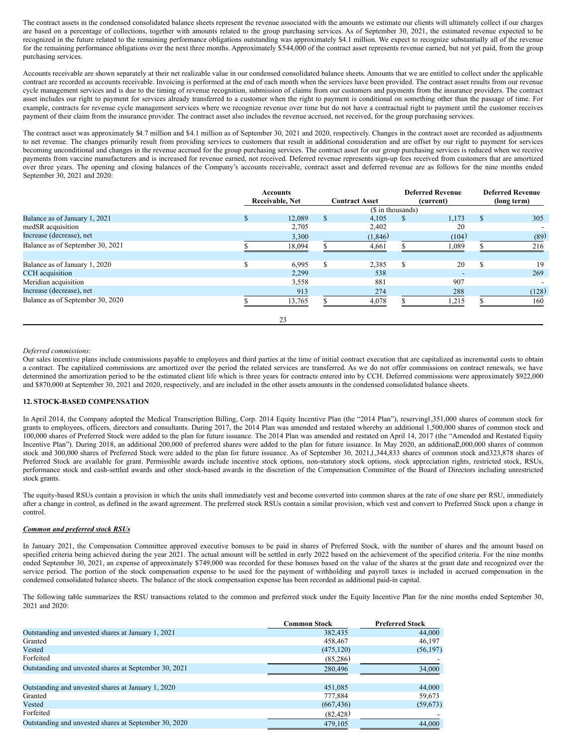The contract assets in the condensed consolidated balance sheets represent the revenue associated with the amounts we estimate our clients will ultimately collect if our charges are based on a percentage of collections, together with amounts related to the group purchasing services. As of September 30, 2021, the estimated revenue expected to be recognized in the future related to the remaining performance obligations outstanding was approximately $4.1 million. We expect to recognize substantially all of the revenue for the remaining performance obligations over the next three months. Approximately $544,000 of the contract asset represents revenue earned, but not yet paid, from the group purchasing services.

Accounts receivable are shown separately at their net realizable value in our condensed consolidated balance sheets. Amounts that we are entitled to collect under the applicable contract are recorded as accounts receivable. Invoicing is performed at the end of each month when the services have been provided. The contract asset results from our revenue cycle management services and is due to the timing of revenue recognition, submission of claims from our customers and payments from the insurance providers. The contract asset includes our right to payment for services already transferred to a customer when the right to payment is conditional on something other than the passage of time. For example, contracts for revenue cycle management services where we recognize revenue over time but do not have a contractual right to payment until the customer receives payment of their claim from the insurance provider. The contract asset also includes the revenue accrued, not received, for the group purchasing services.

The contract asset was approximately $4.7 million and $4.1 million as of September 30, 2021 and 2020, respectively. Changes in the contract asset are recorded as adjustments to net revenue. The changes primarily result from providing services to customers that result in additional consideration and are offset by our right to payment for services becoming unconditional and changes in the revenue accrued for the group purchasing services. The contract asset for our group purchasing services is reduced when we receive payments from vaccine manufacturers and is increased for revenue earned, not received. Deferred revenue represents sign-up fees received from customers that are amortized over three years. The opening and closing balances of the Company's accounts receivable, contract asset and deferred revenue are as follows for the nine months ended September 30, 2021 and 2020:

| | Accounts Receivable, Net | Contract Asset | Deferred Revenue (current) | Deferred Revenue (long term) |
|---|---|---|---|---|
| | | ($ in thousands) | | |
| Balance as of January 1, 2021 | $ 12,089 | $ 4,105 | $ 1,173 | $ 305 |
| medSR acquisition | 2,705 | 2,402 | 20 | - |
| Increase (decrease), net | 3,300 | (1,846) | (104) | (89) |
| Balance as of September 30, 2021 | $ 18,094 | $ 4,661 | $ 1,089 | $ 216 |
| | | | | |
| Balance as of January 1, 2020 | $ 6,995 | $ 2,385 | $ 20 | $ 19 |
| CCH acquisition | 2,299 | 538 | - | 269 |
| Meridian acquisition | 3,558 | 881 | 907 | - |
| Increase (decrease), net | 913 | 274 | 288 | (128) |
| Balance as of September 30, 2020 | $ 13,765 | $ 4,078 | $ 1,215 | $ 160 |

*Deferred commissions:*

Our sales incentive plans include commissions payable to employees and third parties at the time of initial contract execution that are capitalized as incremental costs to obtain a contract. The capitalized commissions are amortized over the period the related services are transferred. As we do not offer commissions on contract renewals, we have determined the amortization period to be the estimated client life which is three years for contracts entered into by CCH. Deferred commissions were approximately $922,000 and $870,000 at September 30, 2021 and 2020, respectively, and are included in the other assets amounts in the condensed consolidated balance sheets.

**12. STOCK-BASED COMPENSATION**

In April 2014, the Company adopted the Medical Transcription Billing, Corp. 2014 Equity Incentive Plan (the "2014 Plan"), reserving 1,351,000 shares of common stock for grants to employees, officers, directors and consultants. During 2017, the 2014 Plan was amended and restated whereby an additional 1,500,000 shares of common stock and 100,000 shares of Preferred Stock were added to the plan for future issuance. The 2014 Plan was amended and restated on April 14, 2017 (the "Amended and Restated Equity Incentive Plan"). During 2018, an additional 200,000 of preferred shares were added to the plan for future issuance. In May 2020, an additional 2,000,000 shares of common stock and 300,000 shares of Preferred Stock were added to the plan for future issuance. As of September 30, 2021, 1,344,833 shares of common stock and 323,878 shares of Preferred Stock are available for grant. Permissible awards include incentive stock options, non-statutory stock options, stock appreciation rights, restricted stock, RSUs, performance stock and cash-settled awards and other stock-based awards in the discretion of the Compensation Committee of the Board of Directors including unrestricted stock grants.

The equity-based RSUs contain a provision in which the units shall immediately vest and become converted into common shares at the rate of one share per RSU, immediately after a change in control, as defined in the award agreement. The preferred stock RSUs contain a similar provision, which vest and convert to Preferred Stock upon a change in control.

***Common and preferred stock RSUs***

In January 2021, the Compensation Committee approved executive bonuses to be paid in shares of Preferred Stock, with the number of shares and the amount based on specified criteria being achieved during the year 2021. The actual amount will be settled in early 2022 based on the achievement of the specified criteria. For the nine months ended September 30, 2021, an expense of approximately $749,000 was recorded for these bonuses based on the value of the shares at the grant date and recognized over the service period. The portion of the stock compensation expense to be used for the payment of withholding and payroll taxes is included in accrued compensation in the condensed consolidated balance sheets. The balance of the stock compensation expense has been recorded as additional paid-in capital.

The following table summarizes the RSU transactions related to the common and preferred stock under the Equity Incentive Plan for the nine months ended September 30, 2021 and 2020:

| | Common Stock | Preferred Stock |
|---|---|---|
| Outstanding and unvested shares at January 1, 2021 | 382,435 | 44,000 |
| Granted | 458,467 | 46,197 |
| Vested | (475,120) | (56,197) |
| Forfeited | (85,286) | - |
| Outstanding and unvested shares at September 30, 2021 | 280,496 | 34,000 |
| | | |
| Outstanding and unvested shares at January 1, 2020 | 451,085 | 44,000 |
| Granted | 777,884 | 59,673 |
| Vested | (667,436) | (59,673) |
| Forfeited | (82,428) | - |
| Outstanding and unvested shares at September 30, 2020 | 479,105 | 44,000 |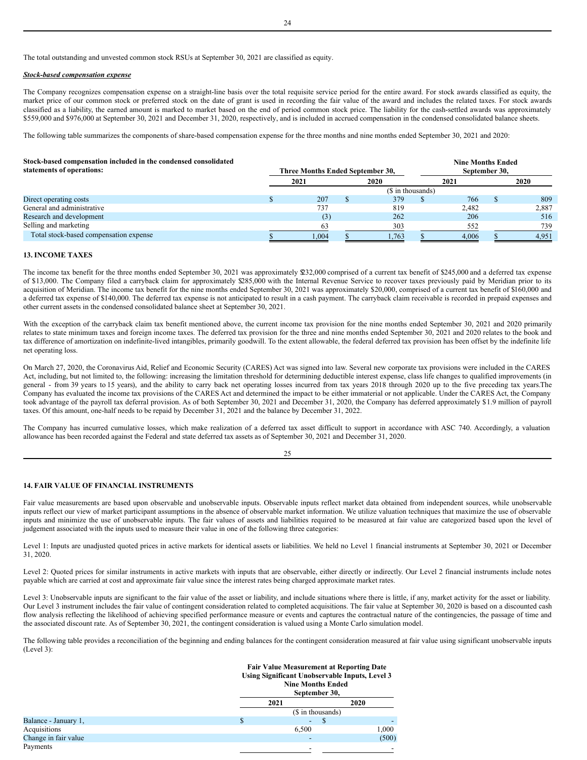The total outstanding and unvested common stock RSUs at September 30, 2021 are classified as equity.

***Stock-based compensation expense***

The Company recognizes compensation expense on a straight-line basis over the total requisite service period for the entire award. For stock awards classified as equity, the market price of our common stock or preferred stock on the date of grant is used in recording the fair value of the award and includes the related taxes. For stock awards classified as a liability, the earned amount is marked to market based on the end of period common stock price. The liability for the cash-settled awards was approximately $559,000 and $976,000 at September 30, 2021 and December 31, 2020, respectively, and is included in accrued compensation in the condensed consolidated balance sheets.

The following table summarizes the components of share-based compensation expense for the three months and nine months ended September 30, 2021 and 2020:

| Stock-based compensation included in the condensed consolidated statements of operations: | Three Months Ended September 30, | | Nine Months Ended September 30, | |
|---|---|---|---|---|
| | 2021 | 2020 | 2021 | 2020 |
| | ($ in thousands) | | | |
| Direct operating costs | $ 207 | $ 379 | $ 766 | $ 809 |
| General and administrative | 737 | 819 | 2,482 | 2,887 |
| Research and development | (3) | 262 | 206 | 516 |
| Selling and marketing | 63 | 303 | 552 | 739 |
| Total stock-based compensation expense | $ 1,004 | $ 1,763 | $ 4,006 | $ 4,951 |

## 13. INCOME TAXES

The income tax benefit for the three months ended September 30, 2021 was approximately $232,000 comprised of a current tax benefit of $245,000 and a deferred tax expense of $13,000. The Company filed a carryback claim for approximately $285,000 with the Internal Revenue Service to recover taxes previously paid by Meridian prior to its acquisition of Meridian. The income tax benefit for the nine months ended September 30, 2021 was approximately $20,000, comprised of a current tax benefit of $160,000 and a deferred tax expense of $140,000. The deferred tax expense is not anticipated to result in a cash payment. The carryback claim receivable is recorded in prepaid expenses and other current assets in the condensed consolidated balance sheet at September 30, 2021.

With the exception of the carryback claim tax benefit mentioned above, the current income tax provision for the nine months ended September 30, 2021 and 2020 primarily relates to state minimum taxes and foreign income taxes. The deferred tax provision for the three and nine months ended September 30, 2021 and 2020 relates to the book and tax difference of amortization on indefinite-lived intangibles, primarily goodwill. To the extent allowable, the federal deferred tax provision has been offset by the indefinite life net operating loss.

On March 27, 2020, the Coronavirus Aid, Relief and Economic Security (CARES) Act was signed into law. Several new corporate tax provisions were included in the CARES Act, including, but not limited to, the following: increasing the limitation threshold for determining deductible interest expense, class life changes to qualified improvements (in general - from 39 years to 15 years), and the ability to carry back net operating losses incurred from tax years 2018 through 2020 up to the five preceding tax years.The Company has evaluated the income tax provisions of the CARES Act and determined the impact to be either immaterial or not applicable. Under the CARES Act, the Company took advantage of the payroll tax deferral provision. As of both September 30, 2021 and December 31, 2020, the Company has deferred approximately $1.9 million of payroll taxes. Of this amount, one-half needs to be repaid by December 31, 2021 and the balance by December 31, 2022.

The Company has incurred cumulative losses, which make realization of a deferred tax asset difficult to support in accordance with ASC 740. Accordingly, a valuation allowance has been recorded against the Federal and state deferred tax assets as of September 30, 2021 and December 31, 2020.

## 14. FAIR VALUE OF FINANCIAL INSTRUMENTS

Fair value measurements are based upon observable and unobservable inputs. Observable inputs reflect market data obtained from independent sources, while unobservable inputs reflect our view of market participant assumptions in the absence of observable market information. We utilize valuation techniques that maximize the use of observable inputs and minimize the use of unobservable inputs. The fair values of assets and liabilities required to be measured at fair value are categorized based upon the level of judgement associated with the inputs used to measure their value in one of the following three categories:

Level 1: Inputs are unadjusted quoted prices in active markets for identical assets or liabilities. We held no Level 1 financial instruments at September 30, 2021 or December 31, 2020.

Level 2: Quoted prices for similar instruments in active markets with inputs that are observable, either directly or indirectly. Our Level 2 financial instruments include notes payable which are carried at cost and approximate fair value since the interest rates being charged approximate market rates.

Level 3: Unobservable inputs are significant to the fair value of the asset or liability, and include situations where there is little, if any, market activity for the asset or liability. Our Level 3 instrument includes the fair value of contingent consideration related to completed acquisitions. The fair value at September 30, 2020 is based on a discounted cash flow analysis reflecting the likelihood of achieving specified performance measure or events and captures the contractual nature of the contingencies, the passage of time and the associated discount rate. As of September 30, 2021, the contingent consideration is valued using a Monte Carlo simulation model.

The following table provides a reconciliation of the beginning and ending balances for the contingent consideration measured at fair value using significant unobservable inputs (Level 3):

| | Fair Value Measurement at Reporting Date Using Significant Unobservable Inputs, Level 3 Nine Months Ended September 30, | |
|---|---|---|
| | 2021 | 2020 |
| | ($ in thousands) | |
| Balance - January 1, | $ - | $ - |
| Acquisitions | 6,500 | 1,000 |
| Change in fair value | - | (500) |
| Payments | - | - |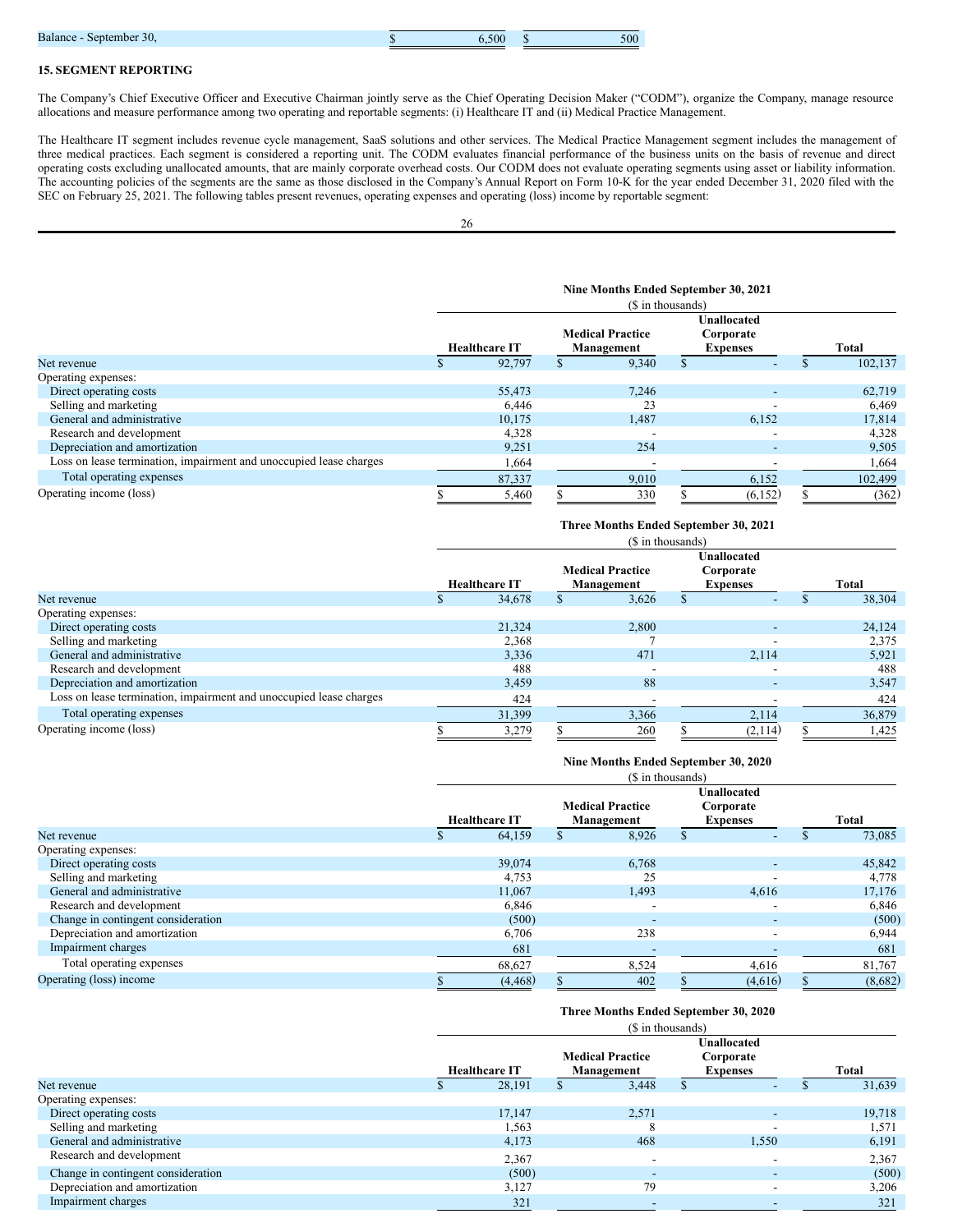| Balance - September 30, | $ 6,500 | $ 500 |
|---|---|---|

## 15. SEGMENT REPORTING

The Company's Chief Executive Officer and Executive Chairman jointly serve as the Chief Operating Decision Maker ("CODM"), organize the Company, manage resource allocations and measure performance among two operating and reportable segments: (i) Healthcare IT and (ii) Medical Practice Management.

The Healthcare IT segment includes revenue cycle management, SaaS solutions and other services. The Medical Practice Management segment includes the management of three medical practices. Each segment is considered a reporting unit. The CODM evaluates financial performance of the business units on the basis of revenue and direct operating costs excluding unallocated amounts, that are mainly corporate overhead costs. Our CODM does not evaluate operating segments using asset or liability information. The accounting policies of the segments are the same as those disclosed in the Company's Annual Report on Form 10-K for the year ended December 31, 2020 filed with the SEC on February 25, 2021. The following tables present revenues, operating expenses and operating (loss) income by reportable segment:

| | Nine Months Ended September 30, 2021 ($ in thousands) | | | |
|---|---|---|---|---|
| | Healthcare IT | Medical Practice Management | Unallocated Corporate Expenses | Total |
| Net revenue | $ 92,797 | $ 9,340 | $ - | $ 102,137 |
| Operating expenses: | | | | |
| Direct operating costs | 55,473 | 7,246 | - | 62,719 |
| Selling and marketing | 6,446 | 23 | - | 6,469 |
| General and administrative | 10,175 | 1,487 | 6,152 | 17,814 |
| Research and development | 4,328 | - | - | 4,328 |
| Depreciation and amortization | 9,251 | 254 | - | 9,505 |
| Loss on lease termination, impairment and unoccupied lease charges | 1,664 | - | - | 1,664 |
| Total operating expenses | 87,337 | 9,010 | 6,152 | 102,499 |
| Operating income (loss) | $ 5,460 | $ 330 | $ (6,152) | $ (362) |

| | Three Months Ended September 30, 2021 ($ in thousands) | | | |
|---|---|---|---|---|
| | Healthcare IT | Medical Practice Management | Unallocated Corporate Expenses | Total |
| Net revenue | $ 34,678 | $ 3,626 | $ - | $ 38,304 |
| Operating expenses: | | | | |
| Direct operating costs | 21,324 | 2,800 | - | 24,124 |
| Selling and marketing | 2,368 | 7 | - | 2,375 |
| General and administrative | 3,336 | 471 | 2,114 | 5,921 |
| Research and development | 488 | - | - | 488 |
| Depreciation and amortization | 3,459 | 88 | - | 3,547 |
| Loss on lease termination, impairment and unoccupied lease charges | 424 | - | - | 424 |
| Total operating expenses | 31,399 | 3,366 | 2,114 | 36,879 |
| Operating income (loss) | $ 3,279 | $ 260 | $ (2,114) | $ 1,425 |

| | Nine Months Ended September 30, 2020 ($ in thousands) | | | |
|---|---|---|---|---|
| | Healthcare IT | Medical Practice Management | Unallocated Corporate Expenses | Total |
| Net revenue | $ 64,159 | $ 8,926 | $ - | $ 73,085 |
| Operating expenses: | | | | |
| Direct operating costs | 39,074 | 6,768 | - | 45,842 |
| Selling and marketing | 4,753 | 25 | - | 4,778 |
| General and administrative | 11,067 | 1,493 | 4,616 | 17,176 |
| Research and development | 6,846 | - | - | 6,846 |
| Change in contingent consideration | (500) | - | - | (500) |
| Depreciation and amortization | 6,706 | 238 | - | 6,944 |
| Impairment charges | 681 | - | - | 681 |
| Total operating expenses | 68,627 | 8,524 | 4,616 | 81,767 |
| Operating (loss) income | $ (4,468) | $ 402 | $ (4,616) | $ (8,682) |

| | Three Months Ended September 30, 2020 ($ in thousands) | | | |
|---|---|---|---|---|
| | Healthcare IT | Medical Practice Management | Unallocated Corporate Expenses | Total |
| Net revenue | $ 28,191 | $ 3,448 | $ - | $ 31,639 |
| Operating expenses: | | | | |
| Direct operating costs | 17,147 | 2,571 | - | 19,718 |
| Selling and marketing | 1,563 | 8 | - | 1,571 |
| General and administrative | 4,173 | 468 | 1,550 | 6,191 |
| Research and development | 2,367 | - | - | 2,367 |
| Change in contingent consideration | (500) | - | - | (500) |
| Depreciation and amortization | 3,127 | 79 | - | 3,206 |
| Impairment charges | 321 | - | - | 321 |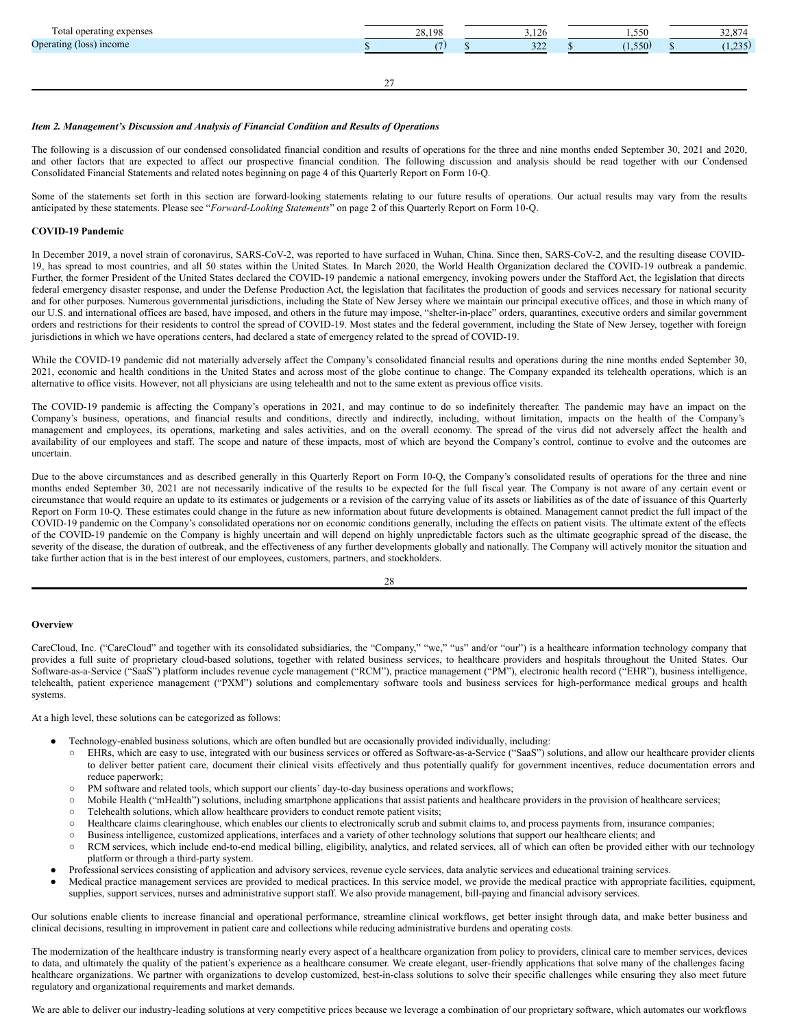| | | | | |
|---|---|---|---|---|
| Total operating expenses | 28,198 | 3,126 | 1,550 | 32,874 |
| Operating (loss) income | $ (7) | $ 322 | $ (1,550) | $ (1,235) |

***Item 2. Management's Discussion and Analysis of Financial Condition and Results of Operations***

The following is a discussion of our condensed consolidated financial condition and results of operations for the three and nine months ended September 30, 2021 and 2020, and other factors that are expected to affect our prospective financial condition. The following discussion and analysis should be read together with our Condensed Consolidated Financial Statements and related notes beginning on page 4 of this Quarterly Report on Form 10-Q.

Some of the statements set forth in this section are forward-looking statements relating to our future results of operations. Our actual results may vary from the results anticipated by these statements. Please see "*Forward-Looking Statements*" on page 2 of this Quarterly Report on Form 10-Q.

**COVID-19 Pandemic**

In December 2019, a novel strain of coronavirus, SARS-CoV-2, was reported to have surfaced in Wuhan, China. Since then, SARS-CoV-2, and the resulting disease COVID-19, has spread to most countries, and all 50 states within the United States. In March 2020, the World Health Organization declared the COVID-19 outbreak a pandemic. Further, the former President of the United States declared the COVID-19 pandemic a national emergency, invoking powers under the Stafford Act, the legislation that directs federal emergency disaster response, and under the Defense Production Act, the legislation that facilitates the production of goods and services necessary for national security and for other purposes. Numerous governmental jurisdictions, including the State of New Jersey where we maintain our principal executive offices, and those in which many of our U.S. and international offices are based, have imposed, and others in the future may impose, "shelter-in-place" orders, quarantines, executive orders and similar government orders and restrictions for their residents to control the spread of COVID-19. Most states and the federal government, including the State of New Jersey, together with foreign jurisdictions in which we have operations centers, had declared a state of emergency related to the spread of COVID-19.

While the COVID-19 pandemic did not materially adversely affect the Company's consolidated financial results and operations during the nine months ended September 30, 2021, economic and health conditions in the United States and across most of the globe continue to change. The Company expanded its telehealth operations, which is an alternative to office visits. However, not all physicians are using telehealth and not to the same extent as previous office visits.

The COVID-19 pandemic is affecting the Company's operations in 2021, and may continue to do so indefinitely thereafter. The pandemic may have an impact on the Company's business, operations, and financial results and conditions, directly and indirectly, including, without limitation, impacts on the health of the Company's management and employees, its operations, marketing and sales activities, and on the overall economy. The spread of the virus did not adversely affect the health and availability of our employees and staff. The scope and nature of these impacts, most of which are beyond the Company's control, continue to evolve and the outcomes are uncertain.

Due to the above circumstances and as described generally in this Quarterly Report on Form 10-Q, the Company's consolidated results of operations for the three and nine months ended September 30, 2021 are not necessarily indicative of the results to be expected for the full fiscal year. The Company is not aware of any certain event or circumstance that would require an update to its estimates or judgements or a revision of the carrying value of its assets or liabilities as of the date of issuance of this Quarterly Report on Form 10-Q. These estimates could change in the future as new information about future developments is obtained. Management cannot predict the full impact of the COVID-19 pandemic on the Company's consolidated operations nor on economic conditions generally, including the effects on patient visits. The ultimate extent of the effects of the COVID-19 pandemic on the Company is highly uncertain and will depend on highly unpredictable factors such as the ultimate geographic spread of the disease, the severity of the disease, the duration of outbreak, and the effectiveness of any further developments globally and nationally. The Company will actively monitor the situation and take further action that is in the best interest of our employees, customers, partners, and stockholders.

**Overview**

CareCloud, Inc. ("CareCloud" and together with its consolidated subsidiaries, the "Company," "we," "us" and/or "our") is a healthcare information technology company that provides a full suite of proprietary cloud-based solutions, together with related business services, to healthcare providers and hospitals throughout the United States. Our Software-as-a-Service ("SaaS") platform includes revenue cycle management ("RCM"), practice management ("PM"), electronic health record ("EHR"), business intelligence, telehealth, patient experience management ("PXM") solutions and complementary software tools and business services for high-performance medical groups and health systems.

At a high level, these solutions can be categorized as follows:

- Technology-enabled business solutions, which are often bundled but are occasionally provided individually, including:
  - EHRs, which are easy to use, integrated with our business services or offered as Software-as-a-Service ("SaaS") solutions, and allow our healthcare provider clients to deliver better patient care, document their clinical visits effectively and thus potentially qualify for government incentives, reduce documentation errors and reduce paperwork;
  - PM software and related tools, which support our clients' day-to-day business operations and workflows;
  - Mobile Health ("mHealth") solutions, including smartphone applications that assist patients and healthcare providers in the provision of healthcare services;
  - Telehealth solutions, which allow healthcare providers to conduct remote patient visits;
  - Healthcare claims clearinghouse, which enables our clients to electronically scrub and submit claims to, and process payments from, insurance companies;
  - Business intelligence, customized applications, interfaces and a variety of other technology solutions that support our healthcare clients; and
  - RCM services, which include end-to-end medical billing, eligibility, analytics, and related services, all of which can often be provided either with our technology platform or through a third-party system.
- Professional services consisting of application and advisory services, revenue cycle services, data analytic services and educational training services.
- Medical practice management services are provided to medical practices. In this service model, we provide the medical practice with appropriate facilities, equipment, supplies, support services, nurses and administrative support staff. We also provide management, bill-paying and financial advisory services.

Our solutions enable clients to increase financial and operational performance, streamline clinical workflows, get better insight through data, and make better business and clinical decisions, resulting in improvement in patient care and collections while reducing administrative burdens and operating costs.

The modernization of the healthcare industry is transforming nearly every aspect of a healthcare organization from policy to providers, clinical care to member services, devices to data, and ultimately the quality of the patient's experience as a healthcare consumer. We create elegant, user-friendly applications that solve many of the challenges facing healthcare organizations. We partner with organizations to develop customized, best-in-class solutions to solve their specific challenges while ensuring they also meet future regulatory and organizational requirements and market demands.

We are able to deliver our industry-leading solutions at very competitive prices because we leverage a combination of our proprietary software, which automates our workflows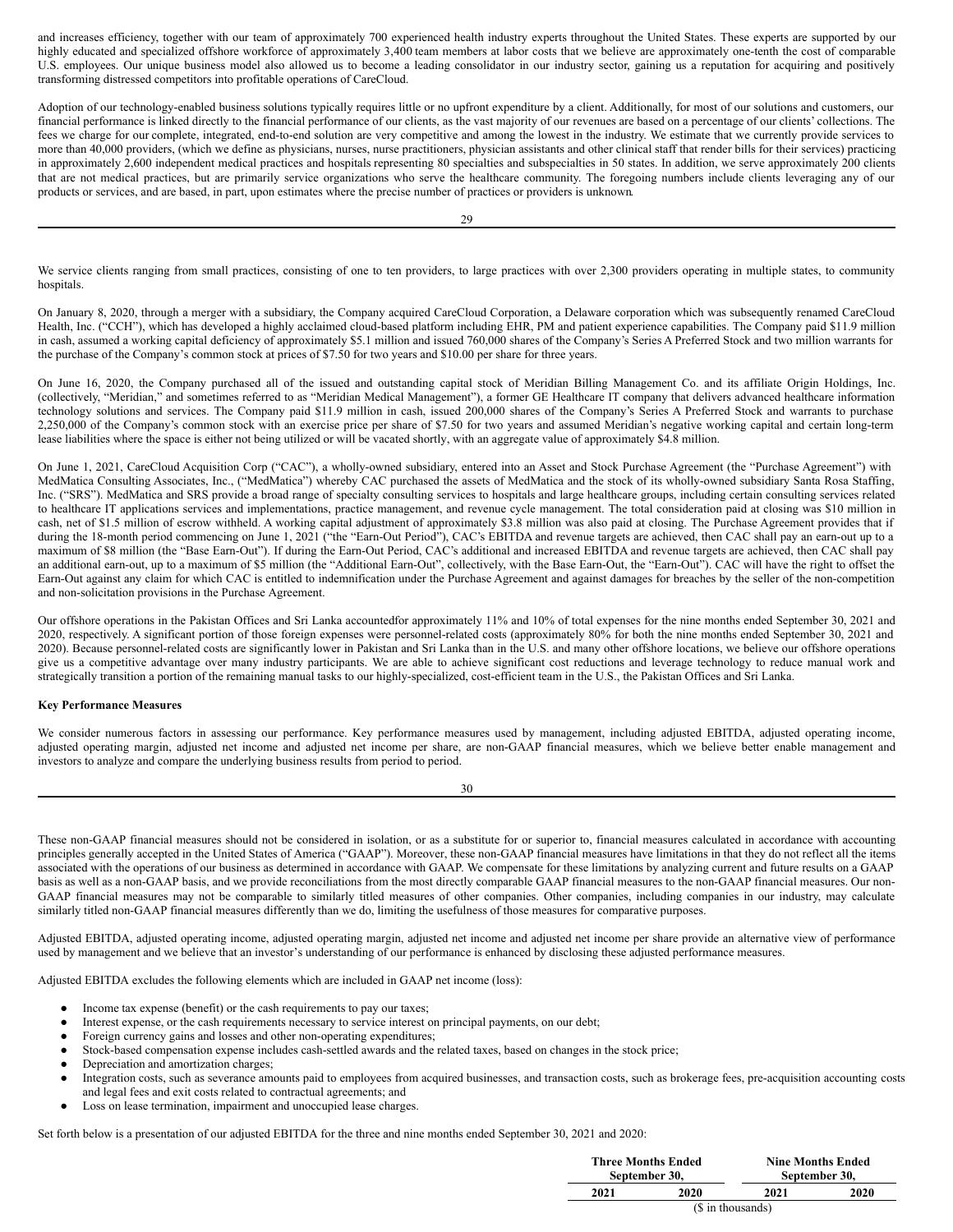and increases efficiency, together with our team of approximately 700 experienced health industry experts throughout the United States. These experts are supported by our highly educated and specialized offshore workforce of approximately 3,400 team members at labor costs that we believe are approximately one-tenth the cost of comparable U.S. employees. Our unique business model also allowed us to become a leading consolidator in our industry sector, gaining us a reputation for acquiring and positively transforming distressed competitors into profitable operations of CareCloud.

Adoption of our technology-enabled business solutions typically requires little or no upfront expenditure by a client. Additionally, for most of our solutions and customers, our financial performance is linked directly to the financial performance of our clients, as the vast majority of our revenues are based on a percentage of our clients' collections. The fees we charge for our complete, integrated, end-to-end solution are very competitive and among the lowest in the industry. We estimate that we currently provide services to more than 40,000 providers, (which we define as physicians, nurses, nurse practitioners, physician assistants and other clinical staff that render bills for their services) practicing in approximately 2,600 independent medical practices and hospitals representing 80 specialties and subspecialties in 50 states. In addition, we serve approximately 200 clients that are not medical practices, but are primarily service organizations who serve the healthcare community. The foregoing numbers include clients leveraging any of our products or services, and are based, in part, upon estimates where the precise number of practices or providers is unknown.

We service clients ranging from small practices, consisting of one to ten providers, to large practices with over 2,300 providers operating in multiple states, to community hospitals.

On January 8, 2020, through a merger with a subsidiary, the Company acquired CareCloud Corporation, a Delaware corporation which was subsequently renamed CareCloud Health, Inc. ("CCH"), which has developed a highly acclaimed cloud-based platform including EHR, PM and patient experience capabilities. The Company paid $11.9 million in cash, assumed a working capital deficiency of approximately $5.1 million and issued 760,000 shares of the Company's Series A Preferred Stock and two million warrants for the purchase of the Company's common stock at prices of $7.50 for two years and $10.00 per share for three years.

On June 16, 2020, the Company purchased all of the issued and outstanding capital stock of Meridian Billing Management Co. and its affiliate Origin Holdings, Inc. (collectively, "Meridian," and sometimes referred to as "Meridian Medical Management"), a former GE Healthcare IT company that delivers advanced healthcare information technology solutions and services. The Company paid $11.9 million in cash, issued 200,000 shares of the Company's Series A Preferred Stock and warrants to purchase 2,250,000 of the Company's common stock with an exercise price per share of $7.50 for two years and assumed Meridian's negative working capital and certain long-term lease liabilities where the space is either not being utilized or will be vacated shortly, with an aggregate value of approximately $4.8 million.

On June 1, 2021, CareCloud Acquisition Corp ("CAC"), a wholly-owned subsidiary, entered into an Asset and Stock Purchase Agreement (the "Purchase Agreement") with MedMatica Consulting Associates, Inc., ("MedMatica") whereby CAC purchased the assets of MedMatica and the stock of its wholly-owned subsidiary Santa Rosa Staffing, Inc. ("SRS"). MedMatica and SRS provide a broad range of specialty consulting services to hospitals and large healthcare groups, including certain consulting services related to healthcare IT applications services and implementations, practice management, and revenue cycle management. The total consideration paid at closing was $10 million in cash, net of $1.5 million of escrow withheld. A working capital adjustment of approximately $3.8 million was also paid at closing. The Purchase Agreement provides that if during the 18-month period commencing on June 1, 2021 ("the "Earn-Out Period"), CAC's EBITDA and revenue targets are achieved, then CAC shall pay an earn-out up to a maximum of $8 million (the "Base Earn-Out"). If during the Earn-Out Period, CAC's additional and increased EBITDA and revenue targets are achieved, then CAC shall pay an additional earn-out, up to a maximum of $5 million (the "Additional Earn-Out", collectively, with the Base Earn-Out, the "Earn-Out"). CAC will have the right to offset the Earn-Out against any claim for which CAC is entitled to indemnification under the Purchase Agreement and against damages for breaches by the seller of the non-competition and non-solicitation provisions in the Purchase Agreement.

Our offshore operations in the Pakistan Offices and Sri Lanka accountedfor approximately 11% and 10% of total expenses for the nine months ended September 30, 2021 and 2020, respectively. A significant portion of those foreign expenses were personnel-related costs (approximately 80% for both the nine months ended September 30, 2021 and 2020). Because personnel-related costs are significantly lower in Pakistan and Sri Lanka than in the U.S. and many other offshore locations, we believe our offshore operations give us a competitive advantage over many industry participants. We are able to achieve significant cost reductions and leverage technology to reduce manual work and strategically transition a portion of the remaining manual tasks to our highly-specialized, cost-efficient team in the U.S., the Pakistan Offices and Sri Lanka.

**Key Performance Measures**

We consider numerous factors in assessing our performance. Key performance measures used by management, including adjusted EBITDA, adjusted operating income, adjusted operating margin, adjusted net income and adjusted net income per share, are non-GAAP financial measures, which we believe better enable management and investors to analyze and compare the underlying business results from period to period.

These non-GAAP financial measures should not be considered in isolation, or as a substitute for or superior to, financial measures calculated in accordance with accounting principles generally accepted in the United States of America ("GAAP"). Moreover, these non-GAAP financial measures have limitations in that they do not reflect all the items associated with the operations of our business as determined in accordance with GAAP. We compensate for these limitations by analyzing current and future results on a GAAP basis as well as a non-GAAP basis, and we provide reconciliations from the most directly comparable GAAP financial measures to the non-GAAP financial measures. Our non-GAAP financial measures may not be comparable to similarly titled measures of other companies. Other companies, including companies in our industry, may calculate similarly titled non-GAAP financial measures differently than we do, limiting the usefulness of those measures for comparative purposes.

Adjusted EBITDA, adjusted operating income, adjusted operating margin, adjusted net income and adjusted net income per share provide an alternative view of performance used by management and we believe that an investor's understanding of our performance is enhanced by disclosing these adjusted performance measures.

Adjusted EBITDA excludes the following elements which are included in GAAP net income (loss):

- Income tax expense (benefit) or the cash requirements to pay our taxes;
- Interest expense, or the cash requirements necessary to service interest on principal payments, on our debt;
- Foreign currency gains and losses and other non-operating expenditures;
- Stock-based compensation expense includes cash-settled awards and the related taxes, based on changes in the stock price;
- Depreciation and amortization charges;
- Integration costs, such as severance amounts paid to employees from acquired businesses, and transaction costs, such as brokerage fees, pre-acquisition accounting costs and legal fees and exit costs related to contractual agreements; and
- Loss on lease termination, impairment and unoccupied lease charges.

Set forth below is a presentation of our adjusted EBITDA for the three and nine months ended September 30, 2021 and 2020:

| | Three Months Ended September 30, | | Nine Months Ended September 30, | |
|---|---|---|---|---|
| | 2021 | 2020 | 2021 | 2020 |
| | ($ in thousands) | | | |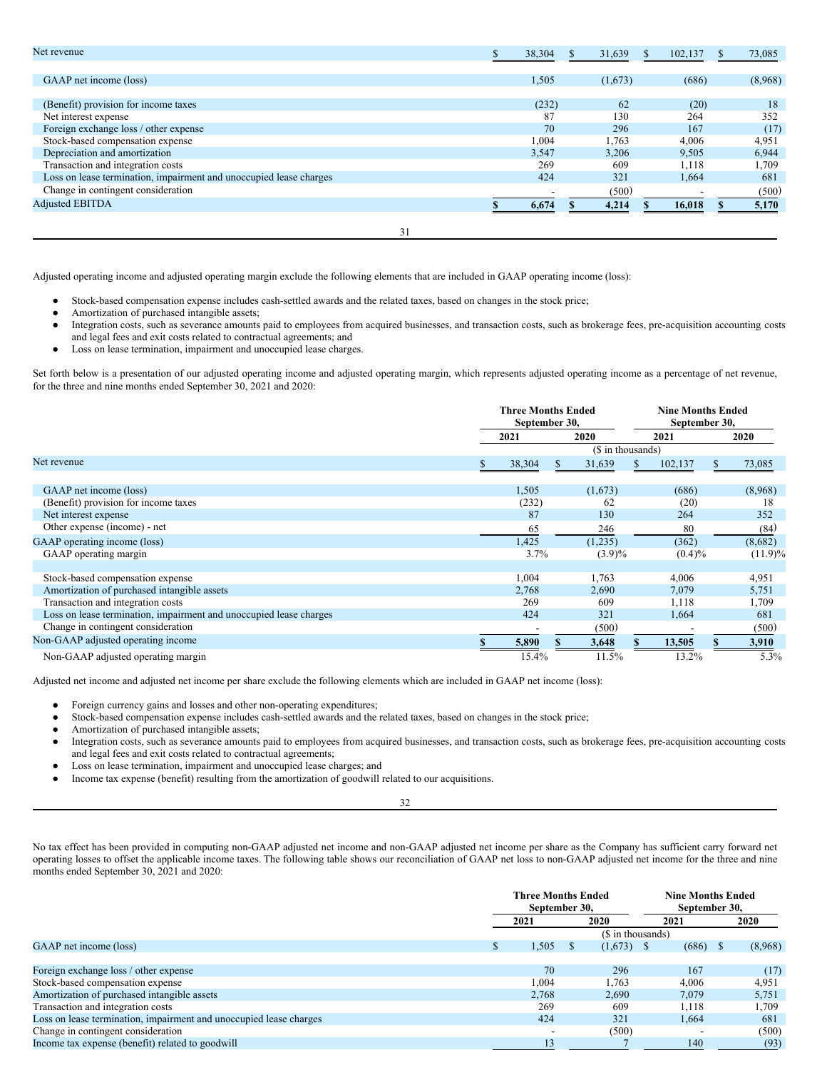| | | | | |
|---|---|---|---|---|
| Net revenue | $ 38,304 | $ 31,639 | $ 102,137 | $ 73,085 |
| | | | | |
| GAAP net income (loss) | 1,505 | (1,673) | (686) | (8,968) |
| | | | | |
| (Benefit) provision for income taxes | (232) | 62 | (20) | 18 |
| Net interest expense | 87 | 130 | 264 | 352 |
| Foreign exchange loss / other expense | 70 | 296 | 167 | (17) |
| Stock-based compensation expense | 1,004 | 1,763 | 4,006 | 4,951 |
| Depreciation and amortization | 3,547 | 3,206 | 9,505 | 6,944 |
| Transaction and integration costs | 269 | 609 | 1,118 | 1,709 |
| Loss on lease termination, impairment and unoccupied lease charges | 424 | 321 | 1,664 | 681 |
| Change in contingent consideration | - | (500) | - | (500) |
| Adjusted EBITDA | **$ 6,674** | **$ 4,214** | **$ 16,018** | **$ 5,170** |

Adjusted operating income and adjusted operating margin exclude the following elements that are included in GAAP operating income (loss):

- Stock-based compensation expense includes cash-settled awards and the related taxes, based on changes in the stock price;
- Amortization of purchased intangible assets;
- Integration costs, such as severance amounts paid to employees from acquired businesses, and transaction costs, such as brokerage fees, pre-acquisition accounting costs and legal fees and exit costs related to contractual agreements; and
- Loss on lease termination, impairment and unoccupied lease charges.

Set forth below is a presentation of our adjusted operating income and adjusted operating margin, which represents adjusted operating income as a percentage of net revenue, for the three and nine months ended September 30, 2021 and 2020:

| | **Three Months Ended September 30,** | | **Nine Months Ended September 30,** | |
|---|---|---|---|---|
| | **2021** | **2020** | **2021** | **2020** |
| | ($ in thousands) | | | |
| Net revenue | $ 38,304 | $ 31,639 | $ 102,137 | $ 73,085 |
| | | | | |
| GAAP net income (loss) | 1,505 | (1,673) | (686) | (8,968) |
| (Benefit) provision for income taxes | (232) | 62 | (20) | 18 |
| Net interest expense | 87 | 130 | 264 | 352 |
| Other expense (income) - net | 65 | 246 | 80 | (84) |
| GAAP operating income (loss) | 1,425 | (1,235) | (362) | (8,682) |
| GAAP operating margin | 3.7% | (3.9)% | (0.4)% | (11.9)% |
| | | | | |
| Stock-based compensation expense | 1,004 | 1,763 | 4,006 | 4,951 |
| Amortization of purchased intangible assets | 2,768 | 2,690 | 7,079 | 5,751 |
| Transaction and integration costs | 269 | 609 | 1,118 | 1,709 |
| Loss on lease termination, impairment and unoccupied lease charges | 424 | 321 | 1,664 | 681 |
| Change in contingent consideration | - | (500) | - | (500) |
| Non-GAAP adjusted operating income | **$ 5,890** | **$ 3,648** | **$ 13,505** | **$ 3,910** |
| Non-GAAP adjusted operating margin | 15.4% | 11.5% | 13.2% | 5.3% |

Adjusted net income and adjusted net income per share exclude the following elements which are included in GAAP net income (loss):

- Foreign currency gains and losses and other non-operating expenditures;
- Stock-based compensation expense includes cash-settled awards and the related taxes, based on changes in the stock price;
- Amortization of purchased intangible assets;
- Integration costs, such as severance amounts paid to employees from acquired businesses, and transaction costs, such as brokerage fees, pre-acquisition accounting costs and legal fees and exit costs related to contractual agreements;
- Loss on lease termination, impairment and unoccupied lease charges; and
- Income tax expense (benefit) resulting from the amortization of goodwill related to our acquisitions.

No tax effect has been provided in computing non-GAAP adjusted net income and non-GAAP adjusted net income per share as the Company has sufficient carry forward net operating losses to offset the applicable income taxes. The following table shows our reconciliation of GAAP net loss to non-GAAP adjusted net income for the three and nine months ended September 30, 2021 and 2020:

| | **Three Months Ended September 30,** | | **Nine Months Ended September 30,** | |
|---|---|---|---|---|
| | **2021** | **2020** | **2021** | **2020** |
| | ($ in thousands) | | | |
| GAAP net income (loss) | $ 1,505 | $ (1,673) | $ (686) | $ (8,968) |
| | | | | |
| Foreign exchange loss / other expense | 70 | 296 | 167 | (17) |
| Stock-based compensation expense | 1,004 | 1,763 | 4,006 | 4,951 |
| Amortization of purchased intangible assets | 2,768 | 2,690 | 7,079 | 5,751 |
| Transaction and integration costs | 269 | 609 | 1,118 | 1,709 |
| Loss on lease termination, impairment and unoccupied lease charges | 424 | 321 | 1,664 | 681 |
| Change in contingent consideration | - | (500) | - | (500) |
| Income tax expense (benefit) related to goodwill | 13 | 7 | 140 | (93) |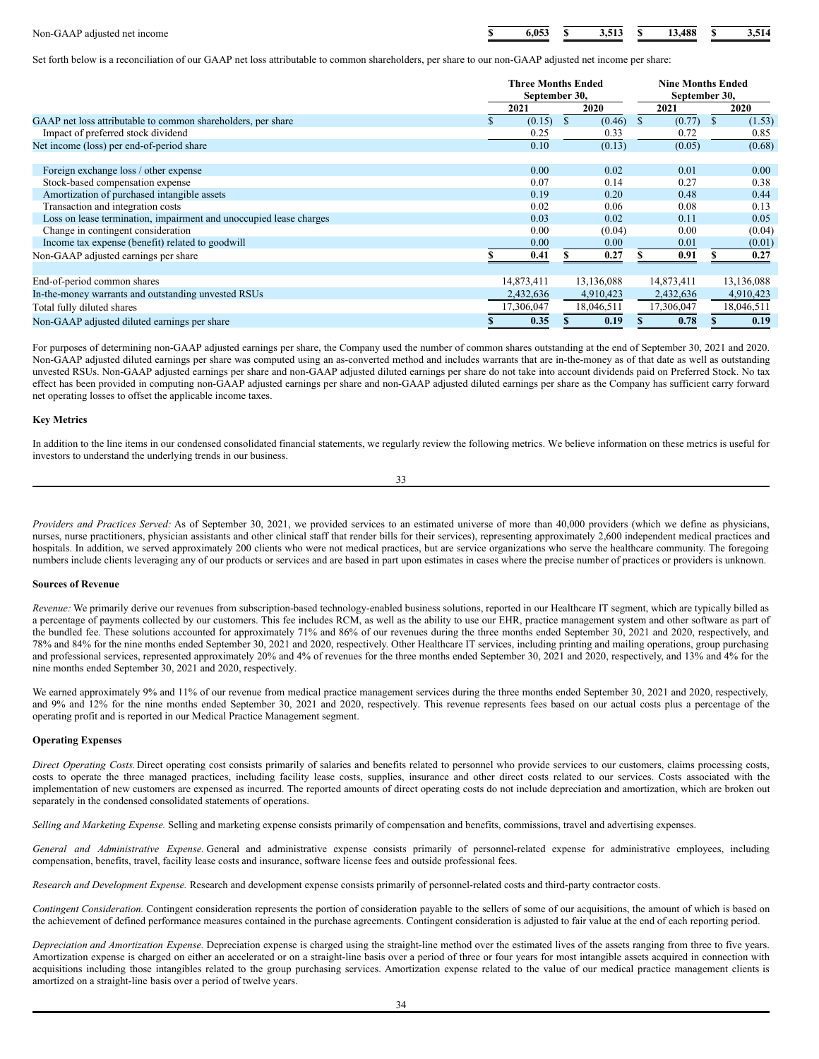| Non-GAAP adjusted net income | $ 6,053 | $ 3,513 | $ 13,488 | $ 3,514 |
|---|---|---|---|---|

Set forth below is a reconciliation of our GAAP net loss attributable to common shareholders, per share to our non-GAAP adjusted net income per share:

| | Three Months Ended September 30, | | Nine Months Ended September 30, | |
|---|---|---|---|---|
| | 2021 | 2020 | 2021 | 2020 |
| GAAP net loss attributable to common shareholders, per share | $ (0.15) | $ (0.46) | $ (0.77) | $ (1.53) |
| Impact of preferred stock dividend | 0.25 | 0.33 | 0.72 | 0.85 |
| Net income (loss) per end-of-period share | 0.10 | (0.13) | (0.05) | (0.68) |
| | | | | |
| Foreign exchange loss / other expense | 0.00 | 0.02 | 0.01 | 0.00 |
| Stock-based compensation expense | 0.07 | 0.14 | 0.27 | 0.38 |
| Amortization of purchased intangible assets | 0.19 | 0.20 | 0.48 | 0.44 |
| Transaction and integration costs | 0.02 | 0.06 | 0.08 | 0.13 |
| Loss on lease termination, impairment and unoccupied lease charges | 0.03 | 0.02 | 0.11 | 0.05 |
| Change in contingent consideration | 0.00 | (0.04) | 0.00 | (0.04) |
| Income tax expense (benefit) related to goodwill | 0.00 | 0.00 | 0.01 | (0.01) |
| Non-GAAP adjusted earnings per share | $ 0.41 | $ 0.27 | $ 0.91 | $ 0.27 |
| | | | | |
| End-of-period common shares | 14,873,411 | 13,136,088 | 14,873,411 | 13,136,088 |
| In-the-money warrants and outstanding unvested RSUs | 2,432,636 | 4,910,423 | 2,432,636 | 4,910,423 |
| Total fully diluted shares | 17,306,047 | 18,046,511 | 17,306,047 | 18,046,511 |
| Non-GAAP adjusted diluted earnings per share | $ 0.35 | $ 0.19 | $ 0.78 | $ 0.19 |

For purposes of determining non-GAAP adjusted earnings per share, the Company used the number of common shares outstanding at the end of September 30, 2021 and 2020. Non-GAAP adjusted diluted earnings per share was computed using an as-converted method and includes warrants that are in-the-money as of that date as well as outstanding unvested RSUs. Non-GAAP adjusted earnings per share and non-GAAP adjusted diluted earnings per share do not take into account dividends paid on Preferred Stock. No tax effect has been provided in computing non-GAAP adjusted earnings per share and non-GAAP adjusted diluted earnings per share as the Company has sufficient carry forward net operating losses to offset the applicable income taxes.

**Key Metrics**

In addition to the line items in our condensed consolidated financial statements, we regularly review the following metrics. We believe information on these metrics is useful for investors to understand the underlying trends in our business.

*Providers and Practices Served:* As of September 30, 2021, we provided services to an estimated universe of more than 40,000 providers (which we define as physicians, nurses, nurse practitioners, physician assistants and other clinical staff that render bills for their services), representing approximately 2,600 independent medical practices and hospitals. In addition, we served approximately 200 clients who were not medical practices, but are service organizations who serve the healthcare community. The foregoing numbers include clients leveraging any of our products or services and are based in part upon estimates in cases where the precise number of practices or providers is unknown.

**Sources of Revenue**

*Revenue:* We primarily derive our revenues from subscription-based technology-enabled business solutions, reported in our Healthcare IT segment, which are typically billed as a percentage of payments collected by our customers. This fee includes RCM, as well as the ability to use our EHR, practice management system and other software as part of the bundled fee. These solutions accounted for approximately 71% and 86% of our revenues during the three months ended September 30, 2021 and 2020, respectively, and 78% and 84% for the nine months ended September 30, 2021 and 2020, respectively. Other Healthcare IT services, including printing and mailing operations, group purchasing and professional services, represented approximately 20% and 4% of revenues for the three months ended September 30, 2021 and 2020, respectively, and 13% and 4% for the nine months ended September 30, 2021 and 2020, respectively.

We earned approximately 9% and 11% of our revenue from medical practice management services during the three months ended September 30, 2021 and 2020, respectively, and 9% and 12% for the nine months ended September 30, 2021 and 2020, respectively. This revenue represents fees based on our actual costs plus a percentage of the operating profit and is reported in our Medical Practice Management segment.

**Operating Expenses**

*Direct Operating Costs.* Direct operating cost consists primarily of salaries and benefits related to personnel who provide services to our customers, claims processing costs, costs to operate the three managed practices, including facility lease costs, supplies, insurance and other direct costs related to our services. Costs associated with the implementation of new customers are expensed as incurred. The reported amounts of direct operating costs do not include depreciation and amortization, which are broken out separately in the condensed consolidated statements of operations.

*Selling and Marketing Expense.* Selling and marketing expense consists primarily of compensation and benefits, commissions, travel and advertising expenses.

*General and Administrative Expense.* General and administrative expense consists primarily of personnel-related expense for administrative employees, including compensation, benefits, travel, facility lease costs and insurance, software license fees and outside professional fees.

*Research and Development Expense.* Research and development expense consists primarily of personnel-related costs and third-party contractor costs.

*Contingent Consideration.* Contingent consideration represents the portion of consideration payable to the sellers of some of our acquisitions, the amount of which is based on the achievement of defined performance measures contained in the purchase agreements. Contingent consideration is adjusted to fair value at the end of each reporting period.

*Depreciation and Amortization Expense.* Depreciation expense is charged using the straight-line method over the estimated lives of the assets ranging from three to five years. Amortization expense is charged on either an accelerated or on a straight-line basis over a period of three or four years for most intangible assets acquired in connection with acquisitions including those intangibles related to the group purchasing services. Amortization expense related to the value of our medical practice management clients is amortized on a straight-line basis over a period of twelve years.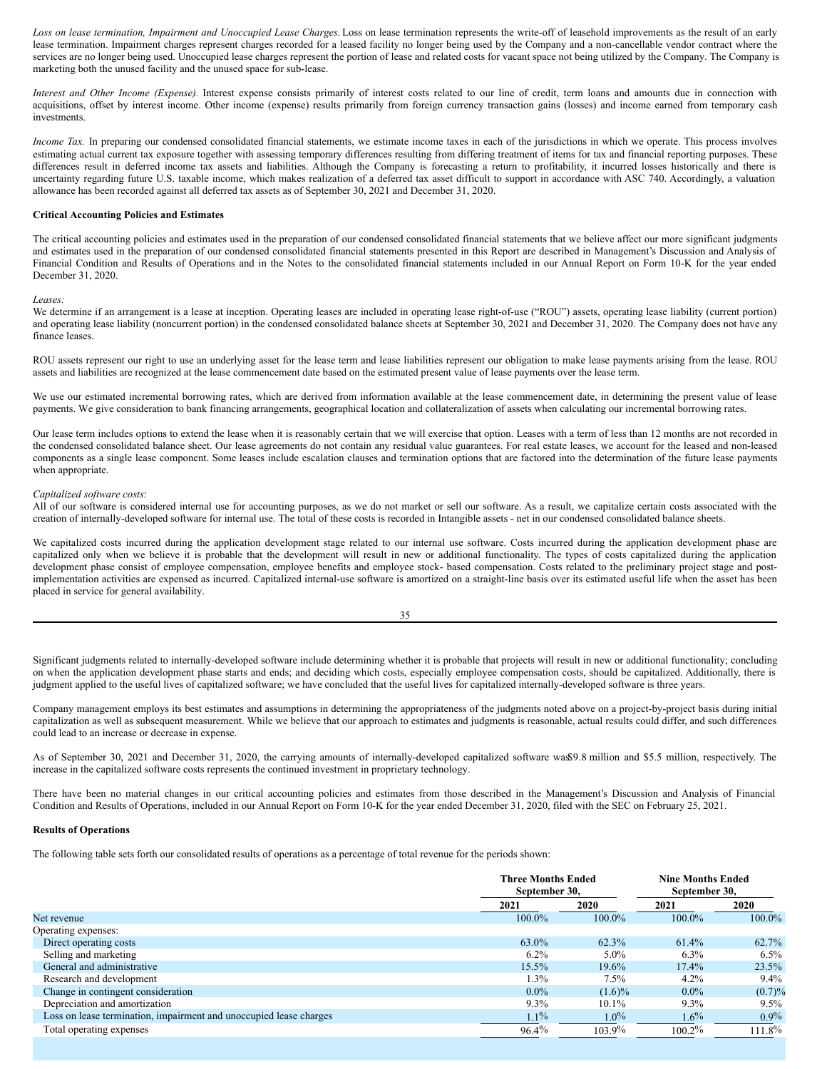*Loss on lease termination, Impairment and Unoccupied Lease Charges.* Loss on lease termination represents the write-off of leasehold improvements as the result of an early lease termination. Impairment charges represent charges recorded for a leased facility no longer being used by the Company and a non-cancellable vendor contract where the services are no longer being used. Unoccupied lease charges represent the portion of lease and related costs for vacant space not being utilized by the Company. The Company is marketing both the unused facility and the unused space for sub-lease.

*Interest and Other Income (Expense).* Interest expense consists primarily of interest costs related to our line of credit, term loans and amounts due in connection with acquisitions, offset by interest income. Other income (expense) results primarily from foreign currency transaction gains (losses) and income earned from temporary cash investments.

*Income Tax.* In preparing our condensed consolidated financial statements, we estimate income taxes in each of the jurisdictions in which we operate. This process involves estimating actual current tax exposure together with assessing temporary differences resulting from differing treatment of items for tax and financial reporting purposes. These differences result in deferred income tax assets and liabilities. Although the Company is forecasting a return to profitability, it incurred losses historically and there is uncertainty regarding future U.S. taxable income, which makes realization of a deferred tax asset difficult to support in accordance with ASC 740. Accordingly, a valuation allowance has been recorded against all deferred tax assets as of September 30, 2021 and December 31, 2020.

**Critical Accounting Policies and Estimates**

The critical accounting policies and estimates used in the preparation of our condensed consolidated financial statements that we believe affect our more significant judgments and estimates used in the preparation of our condensed consolidated financial statements presented in this Report are described in Management's Discussion and Analysis of Financial Condition and Results of Operations and in the Notes to the consolidated financial statements included in our Annual Report on Form 10-K for the year ended December 31, 2020.

*Leases:*
We determine if an arrangement is a lease at inception. Operating leases are included in operating lease right-of-use ("ROU") assets, operating lease liability (current portion) and operating lease liability (noncurrent portion) in the condensed consolidated balance sheets at September 30, 2021 and December 31, 2020. The Company does not have any finance leases.

ROU assets represent our right to use an underlying asset for the lease term and lease liabilities represent our obligation to make lease payments arising from the lease. ROU assets and liabilities are recognized at the lease commencement date based on the estimated present value of lease payments over the lease term.

We use our estimated incremental borrowing rates, which are derived from information available at the lease commencement date, in determining the present value of lease payments. We give consideration to bank financing arrangements, geographical location and collateralization of assets when calculating our incremental borrowing rates.

Our lease term includes options to extend the lease when it is reasonably certain that we will exercise that option. Leases with a term of less than 12 months are not recorded in the condensed consolidated balance sheet. Our lease agreements do not contain any residual value guarantees. For real estate leases, we account for the leased and non-leased components as a single lease component. Some leases include escalation clauses and termination options that are factored into the determination of the future lease payments when appropriate.

*Capitalized software costs*:
All of our software is considered internal use for accounting purposes, as we do not market or sell our software. As a result, we capitalize certain costs associated with the creation of internally-developed software for internal use. The total of these costs is recorded in Intangible assets - net in our condensed consolidated balance sheets.

We capitalized costs incurred during the application development stage related to our internal use software. Costs incurred during the application development phase are capitalized only when we believe it is probable that the development will result in new or additional functionality. The types of costs capitalized during the application development phase consist of employee compensation, employee benefits and employee stock- based compensation. Costs related to the preliminary project stage and post-implementation activities are expensed as incurred. Capitalized internal-use software is amortized on a straight-line basis over its estimated useful life when the asset has been placed in service for general availability.

Significant judgments related to internally-developed software include determining whether it is probable that projects will result in new or additional functionality; concluding on when the application development phase starts and ends; and deciding which costs, especially employee compensation costs, should be capitalized. Additionally, there is judgment applied to the useful lives of capitalized software; we have concluded that the useful lives for capitalized internally-developed software is three years.

Company management employs its best estimates and assumptions in determining the appropriateness of the judgments noted above on a project-by-project basis during initial capitalization as well as subsequent measurement. While we believe that our approach to estimates and judgments is reasonable, actual results could differ, and such differences could lead to an increase or decrease in expense.

As of September 30, 2021 and December 31, 2020, the carrying amounts of internally-developed capitalized software was$9.8 million and $5.5 million, respectively. The increase in the capitalized software costs represents the continued investment in proprietary technology.

There have been no material changes in our critical accounting policies and estimates from those described in the Management's Discussion and Analysis of Financial Condition and Results of Operations, included in our Annual Report on Form 10-K for the year ended December 31, 2020, filed with the SEC on February 25, 2021.

**Results of Operations**

The following table sets forth our consolidated results of operations as a percentage of total revenue for the periods shown:

| | Three Months Ended September 30, | | Nine Months Ended September 30, | |
|---|---|---|---|---|
| | 2021 | 2020 | 2021 | 2020 |
| Net revenue | 100.0% | 100.0% | 100.0% | 100.0% |
| Operating expenses: | | | | |
| Direct operating costs | 63.0% | 62.3% | 61.4% | 62.7% |
| Selling and marketing | 6.2% | 5.0% | 6.3% | 6.5% |
| General and administrative | 15.5% | 19.6% | 17.4% | 23.5% |
| Research and development | 1.3% | 7.5% | 4.2% | 9.4% |
| Change in contingent consideration | 0.0% | (1.6)% | 0.0% | (0.7)% |
| Depreciation and amortization | 9.3% | 10.1% | 9.3% | 9.5% |
| Loss on lease termination, impairment and unoccupied lease charges | 1.1% | 1.0% | 1.6% | 0.9% |
| Total operating expenses | 96.4% | 103.9% | 100.2% | 111.8% |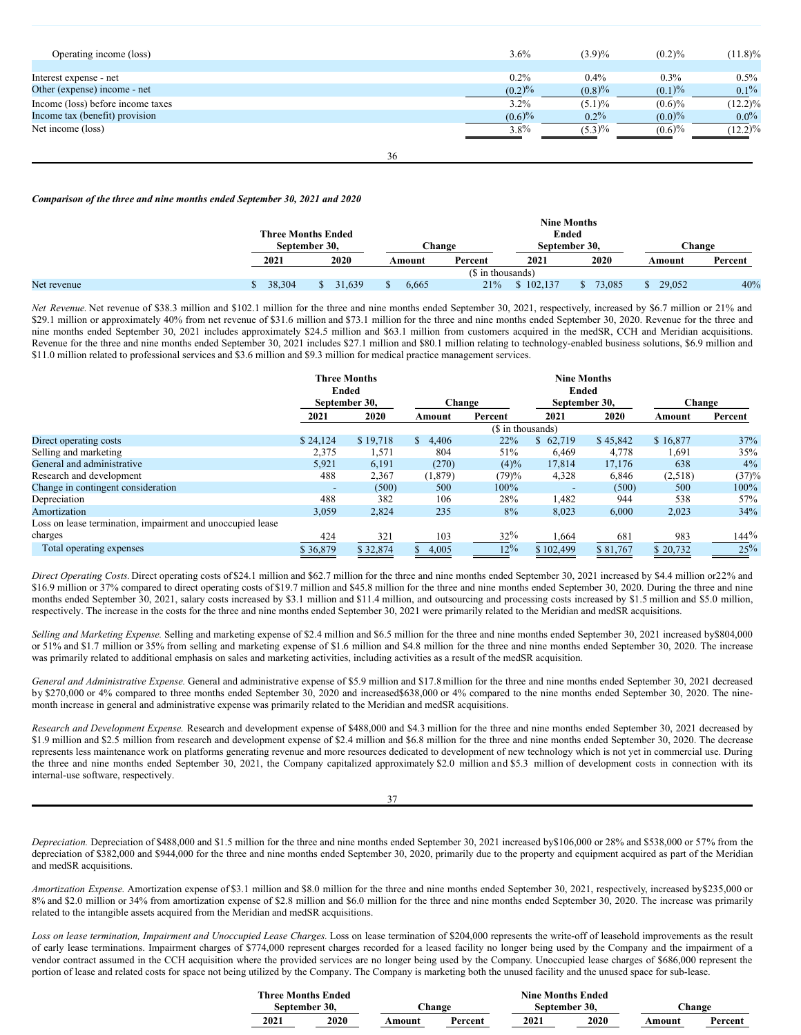| | | | | |
|---|---|---|---|---|
| Operating income (loss) | 3.6% | (3.9)% | (0.2)% | (11.8)% |
| | | | | |
| Interest expense - net | 0.2% | 0.4% | 0.3% | 0.5% |
| Other (expense) income - net | (0.2)% | (0.8)% | (0.1)% | 0.1% |
| Income (loss) before income taxes | 3.2% | (5.1)% | (0.6)% | (12.2)% |
| Income tax (benefit) provision | (0.6)% | 0.2% | (0.0)% | 0.0% |
| Net income (loss) | 3.8% | (5.3)% | (0.6)% | (12.2)% |

***Comparison of the three and nine months ended September 30, 2021 and 2020***

| | Three Months Ended September 30, | | Change | | Nine Months Ended September 30, | | Change | |
|---|---|---|---|---|---|---|---|---|
| | 2021 | 2020 | Amount | Percent | 2021 | 2020 | Amount | Percent |
| | ($ in thousands) | | | | | | | |
| Net revenue | $ 38,304 | $ 31,639 | $ 6,665 | 21% | $ 102,137 | $ 73,085 | $ 29,052 | 40% |

*Net Revenue.* Net revenue of $38.3 million and $102.1 million for the three and nine months ended September 30, 2021, respectively, increased by $6.7 million or 21% and $29.1 million or approximately 40% from net revenue of $31.6 million and $73.1 million for the three and nine months ended September 30, 2020. Revenue for the three and nine months ended September 30, 2021 includes approximately $24.5 million and $63.1 million from customers acquired in the medSR, CCH and Meridian acquisitions. Revenue for the three and nine months ended September 30, 2021 includes $27.1 million and $80.1 million relating to technology-enabled business solutions, $6.9 million and $11.0 million related to professional services and $3.6 million and $9.3 million for medical practice management services.

| | Three Months Ended September 30, | | Change | | Nine Months Ended September 30, | | Change | |
|---|---|---|---|---|---|---|---|---|
| | 2021 | 2020 | Amount | Percent | 2021 | 2020 | Amount | Percent |
| | ($ in thousands) | | | | | | | |
| Direct operating costs | $ 24,124 | $ 19,718 | $ 4,406 | 22% | $ 62,719 | $ 45,842 | $ 16,877 | 37% |
| Selling and marketing | 2,375 | 1,571 | 804 | 51% | 6,469 | 4,778 | 1,691 | 35% |
| General and administrative | 5,921 | 6,191 | (270) | (4)% | 17,814 | 17,176 | 638 | 4% |
| Research and development | 488 | 2,367 | (1,879) | (79)% | 4,328 | 6,846 | (2,518) | (37)% |
| Change in contingent consideration | - | (500) | 500 | 100% | - | (500) | 500 | 100% |
| Depreciation | 488 | 382 | 106 | 28% | 1,482 | 944 | 538 | 57% |
| Amortization | 3,059 | 2,824 | 235 | 8% | 8,023 | 6,000 | 2,023 | 34% |
| Loss on lease termination, impairment and unoccupied lease charges | 424 | 321 | 103 | 32% | 1,664 | 681 | 983 | 144% |
| Total operating expenses | $ 36,879 | $ 32,874 | $ 4,005 | 12% | $ 102,499 | $ 81,767 | $ 20,732 | 25% |

*Direct Operating Costs.* Direct operating costs of $24.1 million and $62.7 million for the three and nine months ended September 30, 2021 increased by $4.4 million or22% and $16.9 million or 37% compared to direct operating costs of $19.7 million and $45.8 million for the three and nine months ended September 30, 2020. During the three and nine months ended September 30, 2021, salary costs increased by $3.1 million and $11.4 million, and outsourcing and processing costs increased by $1.5 million and $5.0 million, respectively. The increase in the costs for the three and nine months ended September 30, 2021 were primarily related to the Meridian and medSR acquisitions.

*Selling and Marketing Expense.* Selling and marketing expense of $2.4 million and $6.5 million for the three and nine months ended September 30, 2021 increased by$804,000 or 51% and $1.7 million or 35% from selling and marketing expense of $1.6 million and $4.8 million for the three and nine months ended September 30, 2020. The increase was primarily related to additional emphasis on sales and marketing activities, including activities as a result of the medSR acquisition.

*General and Administrative Expense.* General and administrative expense of $5.9 million and $17.8million for the three and nine months ended September 30, 2021 decreased by $270,000 or 4% compared to three months ended September 30, 2020 and increased$638,000 or 4% compared to the nine months ended September 30, 2020. The nine-month increase in general and administrative expense was primarily related to the Meridian and medSR acquisitions.

*Research and Development Expense.* Research and development expense of $488,000 and $4.3 million for the three and nine months ended September 30, 2021 decreased by $1.9 million and $2.5 million from research and development expense of $2.4 million and $6.8 million for the three and nine months ended September 30, 2020. The decrease represents less maintenance work on platforms generating revenue and more resources dedicated to development of new technology which is not yet in commercial use. During the three and nine months ended September 30, 2021, the Company capitalized approximately $2.0 million and $5.3 million of development costs in connection with its internal-use software, respectively.

*Depreciation.* Depreciation of $488,000 and $1.5 million for the three and nine months ended September 30, 2021 increased by$106,000 or 28% and $538,000 or 57% from the depreciation of $382,000 and $944,000 for the three and nine months ended September 30, 2020, primarily due to the property and equipment acquired as part of the Meridian and medSR acquisitions.

*Amortization Expense.* Amortization expense of $3.1 million and $8.0 million for the three and nine months ended September 30, 2021, respectively, increased by$235,000 or 8% and $2.0 million or 34% from amortization expense of $2.8 million and $6.0 million for the three and nine months ended September 30, 2020. The increase was primarily related to the intangible assets acquired from the Meridian and medSR acquisitions.

*Loss on lease termination, Impairment and Unoccupied Lease Charges.* Loss on lease termination of $204,000 represents the write-off of leasehold improvements as the result of early lease terminations. Impairment charges of $774,000 represent charges recorded for a leased facility no longer being used by the Company and the impairment of a vendor contract assumed in the CCH acquisition where the provided services are no longer being used by the Company. Unoccupied lease charges of $686,000 represent the portion of lease and related costs for space not being utilized by the Company. The Company is marketing both the unused facility and the unused space for sub-lease.

| Three Months Ended September 30, | | Change | | Nine Months Ended September 30, | | Change | |
|---|---|---|---|---|---|---|---|
| 2021 | 2020 | Amount | Percent | 2021 | 2020 | Amount | Percent |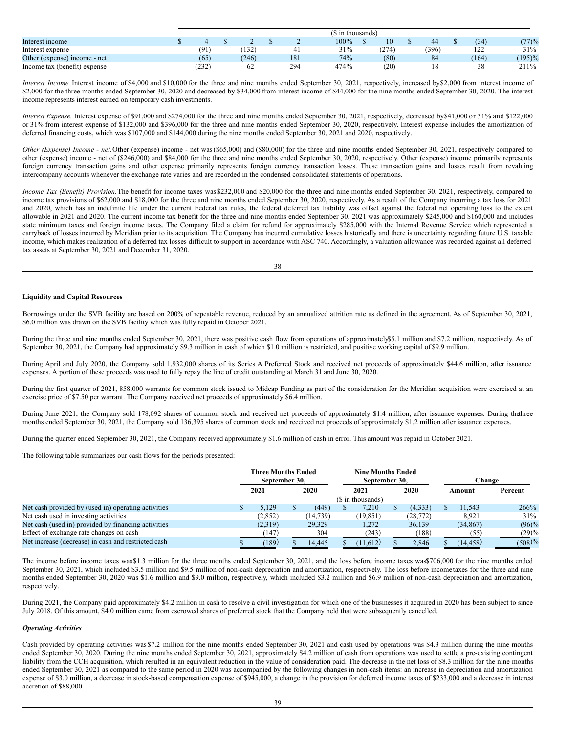| | | | | | | | | |
|---|---|---|---|---|---|---|---|---|
| | ($ in thousands) | | | | | | | |
| Interest income | $ 4 | $ 2 | $ 2 | 100% | $ 10 | $ 44 | $ (34) | (77)% |
| Interest expense | (91) | (132) | 41 | 31% | (274) | (396) | 122 | 31% |
| Other (expense) income - net | (65) | (246) | 181 | 74% | (80) | 84 | (164) | (195)% |
| Income tax (benefit) expense | (232) | 62 | 294 | 474% | (20) | 18 | 38 | 211% |

*Interest Income.* Interest income of $4,000 and $10,000 for the three and nine months ended September 30, 2021, respectively, increased by $2,000 from interest income of $2,000 for the three months ended September 30, 2020 and decreased by $34,000 from interest income of $44,000 for the nine months ended September 30, 2020. The interest income represents interest earned on temporary cash investments.

*Interest Expense.* Interest expense of $91,000 and $274,000 for the three and nine months ended September 30, 2021, respectively, decreased by $41,000 or 31% and $122,000 or 31% from interest expense of $132,000 and $396,000 for the three and nine months ended September 30, 2020, respectively. Interest expense includes the amortization of deferred financing costs, which was $107,000 and $144,000 during the nine months ended September 30, 2021 and 2020, respectively.

*Other (Expense) Income - net.* Other (expense) income - net was ($65,000) and ($80,000) for the three and nine months ended September 30, 2021, respectively compared to other (expense) income - net of ($246,000) and $84,000 for the three and nine months ended September 30, 2020, respectively. Other (expense) income primarily represents foreign currency transaction gains and other expense primarily represents foreign currency transaction losses. These transaction gains and losses result from revaluing intercompany accounts whenever the exchange rate varies and are recorded in the condensed consolidated statements of operations.

*Income Tax (Benefit) Provision.* The benefit for income taxes was $232,000 and $20,000 for the three and nine months ended September 30, 2021, respectively, compared to income tax provisions of $62,000 and $18,000 for the three and nine months ended September 30, 2020, respectively. As a result of the Company incurring a tax loss for 2021 and 2020, which has an indefinite life under the current Federal tax rules, the federal deferred tax liability was offset against the federal net operating loss to the extent allowable in 2021 and 2020. The current income tax benefit for the three and nine months ended September 30, 2021 was approximately $245,000 and $160,000 and includes state minimum taxes and foreign income taxes. The Company filed a claim for refund for approximately $285,000 with the Internal Revenue Service which represented a carryback of losses incurred by Meridian prior to its acquisition. The Company has incurred cumulative losses historically and there is uncertainty regarding future U.S. taxable income, which makes realization of a deferred tax losses difficult to support in accordance with ASC 740. Accordingly, a valuation allowance was recorded against all deferred tax assets at September 30, 2021 and December 31, 2020.

**Liquidity and Capital Resources**

Borrowings under the SVB facility are based on 200% of repeatable revenue, reduced by an annualized attrition rate as defined in the agreement. As of September 30, 2021, $6.0 million was drawn on the SVB facility which was fully repaid in October 2021.

During the three and nine months ended September 30, 2021, there was positive cash flow from operations of approximately $5.1 million and $7.2 million, respectively. As of September 30, 2021, the Company had approximately $9.3 million in cash of which $1.0 million is restricted, and positive working capital of $9.9 million.

During April and July 2020, the Company sold 1,932,000 shares of its Series A Preferred Stock and received net proceeds of approximately $44.6 million, after issuance expenses. A portion of these proceeds was used to fully repay the line of credit outstanding at March 31 and June 30, 2020.

During the first quarter of 2021, 858,000 warrants for common stock issued to Midcap Funding as part of the consideration for the Meridian acquisition were exercised at an exercise price of $7.50 per warrant. The Company received net proceeds of approximately $6.4 million.

During June 2021, the Company sold 178,092 shares of common stock and received net proceeds of approximately $1.4 million, after issuance expenses. During the three months ended September 30, 2021, the Company sold 136,395 shares of common stock and received net proceeds of approximately $1.2 million after issuance expenses.

During the quarter ended September 30, 2021, the Company received approximately $1.6 million of cash in error. This amount was repaid in October 2021.

The following table summarizes our cash flows for the periods presented:

| | Three Months Ended September 30, | | Nine Months Ended September 30, | | Change | |
|---|---|---|---|---|---|---|
| | 2021 | 2020 | 2021 | 2020 | Amount | Percent |
| | ($ in thousands) | | | | | |
| Net cash provided by (used in) operating activities | $ 5,129 | $ (449) | $ 7,210 | $ (4,333) | $ 11,543 | 266% |
| Net cash used in investing activities | (2,852) | (14,739) | (19,851) | (28,772) | 8,921 | 31% |
| Net cash (used in) provided by financing activities | (2,319) | 29,329 | 1,272 | 36,139 | (34,867) | (96)% |
| Effect of exchange rate changes on cash | (147) | 304 | (243) | (188) | (55) | (29)% |
| Net increase (decrease) in cash and restricted cash | $ (189) | $ 14,445 | $ (11,612) | $ 2,846 | $ (14,458) | (508)% |

The income before income taxes was $1.3 million for the three months ended September 30, 2021, and the loss before income taxes was $706,000 for the nine months ended September 30, 2021, which included $3.5 million and $9.5 million of non-cash depreciation and amortization, respectively. The loss before income taxes for the three and nine months ended September 30, 2020 was $1.6 million and $9.0 million, respectively, which included $3.2 million and $6.9 million of non-cash depreciation and amortization, respectively.

During 2021, the Company paid approximately $4.2 million in cash to resolve a civil investigation for which one of the businesses it acquired in 2020 has been subject to since July 2018. Of this amount, $4.0 million came from escrowed shares of preferred stock that the Company held that were subsequently cancelled.

***Operating Activities***

Cash provided by operating activities was $7.2 million for the nine months ended September 30, 2021 and cash used by operations was $4.3 million during the nine months ended September 30, 2020. During the nine months ended September 30, 2021, approximately $4.2 million of cash from operations was used to settle a pre-existing contingent liability from the CCH acquisition, which resulted in an equivalent reduction in the value of consideration paid. The decrease in the net loss of $8.3 million for the nine months ended September 30, 2021 as compared to the same period in 2020 was accompanied by the following changes in non-cash items: an increase in depreciation and amortization expense of $3.0 million, a decrease in stock-based compensation expense of $945,000, a change in the provision for deferred income taxes of $233,000 and a decrease in interest accretion of $88,000.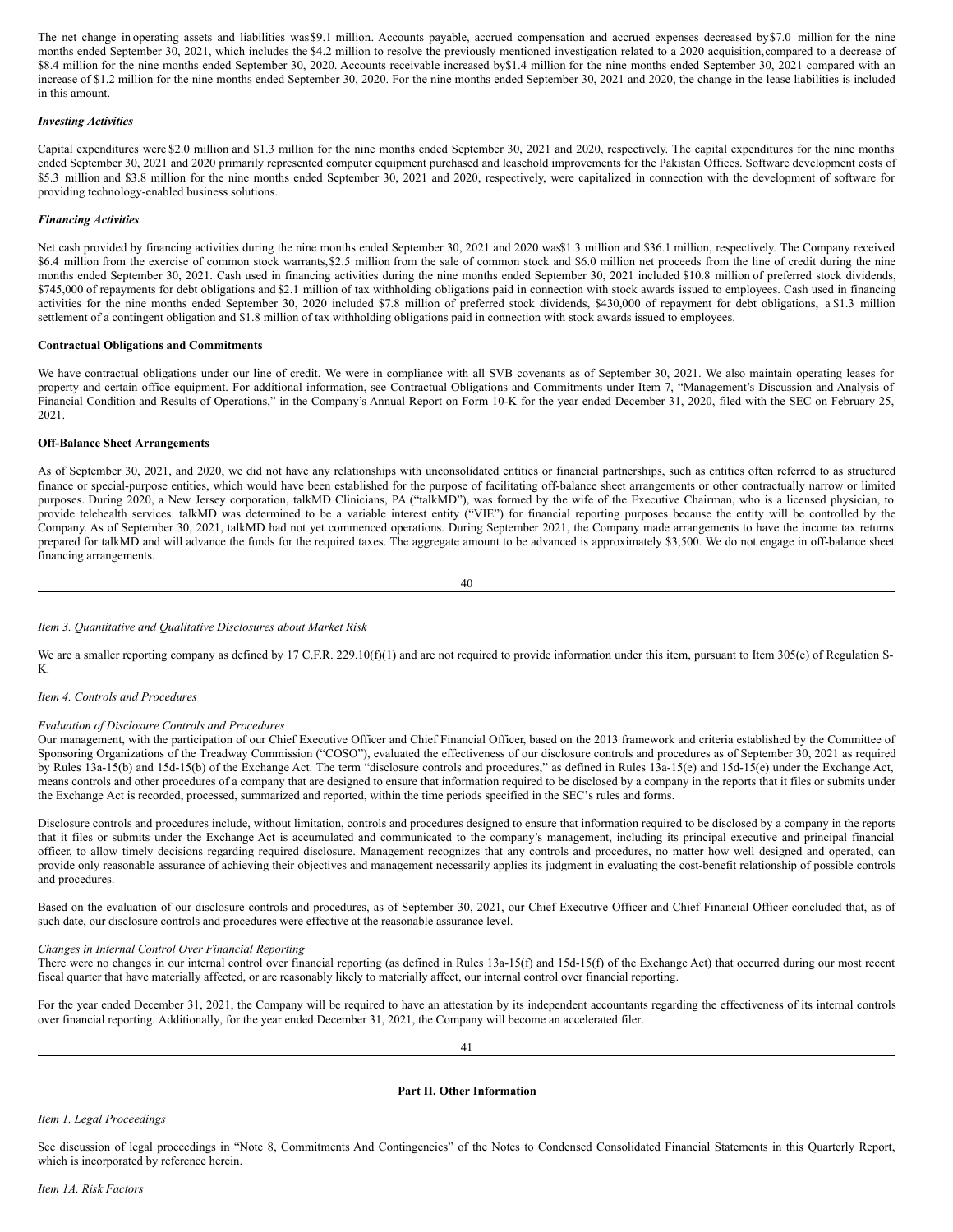The net change in operating assets and liabilities was $9.1 million. Accounts payable, accrued compensation and accrued expenses decreased by $7.0 million for the nine months ended September 30, 2021, which includes the $4.2 million to resolve the previously mentioned investigation related to a 2020 acquisition, compared to a decrease of $8.4 million for the nine months ended September 30, 2020. Accounts receivable increased by $1.4 million for the nine months ended September 30, 2021 compared with an increase of $1.2 million for the nine months ended September 30, 2020. For the nine months ended September 30, 2021 and 2020, the change in the lease liabilities is included in this amount.

***Investing Activities***

Capital expenditures were $2.0 million and $1.3 million for the nine months ended September 30, 2021 and 2020, respectively. The capital expenditures for the nine months ended September 30, 2021 and 2020 primarily represented computer equipment purchased and leasehold improvements for the Pakistan Offices. Software development costs of $5.3 million and $3.8 million for the nine months ended September 30, 2021 and 2020, respectively, were capitalized in connection with the development of software for providing technology-enabled business solutions.

***Financing Activities***

Net cash provided by financing activities during the nine months ended September 30, 2021 and 2020 was $1.3 million and $36.1 million, respectively. The Company received $6.4 million from the exercise of common stock warrants, $2.5 million from the sale of common stock and $6.0 million net proceeds from the line of credit during the nine months ended September 30, 2021. Cash used in financing activities during the nine months ended September 30, 2021 included $10.8 million of preferred stock dividends, $745,000 of repayments for debt obligations and $2.1 million of tax withholding obligations paid in connection with stock awards issued to employees. Cash used in financing activities for the nine months ended September 30, 2020 included $7.8 million of preferred stock dividends, $430,000 of repayment for debt obligations, a $1.3 million settlement of a contingent obligation and $1.8 million of tax withholding obligations paid in connection with stock awards issued to employees.

**Contractual Obligations and Commitments**

We have contractual obligations under our line of credit. We were in compliance with all SVB covenants as of September 30, 2021. We also maintain operating leases for property and certain office equipment. For additional information, see Contractual Obligations and Commitments under Item 7, "Management's Discussion and Analysis of Financial Condition and Results of Operations," in the Company's Annual Report on Form 10-K for the year ended December 31, 2020, filed with the SEC on February 25, 2021.

**Off-Balance Sheet Arrangements**

As of September 30, 2021, and 2020, we did not have any relationships with unconsolidated entities or financial partnerships, such as entities often referred to as structured finance or special-purpose entities, which would have been established for the purpose of facilitating off-balance sheet arrangements or other contractually narrow or limited purposes. During 2020, a New Jersey corporation, talkMD Clinicians, PA ("talkMD"), was formed by the wife of the Executive Chairman, who is a licensed physician, to provide telehealth services. talkMD was determined to be a variable interest entity ("VIE") for financial reporting purposes because the entity will be controlled by the Company. As of September 30, 2021, talkMD had not yet commenced operations. During September 2021, the Company made arrangements to have the income tax returns prepared for talkMD and will advance the funds for the required taxes. The aggregate amount to be advanced is approximately $3,500. We do not engage in off-balance sheet financing arrangements.

*Item 3. Quantitative and Qualitative Disclosures about Market Risk*

We are a smaller reporting company as defined by 17 C.F.R. 229.10(f)(1) and are not required to provide information under this item, pursuant to Item 305(e) of Regulation S-K.

*Item 4. Controls and Procedures*

*Evaluation of Disclosure Controls and Procedures*

Our management, with the participation of our Chief Executive Officer and Chief Financial Officer, based on the 2013 framework and criteria established by the Committee of Sponsoring Organizations of the Treadway Commission ("COSO"), evaluated the effectiveness of our disclosure controls and procedures as of September 30, 2021 as required by Rules 13a-15(b) and 15d-15(b) of the Exchange Act. The term "disclosure controls and procedures," as defined in Rules 13a-15(e) and 15d-15(e) under the Exchange Act, means controls and other procedures of a company that are designed to ensure that information required to be disclosed by a company in the reports that it files or submits under the Exchange Act is recorded, processed, summarized and reported, within the time periods specified in the SEC's rules and forms.

Disclosure controls and procedures include, without limitation, controls and procedures designed to ensure that information required to be disclosed by a company in the reports that it files or submits under the Exchange Act is accumulated and communicated to the company's management, including its principal executive and principal financial officer, to allow timely decisions regarding required disclosure. Management recognizes that any controls and procedures, no matter how well designed and operated, can provide only reasonable assurance of achieving their objectives and management necessarily applies its judgment in evaluating the cost-benefit relationship of possible controls and procedures.

Based on the evaluation of our disclosure controls and procedures, as of September 30, 2021, our Chief Executive Officer and Chief Financial Officer concluded that, as of such date, our disclosure controls and procedures were effective at the reasonable assurance level.

*Changes in Internal Control Over Financial Reporting*

There were no changes in our internal control over financial reporting (as defined in Rules 13a-15(f) and 15d-15(f) of the Exchange Act) that occurred during our most recent fiscal quarter that have materially affected, or are reasonably likely to materially affect, our internal control over financial reporting.

For the year ended December 31, 2021, the Company will be required to have an attestation by its independent accountants regarding the effectiveness of its internal controls over financial reporting. Additionally, for the year ended December 31, 2021, the Company will become an accelerated filer.

**Part II. Other Information**

*Item 1. Legal Proceedings*

See discussion of legal proceedings in "Note 8, Commitments And Contingencies" of the Notes to Condensed Consolidated Financial Statements in this Quarterly Report, which is incorporated by reference herein.

*Item 1A. Risk Factors*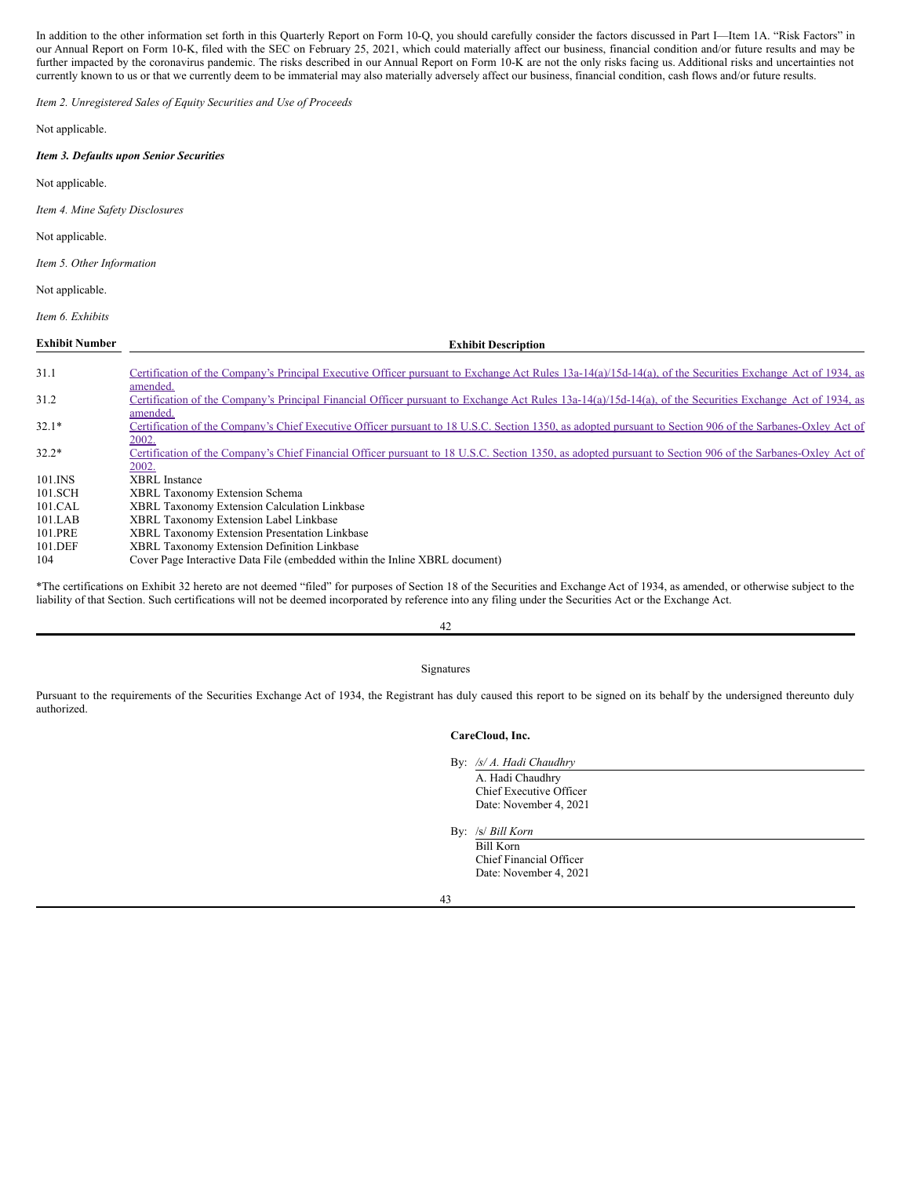In addition to the other information set forth in this Quarterly Report on Form 10-Q, you should carefully consider the factors discussed in Part I—Item 1A. "Risk Factors" in our Annual Report on Form 10-K, filed with the SEC on February 25, 2021, which could materially affect our business, financial condition and/or future results and may be further impacted by the coronavirus pandemic. The risks described in our Annual Report on Form 10-K are not the only risks facing us. Additional risks and uncertainties not currently known to us or that we currently deem to be immaterial may also materially adversely affect our business, financial condition, cash flows and/or future results.

*Item 2. Unregistered Sales of Equity Securities and Use of Proceeds*

Not applicable.

***Item 3. Defaults upon Senior Securities***

Not applicable.

*Item 4. Mine Safety Disclosures*

Not applicable.

*Item 5. Other Information*

Not applicable.

*Item 6. Exhibits*

| Exhibit Number | Exhibit Description |
|---|---|
| 31.1 | Certification of the Company's Principal Executive Officer pursuant to Exchange Act Rules 13a-14(a)/15d-14(a), of the Securities Exchange Act of 1934, as amended. |
| 31.2 | Certification of the Company's Principal Financial Officer pursuant to Exchange Act Rules 13a-14(a)/15d-14(a), of the Securities Exchange Act of 1934, as amended. |
| 32.1* | Certification of the Company's Chief Executive Officer pursuant to 18 U.S.C. Section 1350, as adopted pursuant to Section 906 of the Sarbanes-Oxley Act of 2002. |
| 32.2* | Certification of the Company's Chief Financial Officer pursuant to 18 U.S.C. Section 1350, as adopted pursuant to Section 906 of the Sarbanes-Oxley Act of 2002. |
| 101.INS | XBRL Instance |
| 101.SCH | XBRL Taxonomy Extension Schema |
| 101.CAL | XBRL Taxonomy Extension Calculation Linkbase |
| 101.LAB | XBRL Taxonomy Extension Label Linkbase |
| 101.PRE | XBRL Taxonomy Extension Presentation Linkbase |
| 101.DEF | XBRL Taxonomy Extension Definition Linkbase |
| 104 | Cover Page Interactive Data File (embedded within the Inline XBRL document) |

*The certifications on Exhibit 32 hereto are not deemed "filed" for purposes of Section 18 of the Securities and Exchange Act of 1934, as amended, or otherwise subject to the liability of that Section. Such certifications will not be deemed incorporated by reference into any filing under the Securities Act or the Exchange Act.

Signatures

Pursuant to the requirements of the Securities Exchange Act of 1934, the Registrant has duly caused this report to be signed on its behalf by the undersigned thereunto duly authorized.

**CareCloud, Inc.**

By: */s/ A. Hadi Chaudhry*
A. Hadi Chaudhry
Chief Executive Officer
Date: November 4, 2021

By: /s/ *Bill Korn*
Bill Korn
Chief Financial Officer
Date: November 4, 2021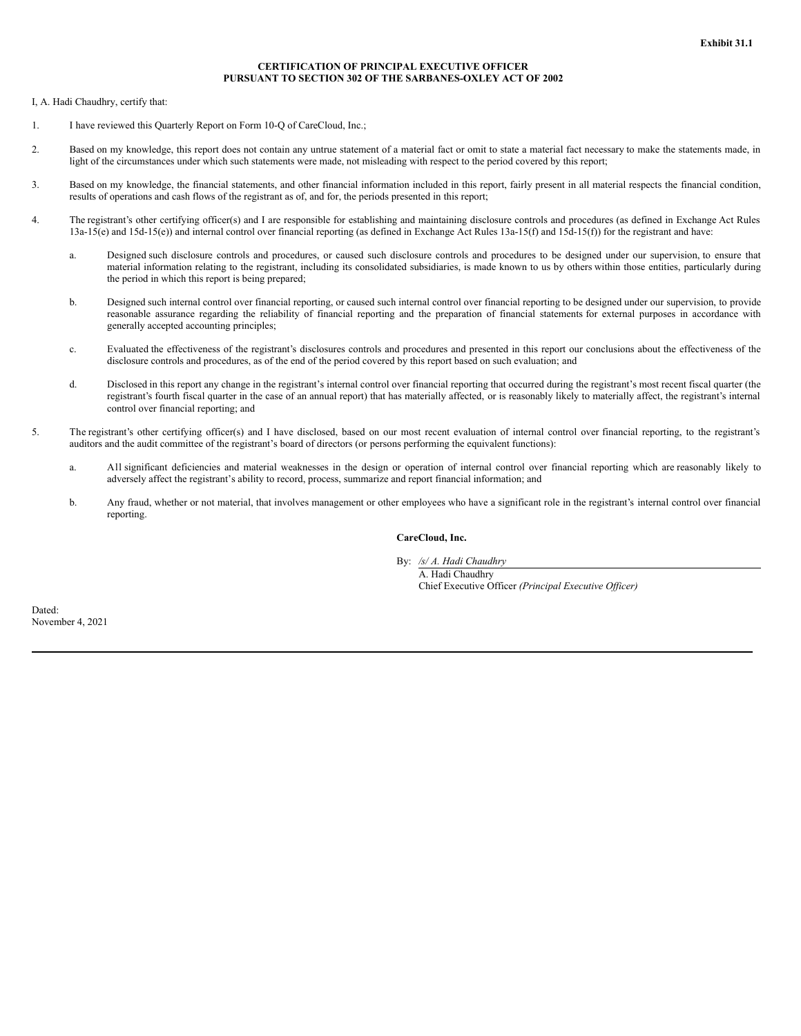**Exhibit 31.1**

**CERTIFICATION OF PRINCIPAL EXECUTIVE OFFICER**
**PURSUANT TO SECTION 302 OF THE SARBANES-OXLEY ACT OF 2002**

I, A. Hadi Chaudhry, certify that:

1. I have reviewed this Quarterly Report on Form 10-Q of CareCloud, Inc.;

2. Based on my knowledge, this report does not contain any untrue statement of a material fact or omit to state a material fact necessary to make the statements made, in light of the circumstances under which such statements were made, not misleading with respect to the period covered by this report;

3. Based on my knowledge, the financial statements, and other financial information included in this report, fairly present in all material respects the financial condition, results of operations and cash flows of the registrant as of, and for, the periods presented in this report;

4. The registrant's other certifying officer(s) and I are responsible for establishing and maintaining disclosure controls and procedures (as defined in Exchange Act Rules 13a-15(e) and 15d-15(e)) and internal control over financial reporting (as defined in Exchange Act Rules 13a-15(f) and 15d-15(f)) for the registrant and have:

   a. Designed such disclosure controls and procedures, or caused such disclosure controls and procedures to be designed under our supervision, to ensure that material information relating to the registrant, including its consolidated subsidiaries, is made known to us by others within those entities, particularly during the period in which this report is being prepared;

   b. Designed such internal control over financial reporting, or caused such internal control over financial reporting to be designed under our supervision, to provide reasonable assurance regarding the reliability of financial reporting and the preparation of financial statements for external purposes in accordance with generally accepted accounting principles;

   c. Evaluated the effectiveness of the registrant's disclosures controls and procedures and presented in this report our conclusions about the effectiveness of the disclosure controls and procedures, as of the end of the period covered by this report based on such evaluation; and

   d. Disclosed in this report any change in the registrant's internal control over financial reporting that occurred during the registrant's most recent fiscal quarter (the registrant's fourth fiscal quarter in the case of an annual report) that has materially affected, or is reasonably likely to materially affect, the registrant's internal control over financial reporting; and

5. The registrant's other certifying officer(s) and I have disclosed, based on our most recent evaluation of internal control over financial reporting, to the registrant's auditors and the audit committee of the registrant's board of directors (or persons performing the equivalent functions):

   a. All significant deficiencies and material weaknesses in the design or operation of internal control over financial reporting which are reasonably likely to adversely affect the registrant's ability to record, process, summarize and report financial information; and

   b. Any fraud, whether or not material, that involves management or other employees who have a significant role in the registrant's internal control over financial reporting.

**CareCloud, Inc.**

By: */s/ A. Hadi Chaudhry*
A. Hadi Chaudhry
Chief Executive Officer *(Principal Executive Officer)*

Dated:
November 4, 2021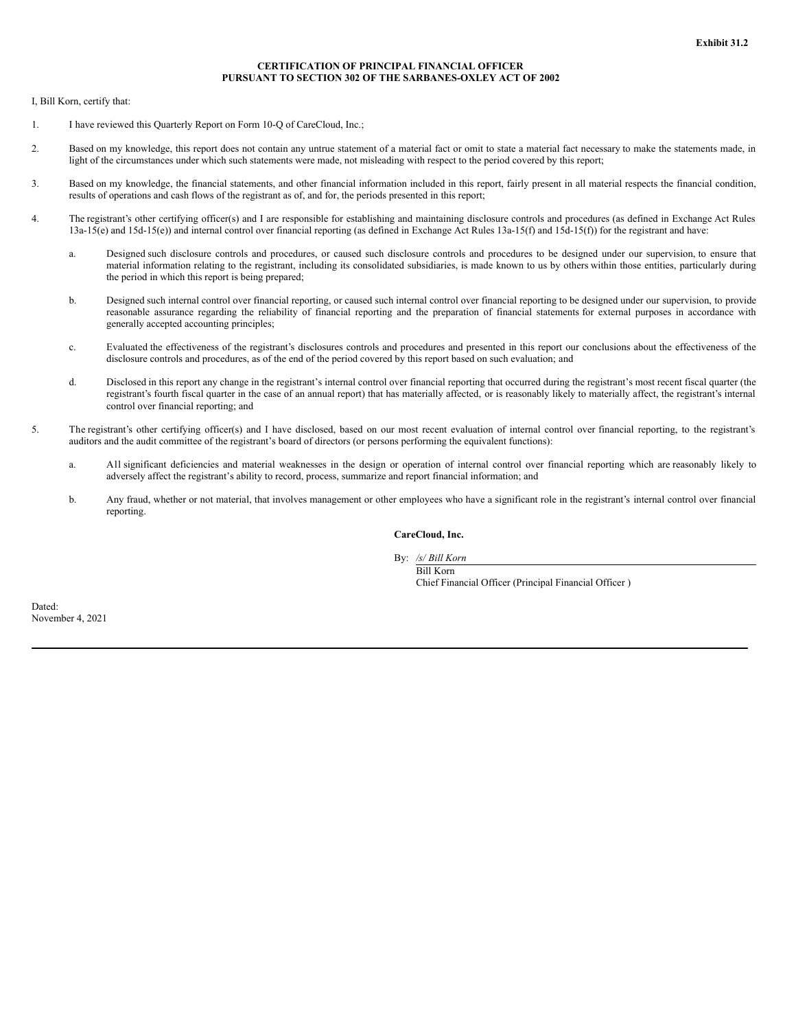**Exhibit 31.2**

**CERTIFICATION OF PRINCIPAL FINANCIAL OFFICER**
**PURSUANT TO SECTION 302 OF THE SARBANES-OXLEY ACT OF 2002**

I, Bill Korn, certify that:

1. I have reviewed this Quarterly Report on Form 10-Q of CareCloud, Inc.;

2. Based on my knowledge, this report does not contain any untrue statement of a material fact or omit to state a material fact necessary to make the statements made, in light of the circumstances under which such statements were made, not misleading with respect to the period covered by this report;

3. Based on my knowledge, the financial statements, and other financial information included in this report, fairly present in all material respects the financial condition, results of operations and cash flows of the registrant as of, and for, the periods presented in this report;

4. The registrant's other certifying officer(s) and I are responsible for establishing and maintaining disclosure controls and procedures (as defined in Exchange Act Rules 13a-15(e) and 15d-15(e)) and internal control over financial reporting (as defined in Exchange Act Rules 13a-15(f) and 15d-15(f)) for the registrant and have:

   a. Designed such disclosure controls and procedures, or caused such disclosure controls and procedures to be designed under our supervision, to ensure that material information relating to the registrant, including its consolidated subsidiaries, is made known to us by others within those entities, particularly during the period in which this report is being prepared;

   b. Designed such internal control over financial reporting, or caused such internal control over financial reporting to be designed under our supervision, to provide reasonable assurance regarding the reliability of financial reporting and the preparation of financial statements for external purposes in accordance with generally accepted accounting principles;

   c. Evaluated the effectiveness of the registrant's disclosures controls and procedures and presented in this report our conclusions about the effectiveness of the disclosure controls and procedures, as of the end of the period covered by this report based on such evaluation; and

   d. Disclosed in this report any change in the registrant's internal control over financial reporting that occurred during the registrant's most recent fiscal quarter (the registrant's fourth fiscal quarter in the case of an annual report) that has materially affected, or is reasonably likely to materially affect, the registrant's internal control over financial reporting; and

5. The registrant's other certifying officer(s) and I have disclosed, based on our most recent evaluation of internal control over financial reporting, to the registrant's auditors and the audit committee of the registrant's board of directors (or persons performing the equivalent functions):

   a. All significant deficiencies and material weaknesses in the design or operation of internal control over financial reporting which are reasonably likely to adversely affect the registrant's ability to record, process, summarize and report financial information; and

   b. Any fraud, whether or not material, that involves management or other employees who have a significant role in the registrant's internal control over financial reporting.

**CareCloud, Inc.**

By: */s/ Bill Korn*
Bill Korn
Chief Financial Officer (Principal Financial Officer )

Dated:
November 4, 2021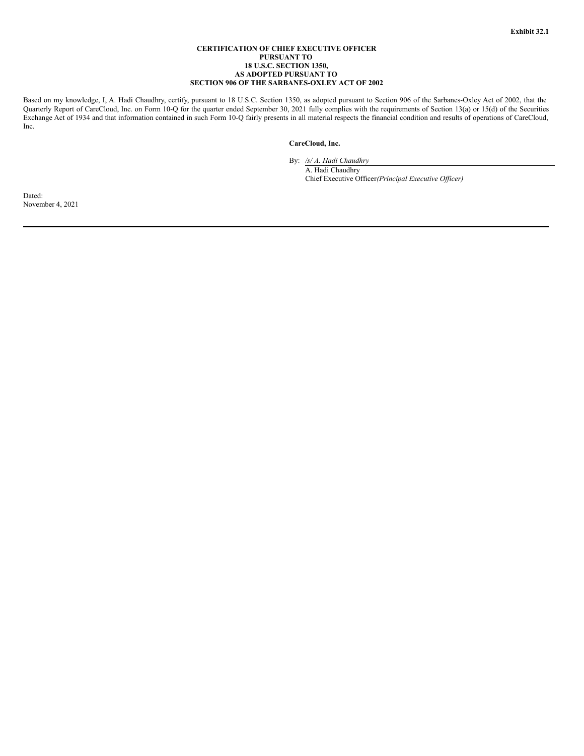**Exhibit 32.1**

**CERTIFICATION OF CHIEF EXECUTIVE OFFICER**
**PURSUANT TO**
**18 U.S.C. SECTION 1350,**
**AS ADOPTED PURSUANT TO**
**SECTION 906 OF THE SARBANES-OXLEY ACT OF 2002**

Based on my knowledge, I, A. Hadi Chaudhry, certify, pursuant to 18 U.S.C. Section 1350, as adopted pursuant to Section 906 of the Sarbanes-Oxley Act of 2002, that the Quarterly Report of CareCloud, Inc. on Form 10-Q for the quarter ended September 30, 2021 fully complies with the requirements of Section 13(a) or 15(d) of the Securities Exchange Act of 1934 and that information contained in such Form 10-Q fairly presents in all material respects the financial condition and results of operations of CareCloud, Inc.

**CareCloud, Inc.**

By: */s/ A. Hadi Chaudhry*
A. Hadi Chaudhry
Chief Executive Officer *(Principal Executive Officer)*

Dated:
November 4, 2021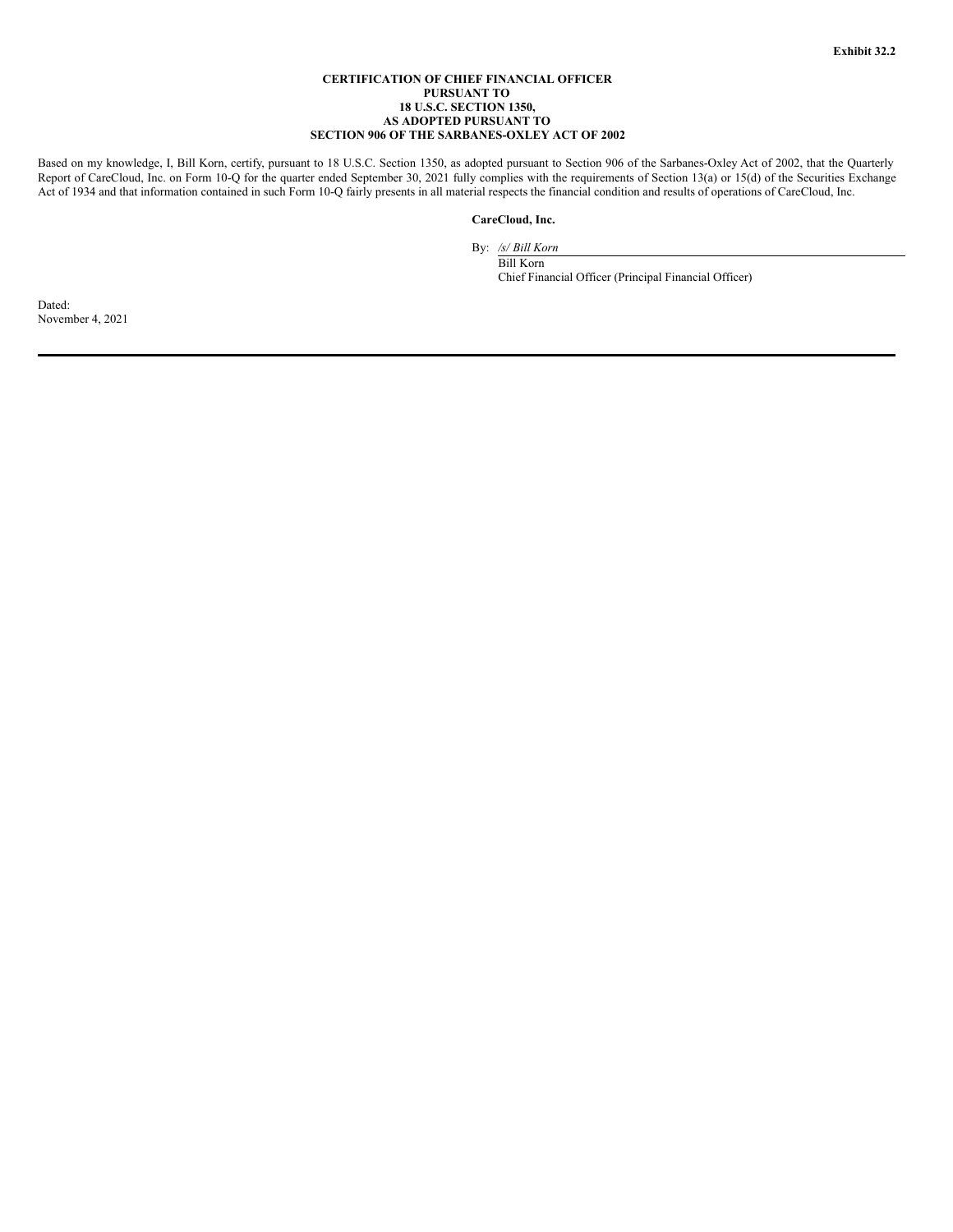Exhibit 32.2

**CERTIFICATION OF CHIEF FINANCIAL OFFICER**
**PURSUANT TO**
**18 U.S.C. SECTION 1350,**
**AS ADOPTED PURSUANT TO**
**SECTION 906 OF THE SARBANES-OXLEY ACT OF 2002**

Based on my knowledge, I, Bill Korn, certify, pursuant to 18 U.S.C. Section 1350, as adopted pursuant to Section 906 of the Sarbanes-Oxley Act of 2002, that the Quarterly Report of CareCloud, Inc. on Form 10-Q for the quarter ended September 30, 2021 fully complies with the requirements of Section 13(a) or 15(d) of the Securities Exchange Act of 1934 and that information contained in such Form 10-Q fairly presents in all material respects the financial condition and results of operations of CareCloud, Inc.

**CareCloud, Inc.**

By: */s/ Bill Korn*
Bill Korn
Chief Financial Officer (Principal Financial Officer)

Dated:
November 4, 2021